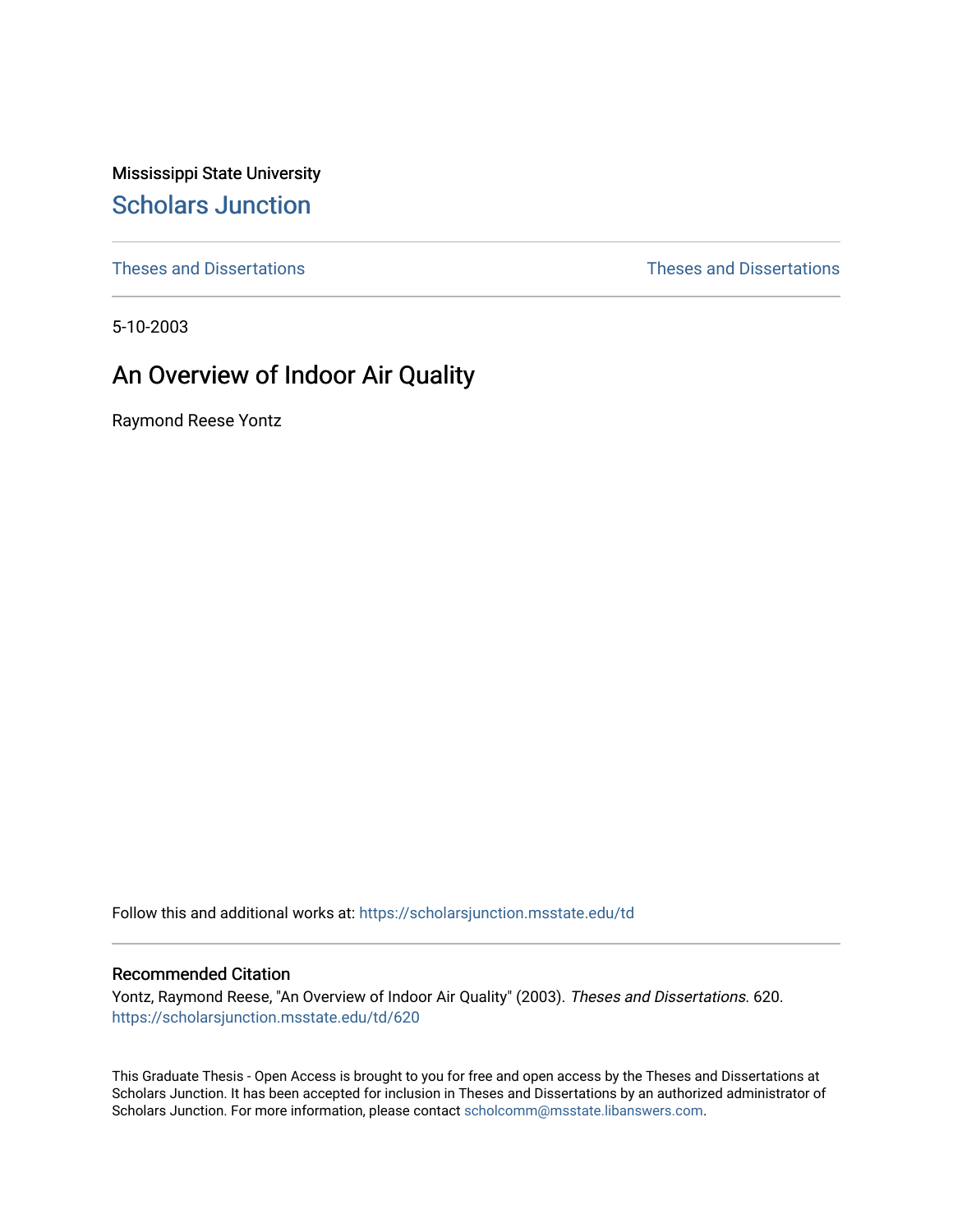Mississippi State University

# Scholars Junction

Theses and Dissertations

Theses and Dissertations

5-10-2003

## An Overview of Indoor Air Quality

Raymond Reese Yontz

Follow this and additional works at: https://scholarsjunction.msstate.edu/td

### Recommended Citation

Yontz, Raymond Reese, "An Overview of Indoor Air Quality" (2003). *Theses and Dissertations*. 620.
https://scholarsjunction.msstate.edu/td/620

This Graduate Thesis - Open Access is brought to you for free and open access by the Theses and Dissertations at Scholars Junction. It has been accepted for inclusion in Theses and Dissertations by an authorized administrator of Scholars Junction. For more information, please contact scholcomm@msstate.libanswers.com.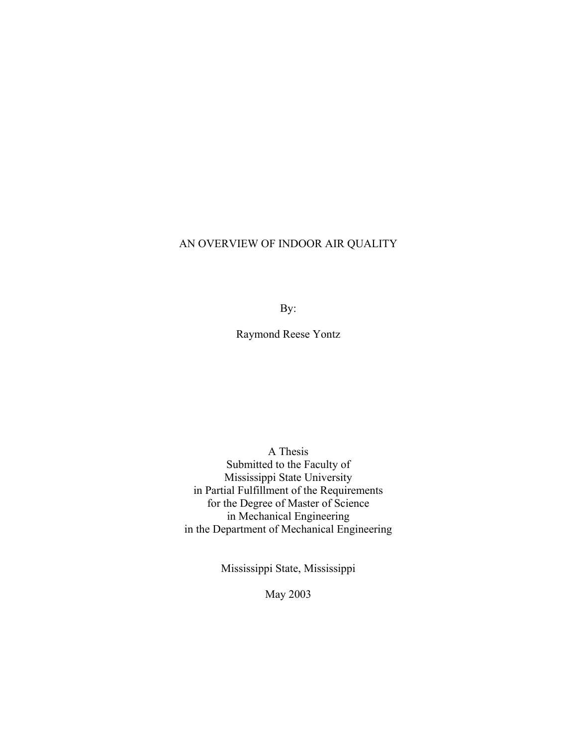# AN OVERVIEW OF INDOOR AIR QUALITY

By:

Raymond Reese Yontz

A Thesis  
Submitted to the Faculty of  
Mississippi State University  
in Partial Fulfillment of the Requirements  
for the Degree of Master of Science  
in Mechanical Engineering  
in the Department of Mechanical Engineering

Mississippi State, Mississippi

May 2003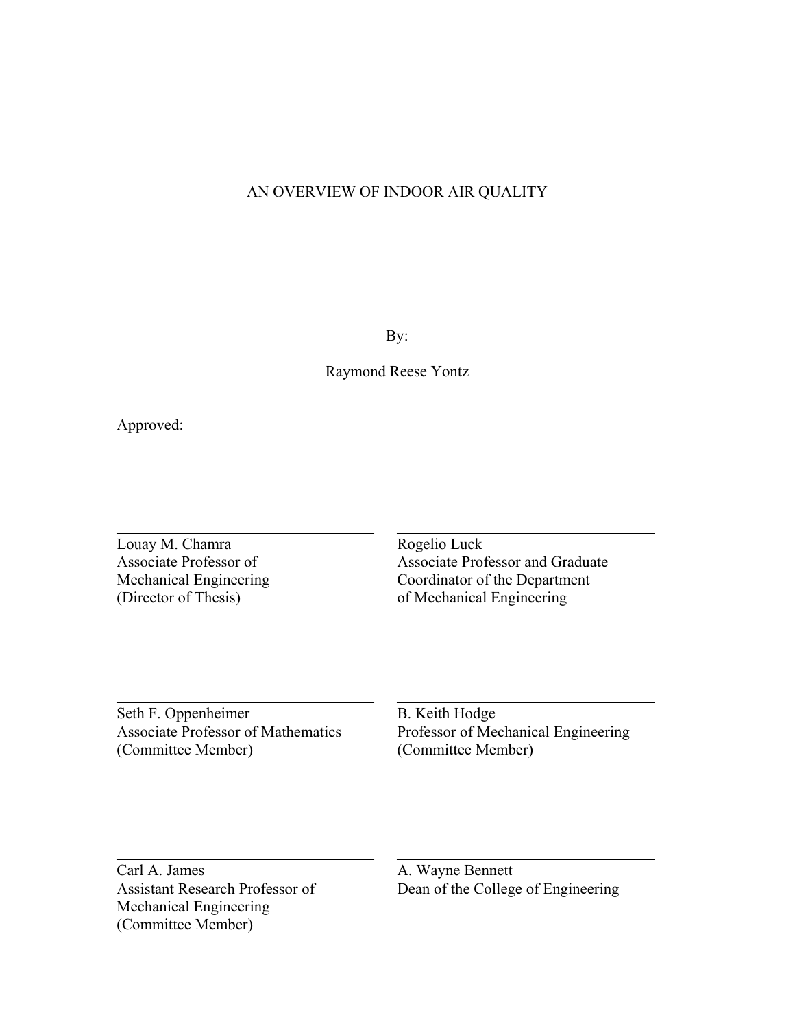AN OVERVIEW OF INDOOR AIR QUALITY

By:

Raymond Reese Yontz

Approved:

Louay M. Chamra
Associate Professor of
Mechanical Engineering
(Director of Thesis)

Rogelio Luck
Associate Professor and Graduate
Coordinator of the Department
of Mechanical Engineering

Seth F. Oppenheimer
Associate Professor of Mathematics
(Committee Member)

B. Keith Hodge
Professor of Mechanical Engineering
(Committee Member)

Carl A. James
Assistant Research Professor of
Mechanical Engineering
(Committee Member)

A. Wayne Bennett
Dean of the College of Engineering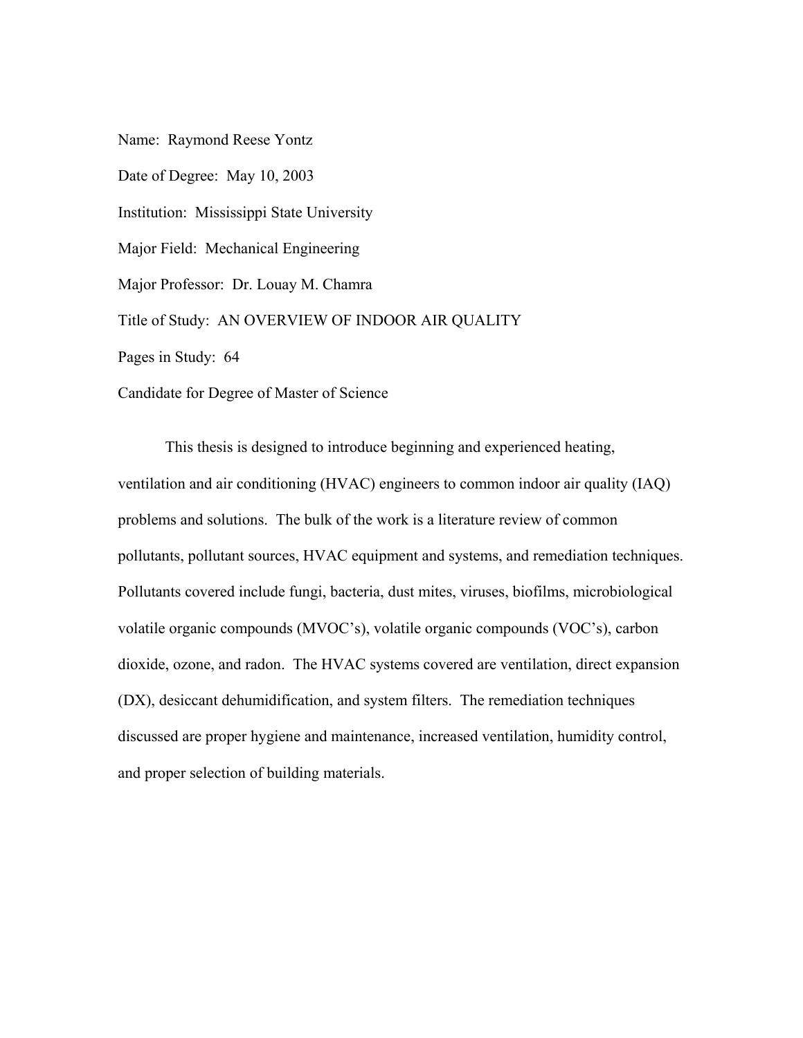Name: Raymond Reese Yontz

Date of Degree: May 10, 2003

Institution: Mississippi State University

Major Field: Mechanical Engineering

Major Professor: Dr. Louay M. Chamra

Title of Study: AN OVERVIEW OF INDOOR AIR QUALITY

Pages in Study: 64

Candidate for Degree of Master of Science

This thesis is designed to introduce beginning and experienced heating, ventilation and air conditioning (HVAC) engineers to common indoor air quality (IAQ) problems and solutions. The bulk of the work is a literature review of common pollutants, pollutant sources, HVAC equipment and systems, and remediation techniques. Pollutants covered include fungi, bacteria, dust mites, viruses, biofilms, microbiological volatile organic compounds (MVOC's), volatile organic compounds (VOC's), carbon dioxide, ozone, and radon. The HVAC systems covered are ventilation, direct expansion (DX), desiccant dehumidification, and system filters. The remediation techniques discussed are proper hygiene and maintenance, increased ventilation, humidity control, and proper selection of building materials.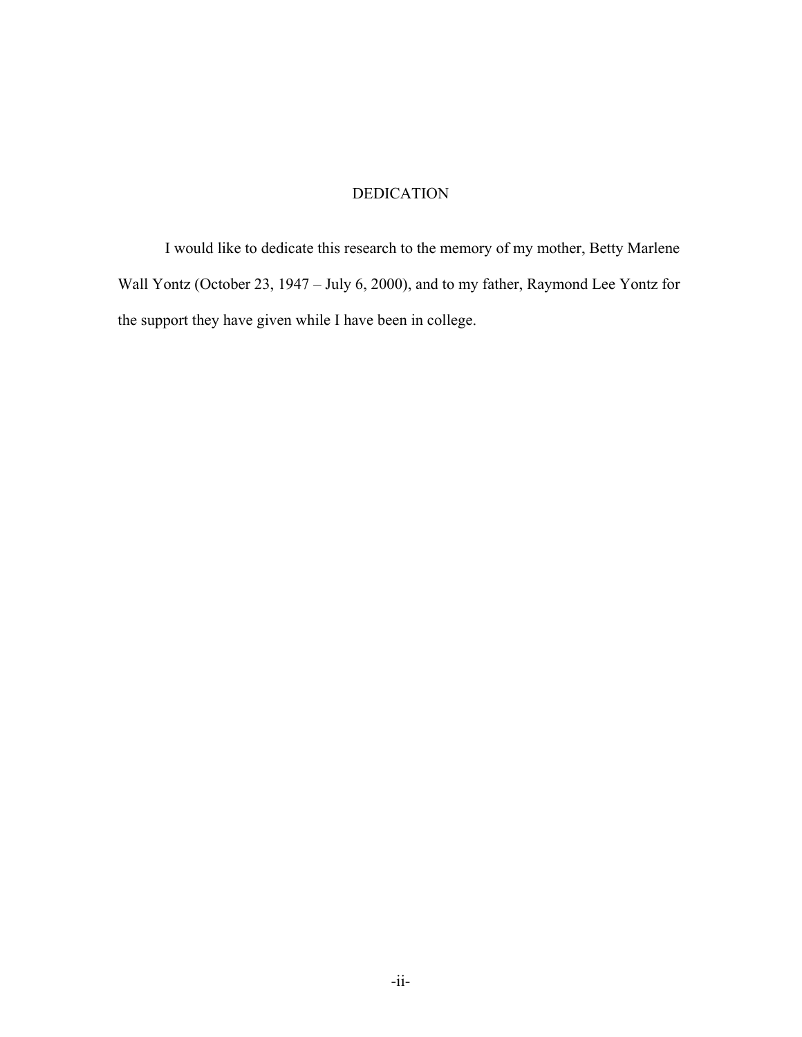# DEDICATION

I would like to dedicate this research to the memory of my mother, Betty Marlene Wall Yontz (October 23, 1947 – July 6, 2000), and to my father, Raymond Lee Yontz for the support they have given while I have been in college.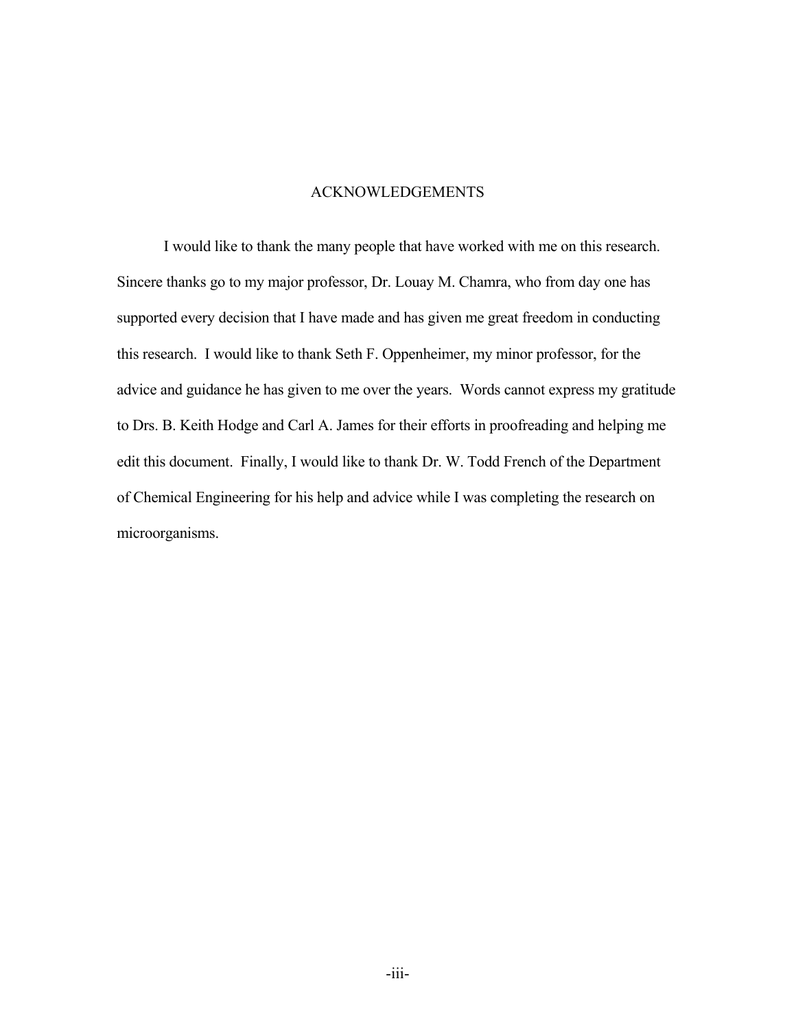# ACKNOWLEDGEMENTS

I would like to thank the many people that have worked with me on this research. Sincere thanks go to my major professor, Dr. Louay M. Chamra, who from day one has supported every decision that I have made and has given me great freedom in conducting this research. I would like to thank Seth F. Oppenheimer, my minor professor, for the advice and guidance he has given to me over the years. Words cannot express my gratitude to Drs. B. Keith Hodge and Carl A. James for their efforts in proofreading and helping me edit this document. Finally, I would like to thank Dr. W. Todd French of the Department of Chemical Engineering for his help and advice while I was completing the research on microorganisms.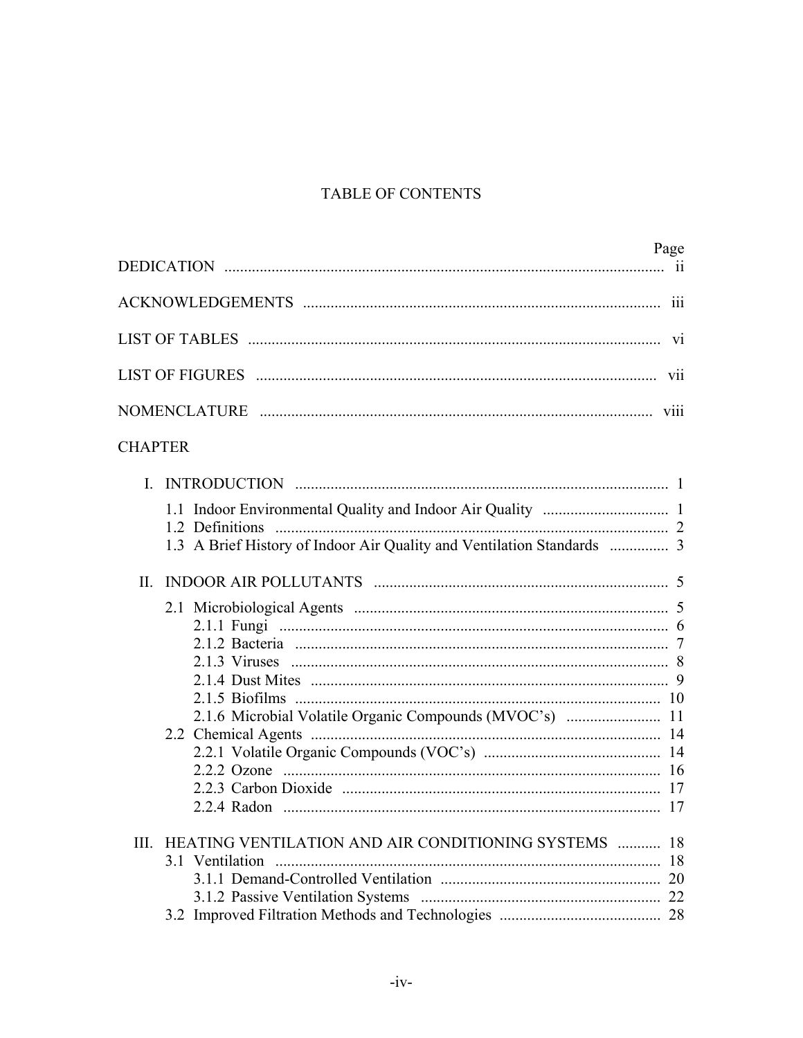# TABLE OF CONTENTS

| | Page |
|---|---|
| DEDICATION | ii |
| ACKNOWLEDGEMENTS | iii |
| LIST OF TABLES | vi |
| LIST OF FIGURES | vii |
| NOMENCLATURE | viii |

CHAPTER

| | Page |
|---|---|
| I. INTRODUCTION | 1 |
| 1.1 Indoor Environmental Quality and Indoor Air Quality | 1 |
| 1.2 Definitions | 2 |
| 1.3 A Brief History of Indoor Air Quality and Ventilation Standards | 3 |
| II. INDOOR AIR POLLUTANTS | 5 |
| 2.1 Microbiological Agents | 5 |
| 2.1.1 Fungi | 6 |
| 2.1.2 Bacteria | 7 |
| 2.1.3 Viruses | 8 |
| 2.1.4 Dust Mites | 9 |
| 2.1.5 Biofilms | 10 |
| 2.1.6 Microbial Volatile Organic Compounds (MVOC's) | 11 |
| 2.2 Chemical Agents | 14 |
| 2.2.1 Volatile Organic Compounds (VOC's) | 14 |
| 2.2.2 Ozone | 16 |
| 2.2.3 Carbon Dioxide | 17 |
| 2.2.4 Radon | 17 |
| III. HEATING VENTILATION AND AIR CONDITIONING SYSTEMS | 18 |
| 3.1 Ventilation | 18 |
| 3.1.1 Demand-Controlled Ventilation | 20 |
| 3.1.2 Passive Ventilation Systems | 22 |
| 3.2 Improved Filtration Methods and Technologies | 28 |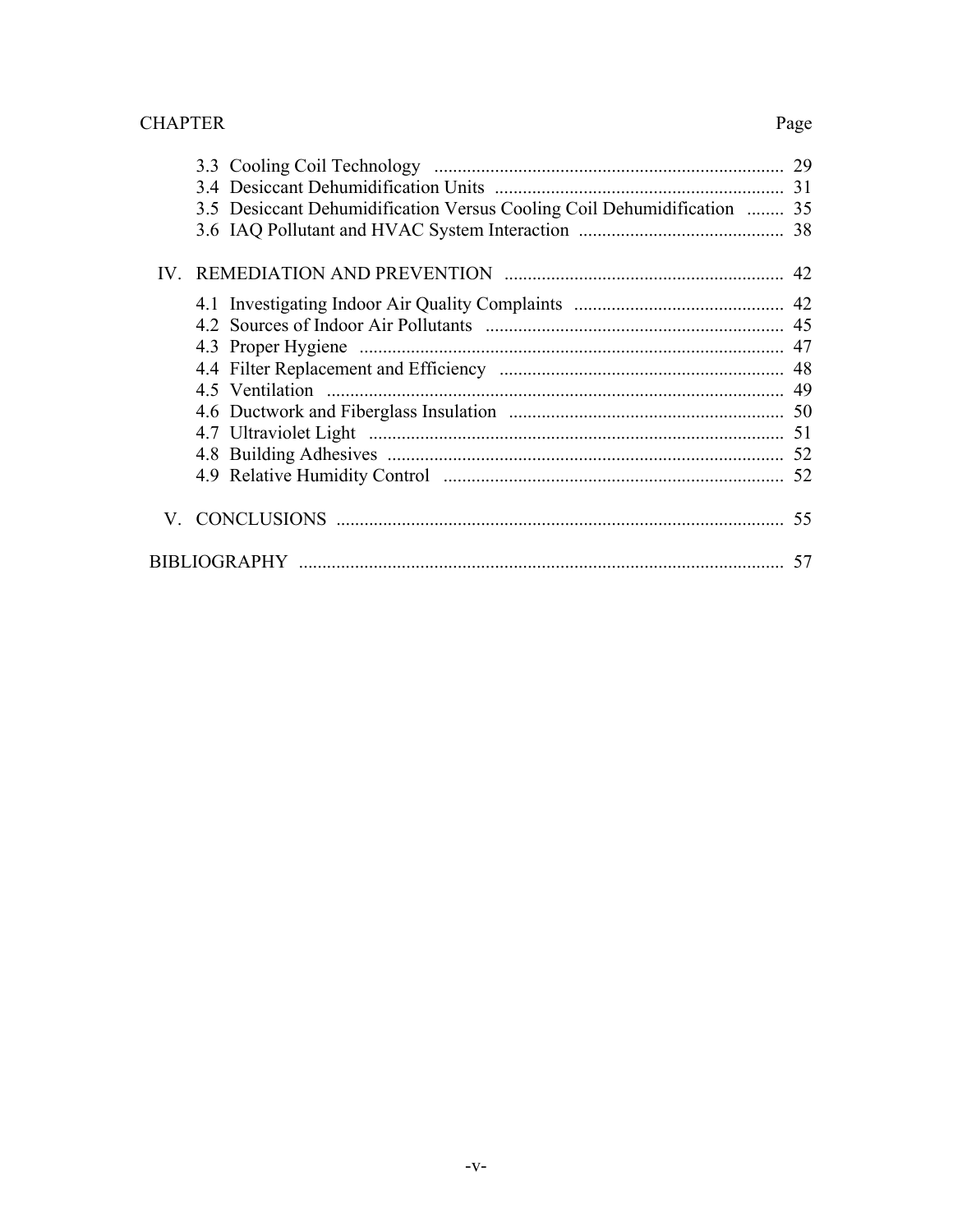| CHAPTER | | Page |
|---|---|---|
| | 3.3 Cooling Coil Technology | 29 |
| | 3.4 Desiccant Dehumidification Units | 31 |
| | 3.5 Desiccant Dehumidification Versus Cooling Coil Dehumidification | 35 |
| | 3.6 IAQ Pollutant and HVAC System Interaction | 38 |
| IV. | REMEDIATION AND PREVENTION | 42 |
| | 4.1 Investigating Indoor Air Quality Complaints | 42 |
| | 4.2 Sources of Indoor Air Pollutants | 45 |
| | 4.3 Proper Hygiene | 47 |
| | 4.4 Filter Replacement and Efficiency | 48 |
| | 4.5 Ventilation | 49 |
| | 4.6 Ductwork and Fiberglass Insulation | 50 |
| | 4.7 Ultraviolet Light | 51 |
| | 4.8 Building Adhesives | 52 |
| | 4.9 Relative Humidity Control | 52 |
| V. | CONCLUSIONS | 55 |
| BIBLIOGRAPHY | | 57 |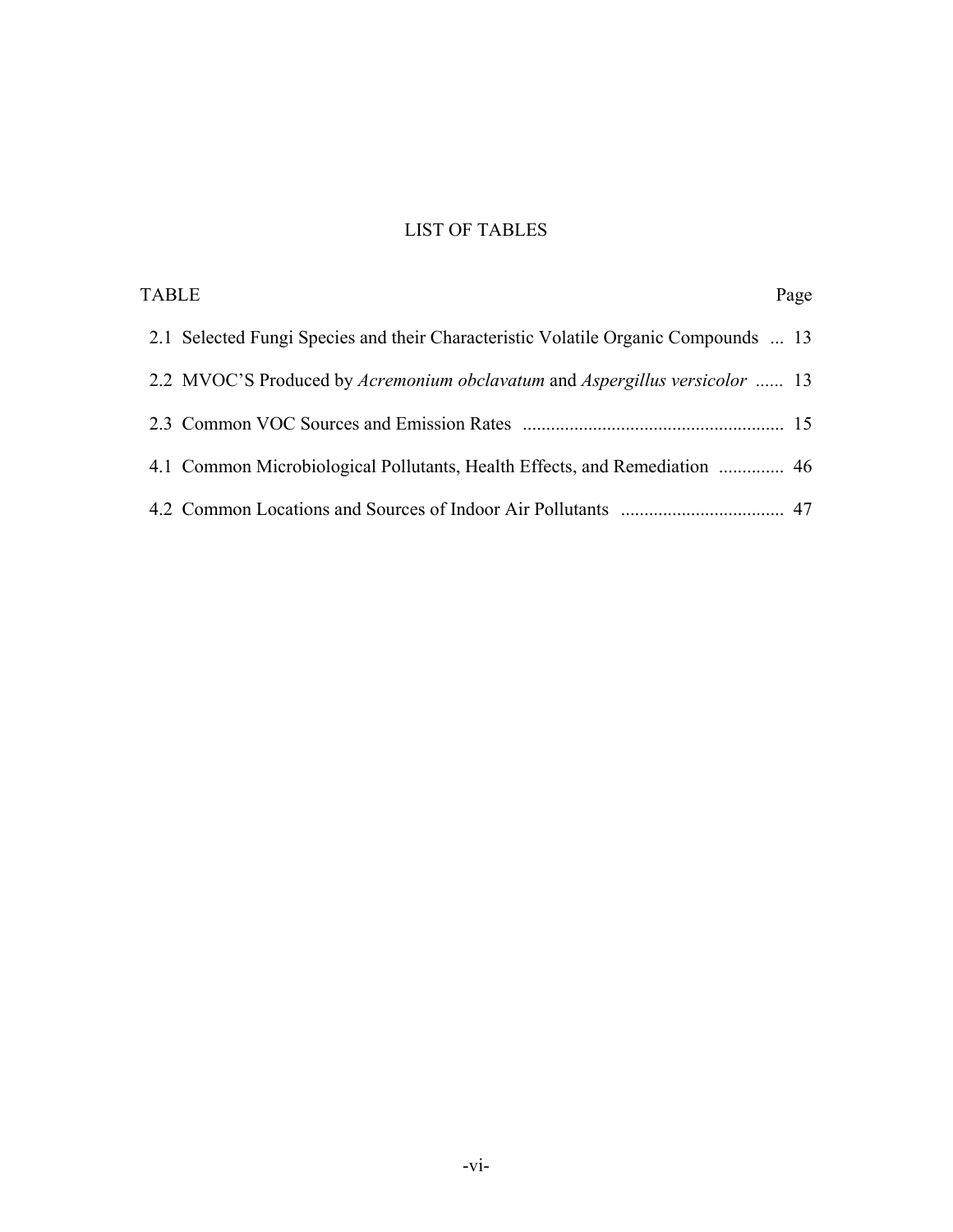# LIST OF TABLES

| TABLE | Page |
|---|---|
| 2.1 Selected Fungi Species and their Characteristic Volatile Organic Compounds | 13 |
| 2.2 MVOC'S Produced by *Acremonium obclavatum* and *Aspergillus versicolor* | 13 |
| 2.3 Common VOC Sources and Emission Rates | 15 |
| 4.1 Common Microbiological Pollutants, Health Effects, and Remediation | 46 |
| 4.2 Common Locations and Sources of Indoor Air Pollutants | 47 |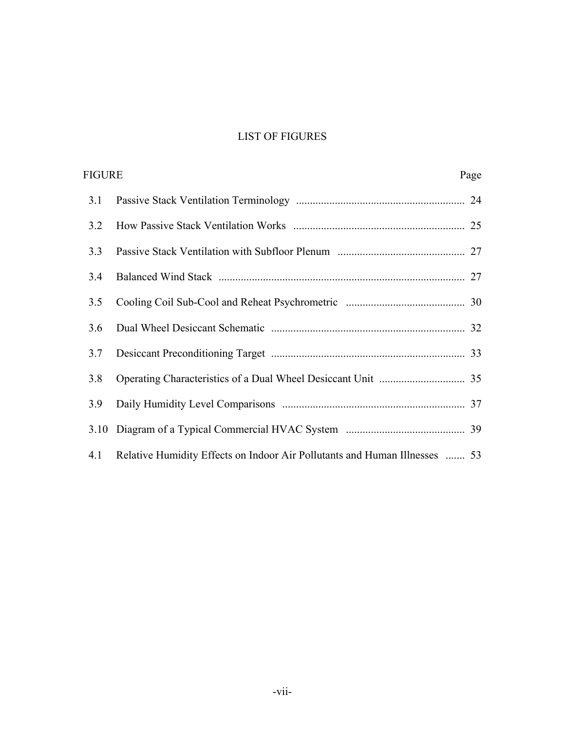# LIST OF FIGURES

| FIGURE | | Page |
|---|---|---|
| 3.1 | Passive Stack Ventilation Terminology | 24 |
| 3.2 | How Passive Stack Ventilation Works | 25 |
| 3.3 | Passive Stack Ventilation with Subfloor Plenum | 27 |
| 3.4 | Balanced Wind Stack | 27 |
| 3.5 | Cooling Coil Sub-Cool and Reheat Psychrometric | 30 |
| 3.6 | Dual Wheel Desiccant Schematic | 32 |
| 3.7 | Desiccant Preconditioning Target | 33 |
| 3.8 | Operating Characteristics of a Dual Wheel Desiccant Unit | 35 |
| 3.9 | Daily Humidity Level Comparisons | 37 |
| 3.10 | Diagram of a Typical Commercial HVAC System | 39 |
| 4.1 | Relative Humidity Effects on Indoor Air Pollutants and Human Illnesses | 53 |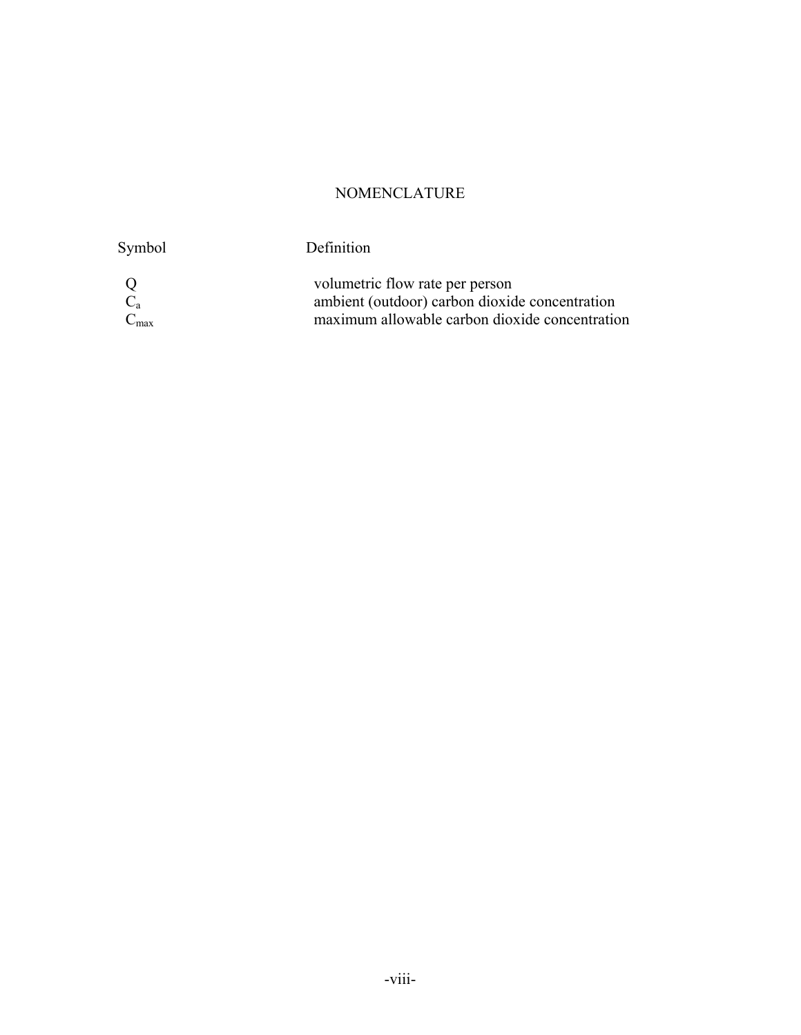# NOMENCLATURE

| Symbol | Definition |
| --- | --- |
| $Q$ | volumetric flow rate per person |
| $C_a$ | ambient (outdoor) carbon dioxide concentration |
| $C_{max}$ | maximum allowable carbon dioxide concentration |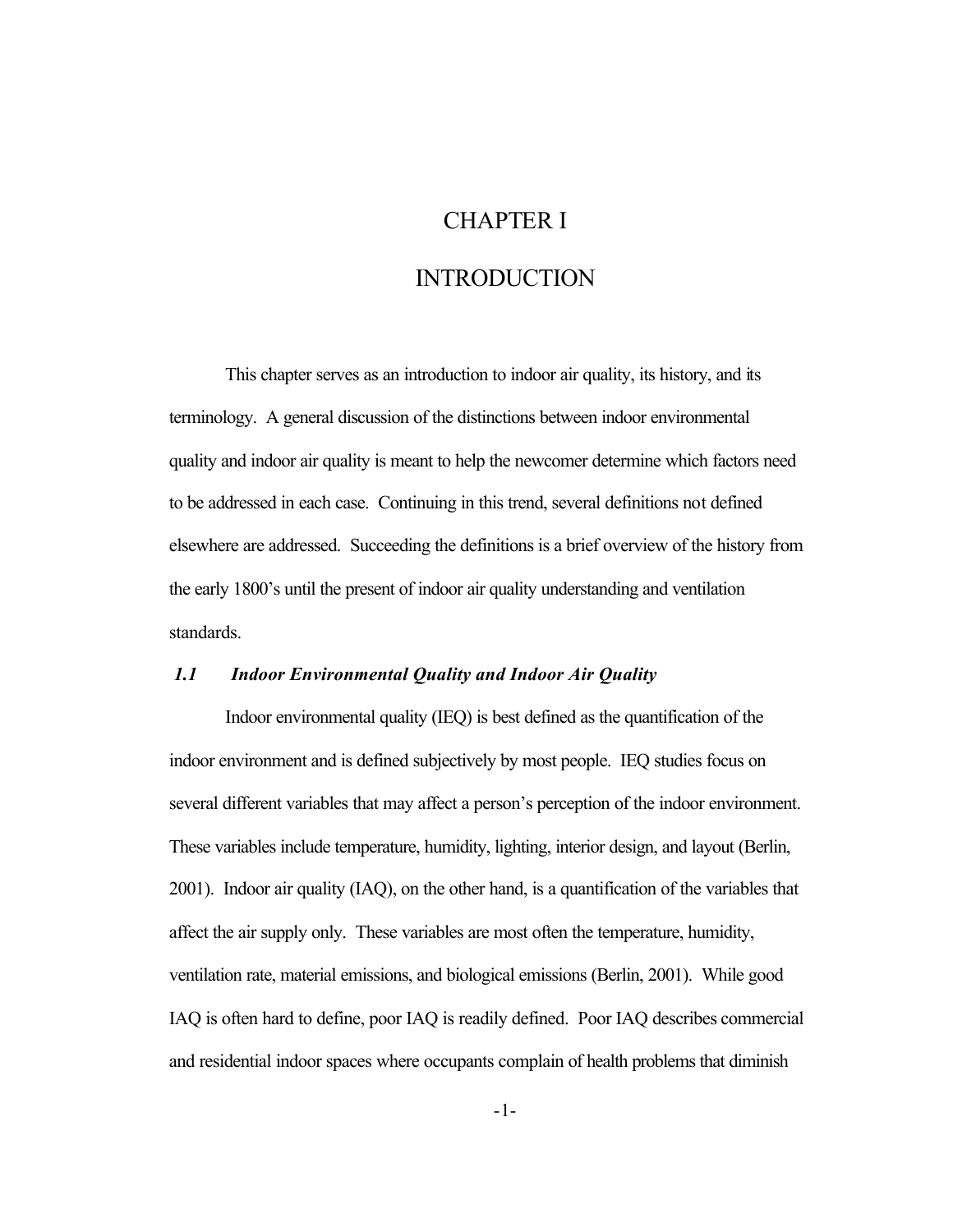# CHAPTER I

# INTRODUCTION

This chapter serves as an introduction to indoor air quality, its history, and its terminology. A general discussion of the distinctions between indoor environmental quality and indoor air quality is meant to help the newcomer determine which factors need to be addressed in each case. Continuing in this trend, several definitions not defined elsewhere are addressed. Succeeding the definitions is a brief overview of the history from the early 1800's until the present of indoor air quality understanding and ventilation standards.

## *1.1 Indoor Environmental Quality and Indoor Air Quality*

Indoor environmental quality (IEQ) is best defined as the quantification of the indoor environment and is defined subjectively by most people. IEQ studies focus on several different variables that may affect a person's perception of the indoor environment. These variables include temperature, humidity, lighting, interior design, and layout (Berlin, 2001). Indoor air quality (IAQ), on the other hand, is a quantification of the variables that affect the air supply only. These variables are most often the temperature, humidity, ventilation rate, material emissions, and biological emissions (Berlin, 2001). While good IAQ is often hard to define, poor IAQ is readily defined. Poor IAQ describes commercial and residential indoor spaces where occupants complain of health problems that diminish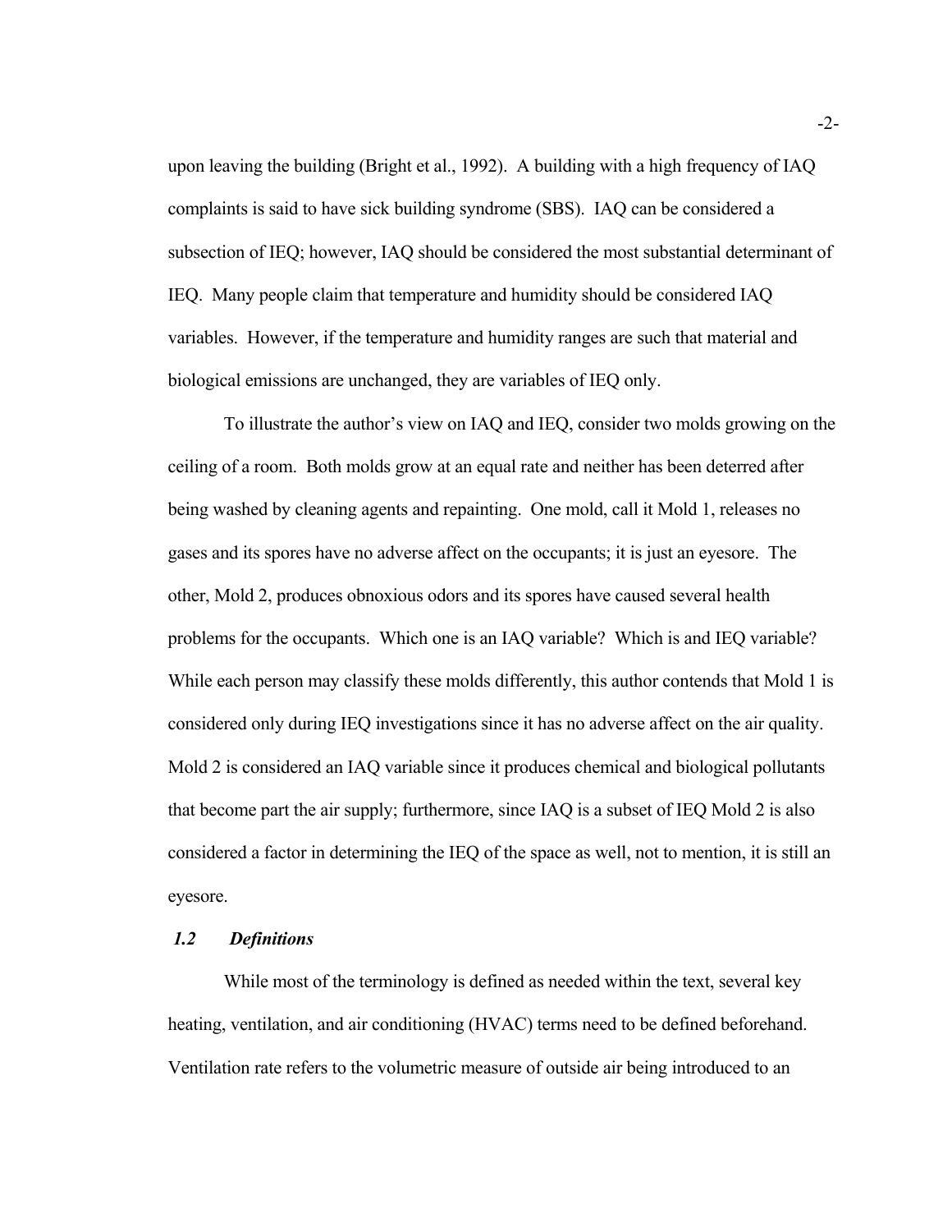upon leaving the building (Bright et al., 1992). A building with a high frequency of IAQ complaints is said to have sick building syndrome (SBS). IAQ can be considered a subsection of IEQ; however, IAQ should be considered the most substantial determinant of IEQ. Many people claim that temperature and humidity should be considered IAQ variables. However, if the temperature and humidity ranges are such that material and biological emissions are unchanged, they are variables of IEQ only.

To illustrate the author's view on IAQ and IEQ, consider two molds growing on the ceiling of a room. Both molds grow at an equal rate and neither has been deterred after being washed by cleaning agents and repainting. One mold, call it Mold 1, releases no gases and its spores have no adverse affect on the occupants; it is just an eyesore. The other, Mold 2, produces obnoxious odors and its spores have caused several health problems for the occupants. Which one is an IAQ variable? Which is and IEQ variable? While each person may classify these molds differently, this author contends that Mold 1 is considered only during IEQ investigations since it has no adverse affect on the air quality. Mold 2 is considered an IAQ variable since it produces chemical and biological pollutants that become part the air supply; furthermore, since IAQ is a subset of IEQ Mold 2 is also considered a factor in determining the IEQ of the space as well, not to mention, it is still an eyesore.

### *1.2 Definitions*

While most of the terminology is defined as needed within the text, several key heating, ventilation, and air conditioning (HVAC) terms need to be defined beforehand. Ventilation rate refers to the volumetric measure of outside air being introduced to an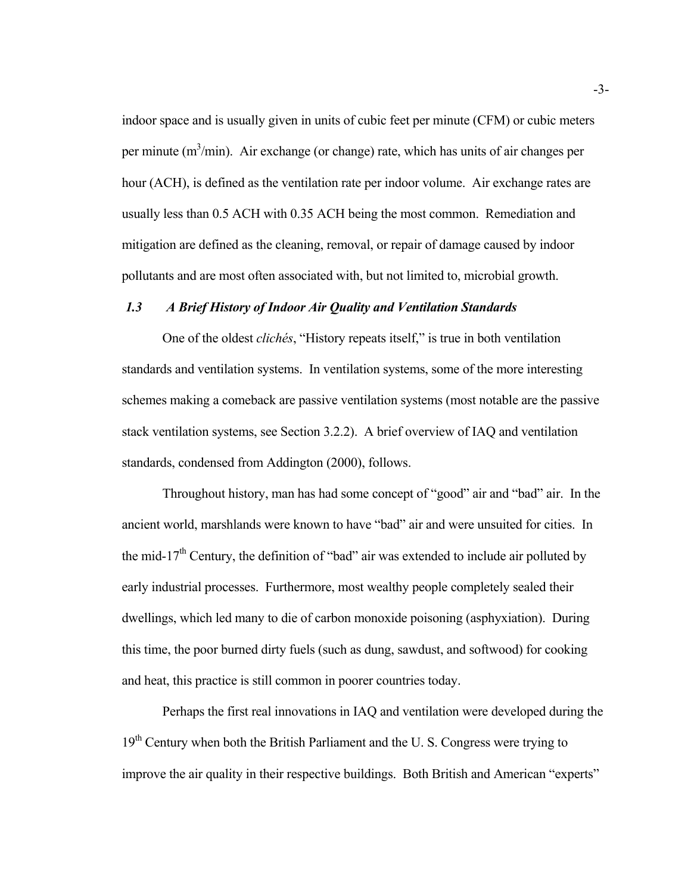indoor space and is usually given in units of cubic feet per minute (CFM) or cubic meters per minute ($m^3$/min). Air exchange (or change) rate, which has units of air changes per hour (ACH), is defined as the ventilation rate per indoor volume. Air exchange rates are usually less than 0.5 ACH with 0.35 ACH being the most common. Remediation and mitigation are defined as the cleaning, removal, or repair of damage caused by indoor pollutants and are most often associated with, but not limited to, microbial growth.

### *1.3 A Brief History of Indoor Air Quality and Ventilation Standards*

One of the oldest *clichés*, "History repeats itself," is true in both ventilation standards and ventilation systems. In ventilation systems, some of the more interesting schemes making a comeback are passive ventilation systems (most notable are the passive stack ventilation systems, see Section 3.2.2). A brief overview of IAQ and ventilation standards, condensed from Addington (2000), follows.

Throughout history, man has had some concept of "good" air and "bad" air. In the ancient world, marshlands were known to have "bad" air and were unsuited for cities. In the mid-17th Century, the definition of "bad" air was extended to include air polluted by early industrial processes. Furthermore, most wealthy people completely sealed their dwellings, which led many to die of carbon monoxide poisoning (asphyxiation). During this time, the poor burned dirty fuels (such as dung, sawdust, and softwood) for cooking and heat, this practice is still common in poorer countries today.

Perhaps the first real innovations in IAQ and ventilation were developed during the 19th Century when both the British Parliament and the U. S. Congress were trying to improve the air quality in their respective buildings. Both British and American "experts"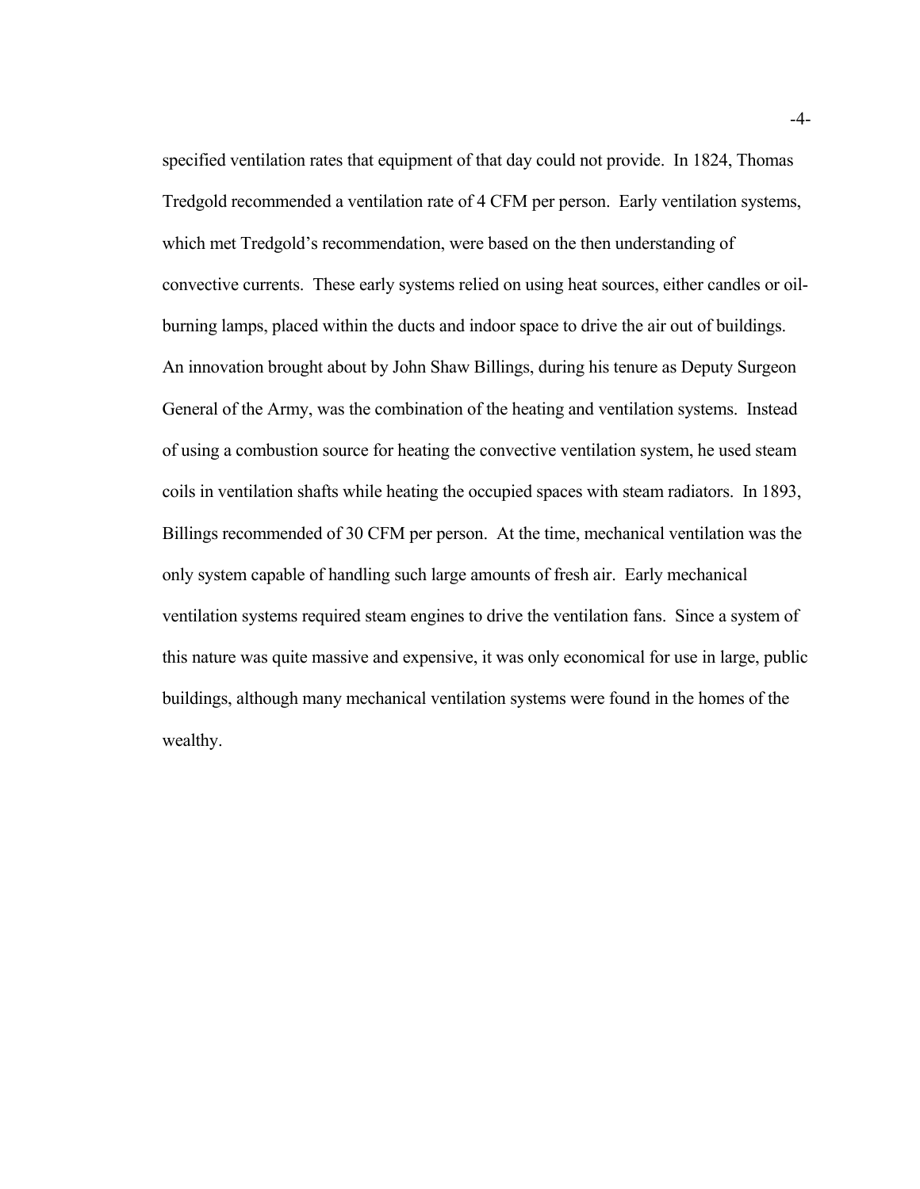specified ventilation rates that equipment of that day could not provide. In 1824, Thomas Tredgold recommended a ventilation rate of 4 CFM per person. Early ventilation systems, which met Tredgold's recommendation, were based on the then understanding of convective currents. These early systems relied on using heat sources, either candles or oil-burning lamps, placed within the ducts and indoor space to drive the air out of buildings. An innovation brought about by John Shaw Billings, during his tenure as Deputy Surgeon General of the Army, was the combination of the heating and ventilation systems. Instead of using a combustion source for heating the convective ventilation system, he used steam coils in ventilation shafts while heating the occupied spaces with steam radiators. In 1893, Billings recommended of 30 CFM per person. At the time, mechanical ventilation was the only system capable of handling such large amounts of fresh air. Early mechanical ventilation systems required steam engines to drive the ventilation fans. Since a system of this nature was quite massive and expensive, it was only economical for use in large, public buildings, although many mechanical ventilation systems were found in the homes of the wealthy.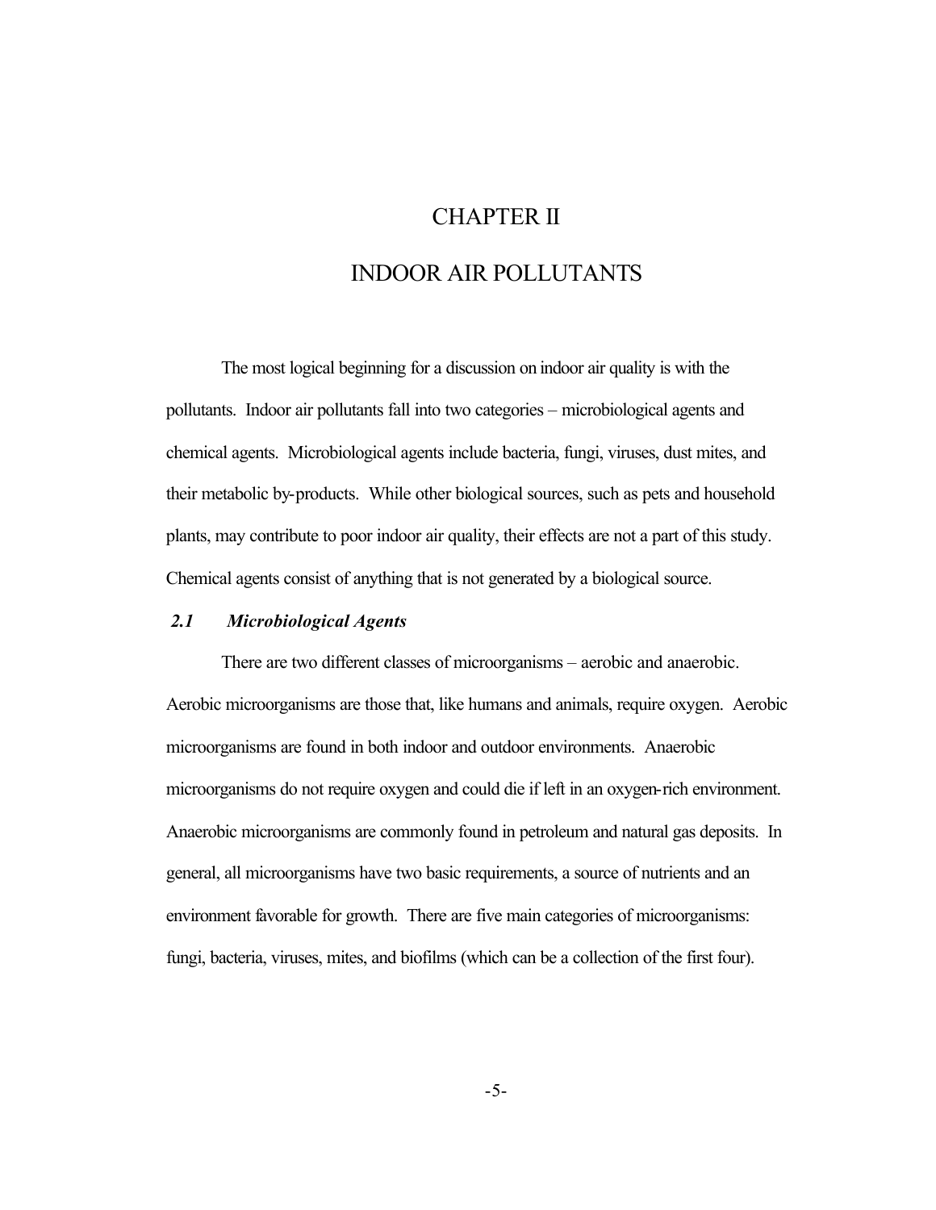# CHAPTER II

# INDOOR AIR POLLUTANTS

The most logical beginning for a discussion on indoor air quality is with the pollutants. Indoor air pollutants fall into two categories – microbiological agents and chemical agents. Microbiological agents include bacteria, fungi, viruses, dust mites, and their metabolic by-products. While other biological sources, such as pets and household plants, may contribute to poor indoor air quality, their effects are not a part of this study. Chemical agents consist of anything that is not generated by a biological source.

## *2.1 Microbiological Agents*

There are two different classes of microorganisms – aerobic and anaerobic. Aerobic microorganisms are those that, like humans and animals, require oxygen. Aerobic microorganisms are found in both indoor and outdoor environments. Anaerobic microorganisms do not require oxygen and could die if left in an oxygen-rich environment. Anaerobic microorganisms are commonly found in petroleum and natural gas deposits. In general, all microorganisms have two basic requirements, a source of nutrients and an environment favorable for growth. There are five main categories of microorganisms: fungi, bacteria, viruses, mites, and biofilms (which can be a collection of the first four).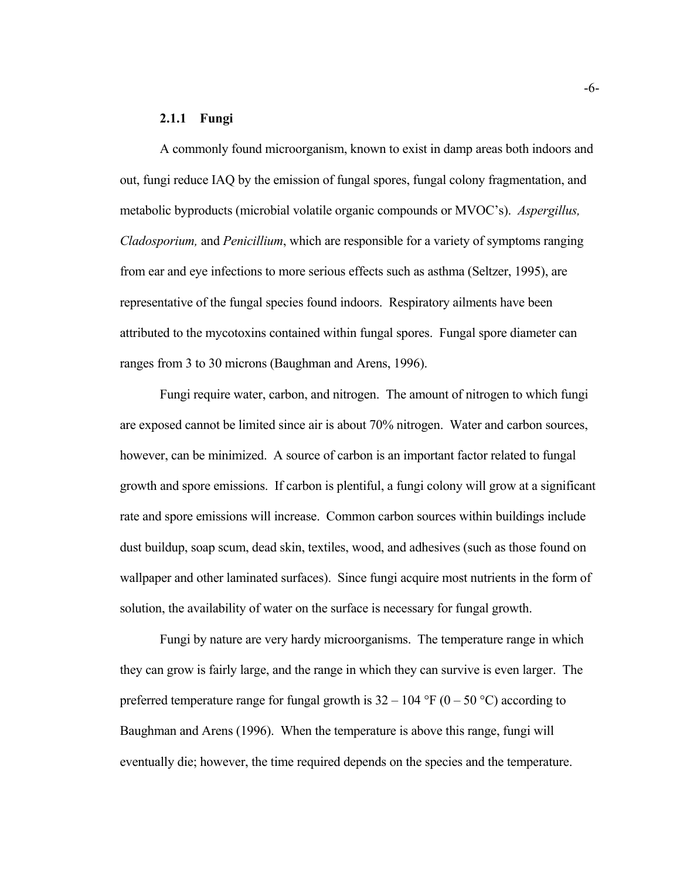### 2.1.1 Fungi

A commonly found microorganism, known to exist in damp areas both indoors and out, fungi reduce IAQ by the emission of fungal spores, fungal colony fragmentation, and metabolic byproducts (microbial volatile organic compounds or MVOC's). *Aspergillus, Cladosporium,* and *Penicillium*, which are responsible for a variety of symptoms ranging from ear and eye infections to more serious effects such as asthma (Seltzer, 1995), are representative of the fungal species found indoors. Respiratory ailments have been attributed to the mycotoxins contained within fungal spores. Fungal spore diameter can ranges from 3 to 30 microns (Baughman and Arens, 1996).

Fungi require water, carbon, and nitrogen. The amount of nitrogen to which fungi are exposed cannot be limited since air is about 70% nitrogen. Water and carbon sources, however, can be minimized. A source of carbon is an important factor related to fungal growth and spore emissions. If carbon is plentiful, a fungi colony will grow at a significant rate and spore emissions will increase. Common carbon sources within buildings include dust buildup, soap scum, dead skin, textiles, wood, and adhesives (such as those found on wallpaper and other laminated surfaces). Since fungi acquire most nutrients in the form of solution, the availability of water on the surface is necessary for fungal growth.

Fungi by nature are very hardy microorganisms. The temperature range in which they can grow is fairly large, and the range in which they can survive is even larger. The preferred temperature range for fungal growth is 32 – 104 °F (0 – 50 °C) according to Baughman and Arens (1996). When the temperature is above this range, fungi will eventually die; however, the time required depends on the species and the temperature.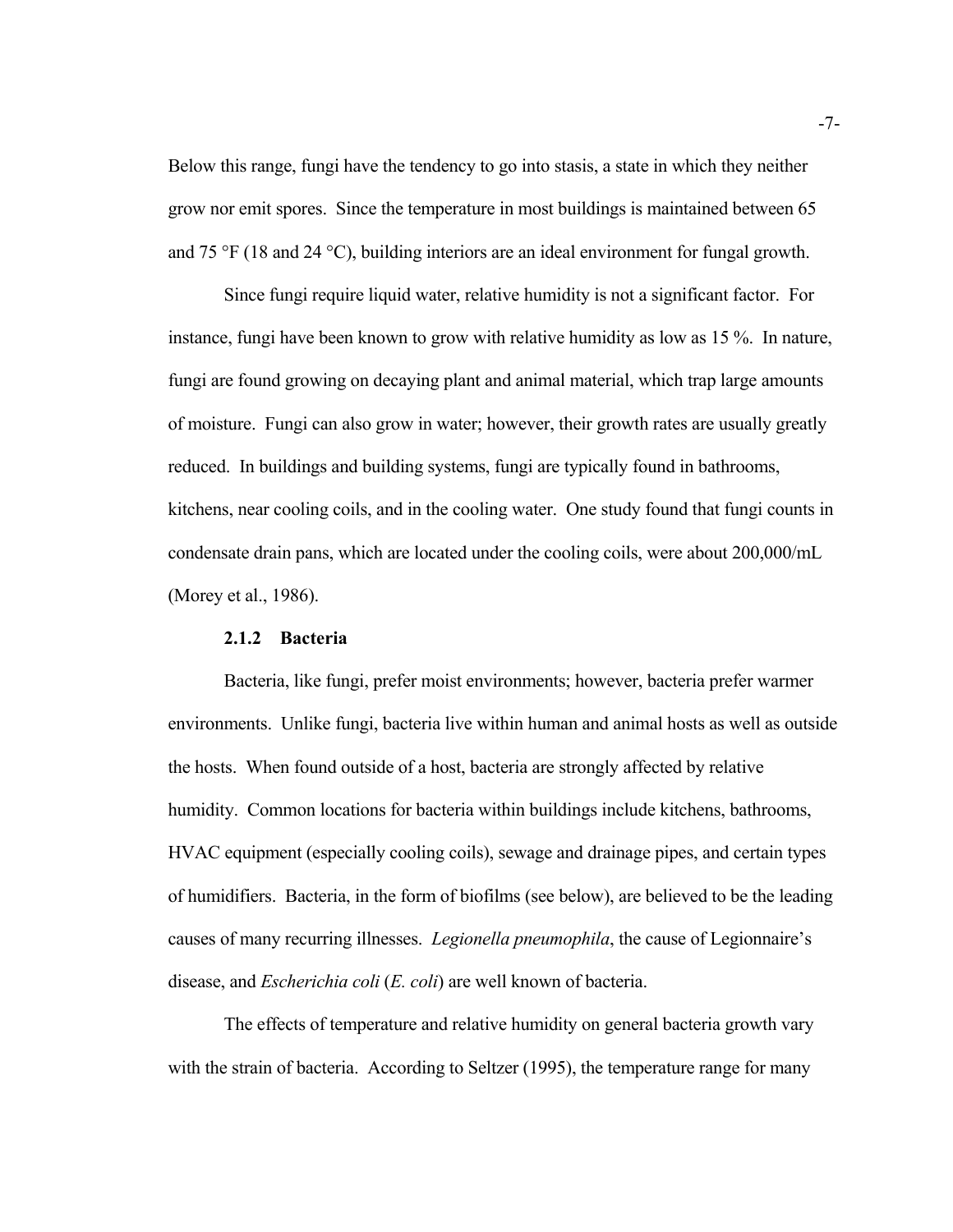Below this range, fungi have the tendency to go into stasis, a state in which they neither grow nor emit spores. Since the temperature in most buildings is maintained between 65 and 75 °F (18 and 24 °C), building interiors are an ideal environment for fungal growth.

Since fungi require liquid water, relative humidity is not a significant factor. For instance, fungi have been known to grow with relative humidity as low as 15 %. In nature, fungi are found growing on decaying plant and animal material, which trap large amounts of moisture. Fungi can also grow in water; however, their growth rates are usually greatly reduced. In buildings and building systems, fungi are typically found in bathrooms, kitchens, near cooling coils, and in the cooling water. One study found that fungi counts in condensate drain pans, which are located under the cooling coils, were about 200,000/mL (Morey et al., 1986).

### 2.1.2 Bacteria

Bacteria, like fungi, prefer moist environments; however, bacteria prefer warmer environments. Unlike fungi, bacteria live within human and animal hosts as well as outside the hosts. When found outside of a host, bacteria are strongly affected by relative humidity. Common locations for bacteria within buildings include kitchens, bathrooms, HVAC equipment (especially cooling coils), sewage and drainage pipes, and certain types of humidifiers. Bacteria, in the form of biofilms (see below), are believed to be the leading causes of many recurring illnesses. *Legionella pneumophila*, the cause of Legionnaire's disease, and *Escherichia coli* (*E. coli*) are well known of bacteria.

The effects of temperature and relative humidity on general bacteria growth vary with the strain of bacteria. According to Seltzer (1995), the temperature range for many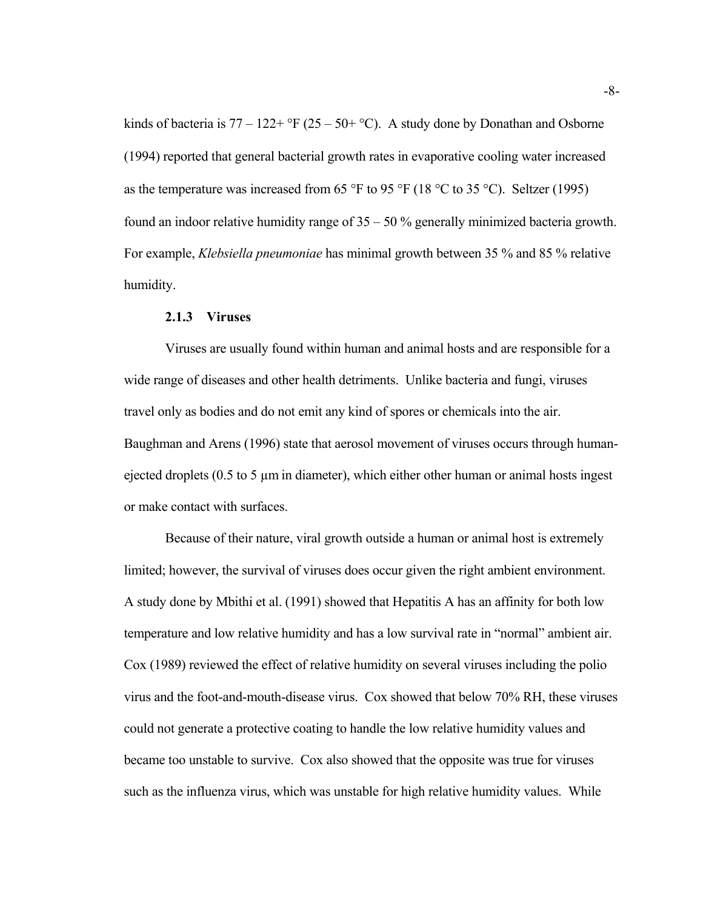kinds of bacteria is 77 – 122+ °F (25 – 50+ °C). A study done by Donathan and Osborne (1994) reported that general bacterial growth rates in evaporative cooling water increased as the temperature was increased from 65 °F to 95 °F (18 °C to 35 °C). Seltzer (1995) found an indoor relative humidity range of 35 – 50 % generally minimized bacteria growth. For example, *Klebsiella pneumoniae* has minimal growth between 35 % and 85 % relative humidity.

### 2.1.3 Viruses

Viruses are usually found within human and animal hosts and are responsible for a wide range of diseases and other health detriments. Unlike bacteria and fungi, viruses travel only as bodies and do not emit any kind of spores or chemicals into the air. Baughman and Arens (1996) state that aerosol movement of viruses occurs through human-ejected droplets (0.5 to 5 µm in diameter), which either other human or animal hosts ingest or make contact with surfaces.

Because of their nature, viral growth outside a human or animal host is extremely limited; however, the survival of viruses does occur given the right ambient environment. A study done by Mbithi et al. (1991) showed that Hepatitis A has an affinity for both low temperature and low relative humidity and has a low survival rate in "normal" ambient air. Cox (1989) reviewed the effect of relative humidity on several viruses including the polio virus and the foot-and-mouth-disease virus. Cox showed that below 70% RH, these viruses could not generate a protective coating to handle the low relative humidity values and became too unstable to survive. Cox also showed that the opposite was true for viruses such as the influenza virus, which was unstable for high relative humidity values. While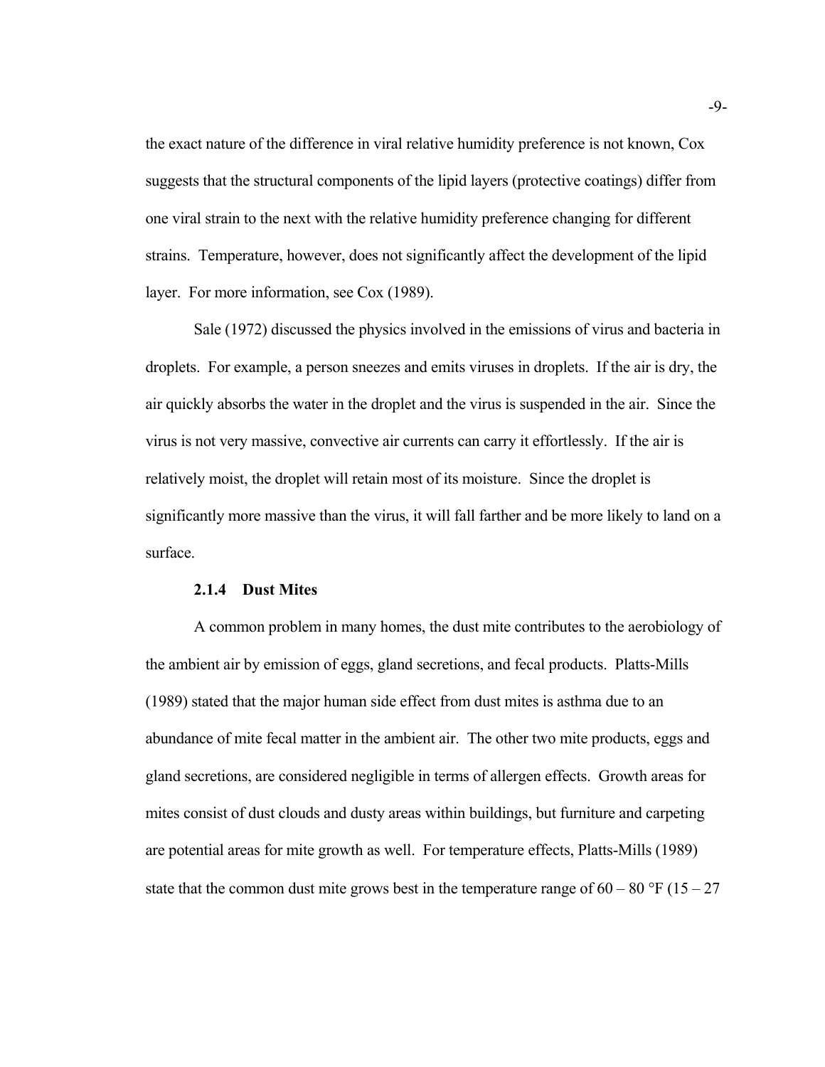the exact nature of the difference in viral relative humidity preference is not known, Cox suggests that the structural components of the lipid layers (protective coatings) differ from one viral strain to the next with the relative humidity preference changing for different strains. Temperature, however, does not significantly affect the development of the lipid layer. For more information, see Cox (1989).

Sale (1972) discussed the physics involved in the emissions of virus and bacteria in droplets. For example, a person sneezes and emits viruses in droplets. If the air is dry, the air quickly absorbs the water in the droplet and the virus is suspended in the air. Since the virus is not very massive, convective air currents can carry it effortlessly. If the air is relatively moist, the droplet will retain most of its moisture. Since the droplet is significantly more massive than the virus, it will fall farther and be more likely to land on a surface.

#### 2.1.4 Dust Mites

A common problem in many homes, the dust mite contributes to the aerobiology of the ambient air by emission of eggs, gland secretions, and fecal products. Platts-Mills (1989) stated that the major human side effect from dust mites is asthma due to an abundance of mite fecal matter in the ambient air. The other two mite products, eggs and gland secretions, are considered negligible in terms of allergen effects. Growth areas for mites consist of dust clouds and dusty areas within buildings, but furniture and carpeting are potential areas for mite growth as well. For temperature effects, Platts-Mills (1989) state that the common dust mite grows best in the temperature range of 60 – 80 °F (15 – 27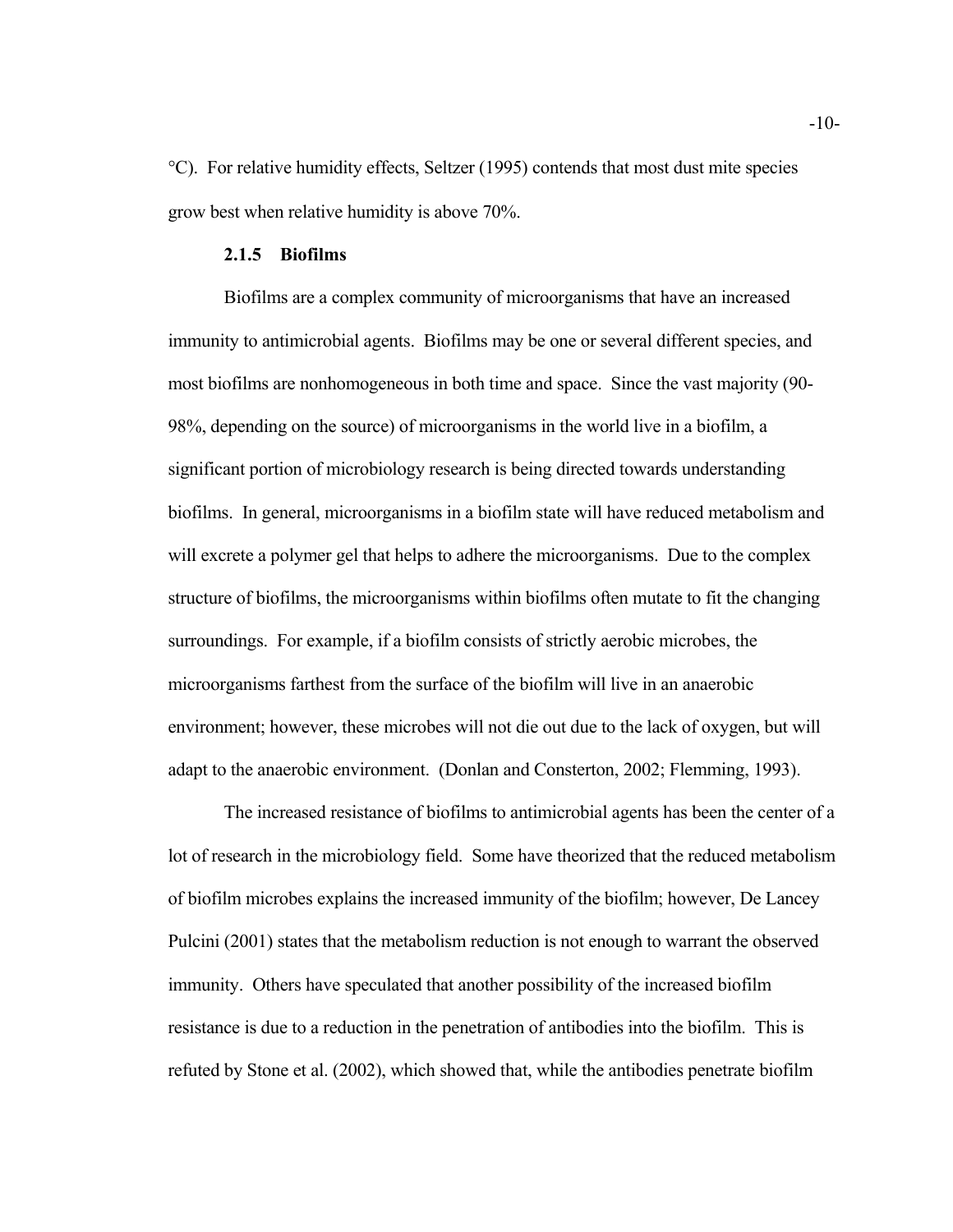°C). For relative humidity effects, Seltzer (1995) contends that most dust mite species grow best when relative humidity is above 70%.

### 2.1.5 Biofilms

Biofilms are a complex community of microorganisms that have an increased immunity to antimicrobial agents. Biofilms may be one or several different species, and most biofilms are nonhomogeneous in both time and space. Since the vast majority (90-98%, depending on the source) of microorganisms in the world live in a biofilm, a significant portion of microbiology research is being directed towards understanding biofilms. In general, microorganisms in a biofilm state will have reduced metabolism and will excrete a polymer gel that helps to adhere the microorganisms. Due to the complex structure of biofilms, the microorganisms within biofilms often mutate to fit the changing surroundings. For example, if a biofilm consists of strictly aerobic microbes, the microorganisms farthest from the surface of the biofilm will live in an anaerobic environment; however, these microbes will not die out due to the lack of oxygen, but will adapt to the anaerobic environment. (Donlan and Consterton, 2002; Flemming, 1993).

The increased resistance of biofilms to antimicrobial agents has been the center of a lot of research in the microbiology field. Some have theorized that the reduced metabolism of biofilm microbes explains the increased immunity of the biofilm; however, De Lancey Pulcini (2001) states that the metabolism reduction is not enough to warrant the observed immunity. Others have speculated that another possibility of the increased biofilm resistance is due to a reduction in the penetration of antibodies into the biofilm. This is refuted by Stone et al. (2002), which showed that, while the antibodies penetrate biofilm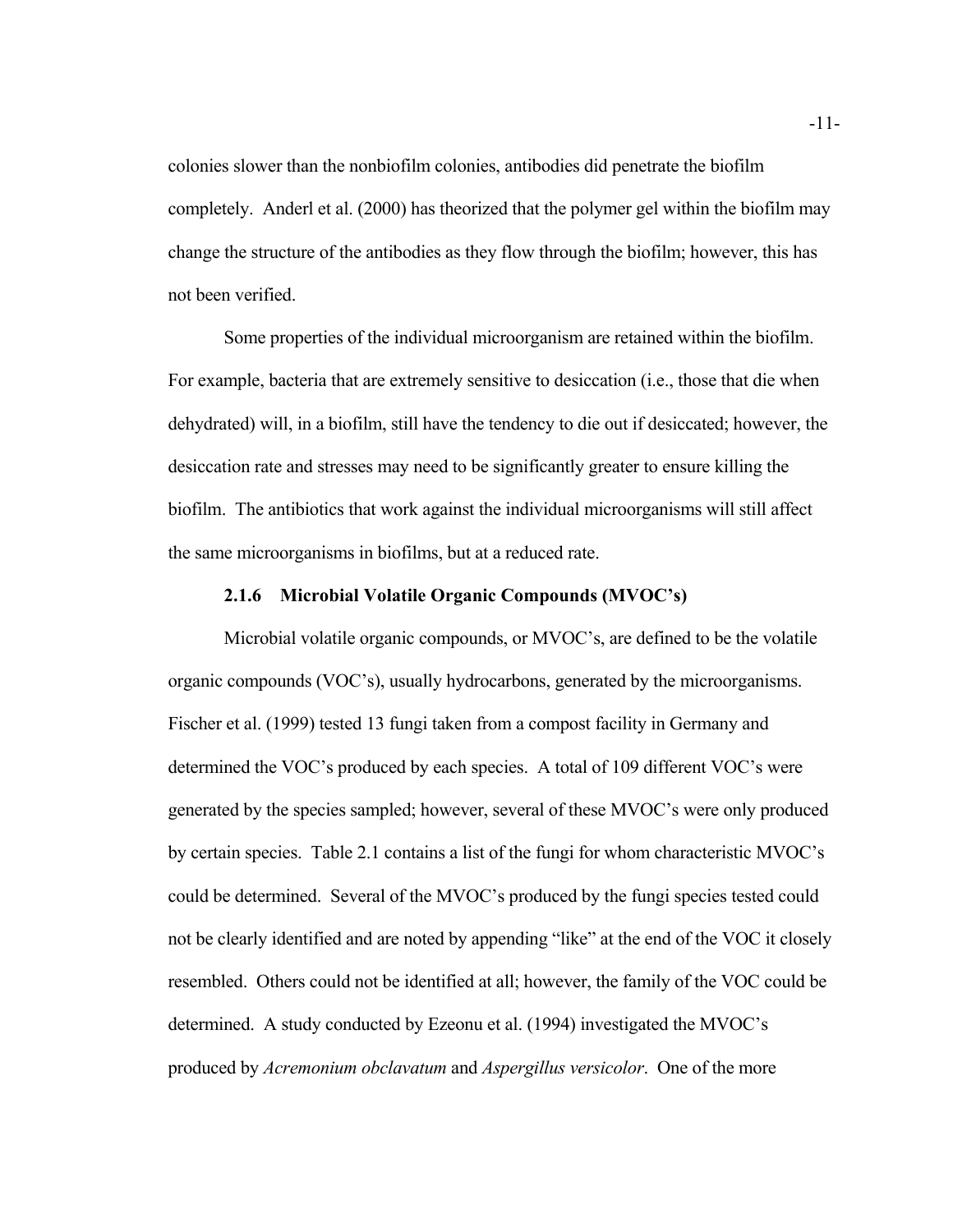colonies slower than the nonbiofilm colonies, antibodies did penetrate the biofilm completely. Anderl et al. (2000) has theorized that the polymer gel within the biofilm may change the structure of the antibodies as they flow through the biofilm; however, this has not been verified.

Some properties of the individual microorganism are retained within the biofilm. For example, bacteria that are extremely sensitive to desiccation (i.e., those that die when dehydrated) will, in a biofilm, still have the tendency to die out if desiccated; however, the desiccation rate and stresses may need to be significantly greater to ensure killing the biofilm. The antibiotics that work against the individual microorganisms will still affect the same microorganisms in biofilms, but at a reduced rate.

### 2.1.6 Microbial Volatile Organic Compounds (MVOC's)

Microbial volatile organic compounds, or MVOC's, are defined to be the volatile organic compounds (VOC's), usually hydrocarbons, generated by the microorganisms. Fischer et al. (1999) tested 13 fungi taken from a compost facility in Germany and determined the VOC's produced by each species. A total of 109 different VOC's were generated by the species sampled; however, several of these MVOC's were only produced by certain species. Table 2.1 contains a list of the fungi for whom characteristic MVOC's could be determined. Several of the MVOC's produced by the fungi species tested could not be clearly identified and are noted by appending "like" at the end of the VOC it closely resembled. Others could not be identified at all; however, the family of the VOC could be determined. A study conducted by Ezeonu et al. (1994) investigated the MVOC's produced by *Acremonium obclavatum* and *Aspergillus versicolor*. One of the more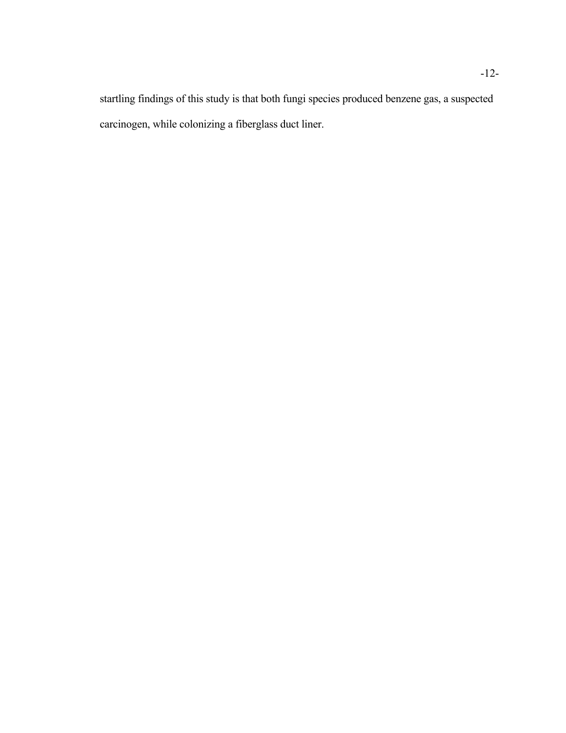startling findings of this study is that both fungi species produced benzene gas, a suspected carcinogen, while colonizing a fiberglass duct liner.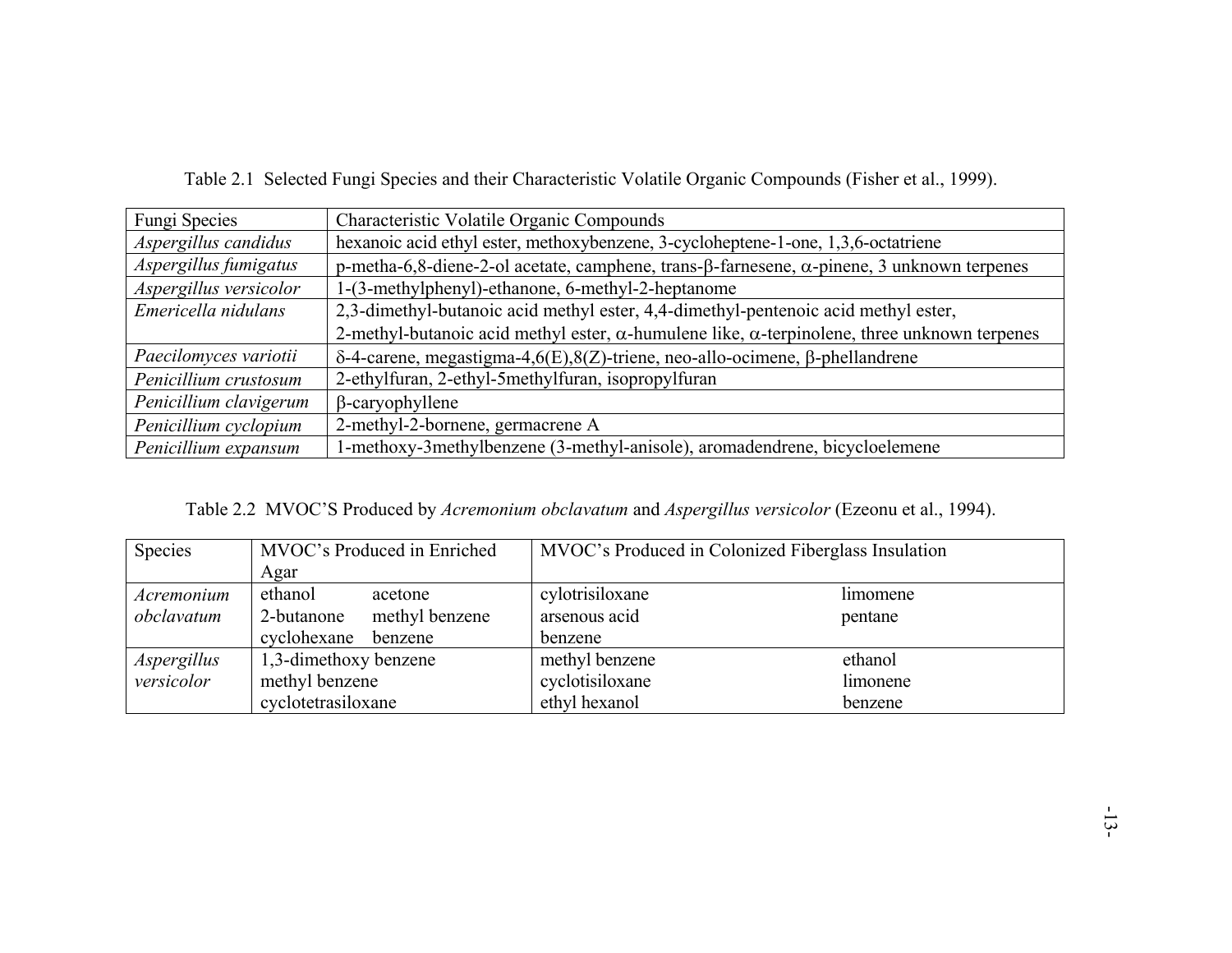Table 2.1 Selected Fungi Species and their Characteristic Volatile Organic Compounds (Fisher et al., 1999).

| Fungi Species | Characteristic Volatile Organic Compounds |
|---|---|
| *Aspergillus candidus* | hexanoic acid ethyl ester, methoxybenzene, 3-cycloheptene-1-one, 1,3,6-octatriene |
| *Aspergillus fumigatus* | p-metha-6,8-diene-2-ol acetate, camphene, trans-β-farnesene, α-pinene, 3 unknown terpenes |
| *Aspergillus versicolor* | 1-(3-methylphenyl)-ethanone, 6-methyl-2-heptanome |
| *Emericella nidulans* | 2,3-dimethyl-butanoic acid methyl ester, 4,4-dimethyl-pentenoic acid methyl ester, 2-methyl-butanoic acid methyl ester, α-humulene like, α-terpinolene, three unknown terpenes |
| *Paecilomyces variotii* | δ-4-carene, megastigma-4,6(E),8(Z)-triene, neo-allo-ocimene, β-phellandrene |
| *Penicillium crustosum* | 2-ethylfuran, 2-ethyl-5methylfuran, isopropylfuran |
| *Penicillium clavigerum* | β-caryophyllene |
| *Penicillium cyclopium* | 2-methyl-2-bornene, germacrene A |
| *Penicillium expansum* | 1-methoxy-3methylbenzene (3-methyl-anisole), aromadendrene, bicycloelemene |

Table 2.2 MVOC'S Produced by *Acremonium obclavatum* and *Aspergillus versicolor* (Ezeonu et al., 1994).

| Species | MVOC's Produced in Enriched Agar | | MVOC's Produced in Colonized Fiberglass Insulation | |
|---|---|---|---|---|
| *Acremonium obclavatum* | ethanol<br>2-butanone<br>cyclohexane | acetone<br>methyl benzene<br>benzene | cylotrisiloxane<br>arsenous acid<br>benzene | limomene<br>pentane |
| *Aspergillus versicolor* | 1,3-dimethoxy benzene<br>methyl benzene<br>cyclotetrasiloxane | | methyl benzene<br>cyclotisiloxane<br>ethyl hexanol | ethanol<br>limonene<br>benzene |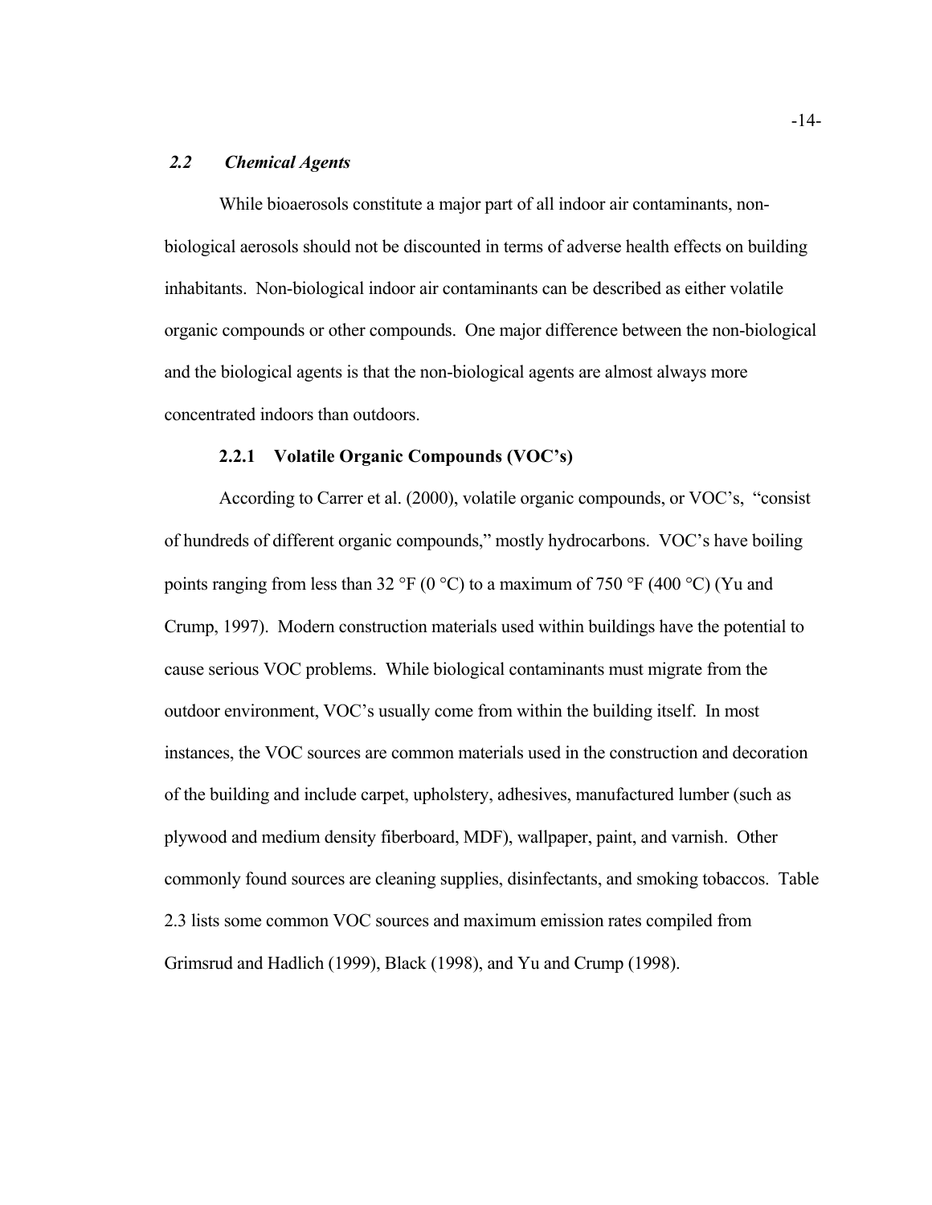## *2.2 Chemical Agents*

While bioaerosols constitute a major part of all indoor air contaminants, non-biological aerosols should not be discounted in terms of adverse health effects on building inhabitants. Non-biological indoor air contaminants can be described as either volatile organic compounds or other compounds. One major difference between the non-biological and the biological agents is that the non-biological agents are almost always more concentrated indoors than outdoors.

### 2.2.1 Volatile Organic Compounds (VOC's)

According to Carrer et al. (2000), volatile organic compounds, or VOC's, "consist of hundreds of different organic compounds," mostly hydrocarbons. VOC's have boiling points ranging from less than 32 °F (0 °C) to a maximum of 750 °F (400 °C) (Yu and Crump, 1997). Modern construction materials used within buildings have the potential to cause serious VOC problems. While biological contaminants must migrate from the outdoor environment, VOC's usually come from within the building itself. In most instances, the VOC sources are common materials used in the construction and decoration of the building and include carpet, upholstery, adhesives, manufactured lumber (such as plywood and medium density fiberboard, MDF), wallpaper, paint, and varnish. Other commonly found sources are cleaning supplies, disinfectants, and smoking tobaccos. Table 2.3 lists some common VOC sources and maximum emission rates compiled from Grimsrud and Hadlich (1999), Black (1998), and Yu and Crump (1998).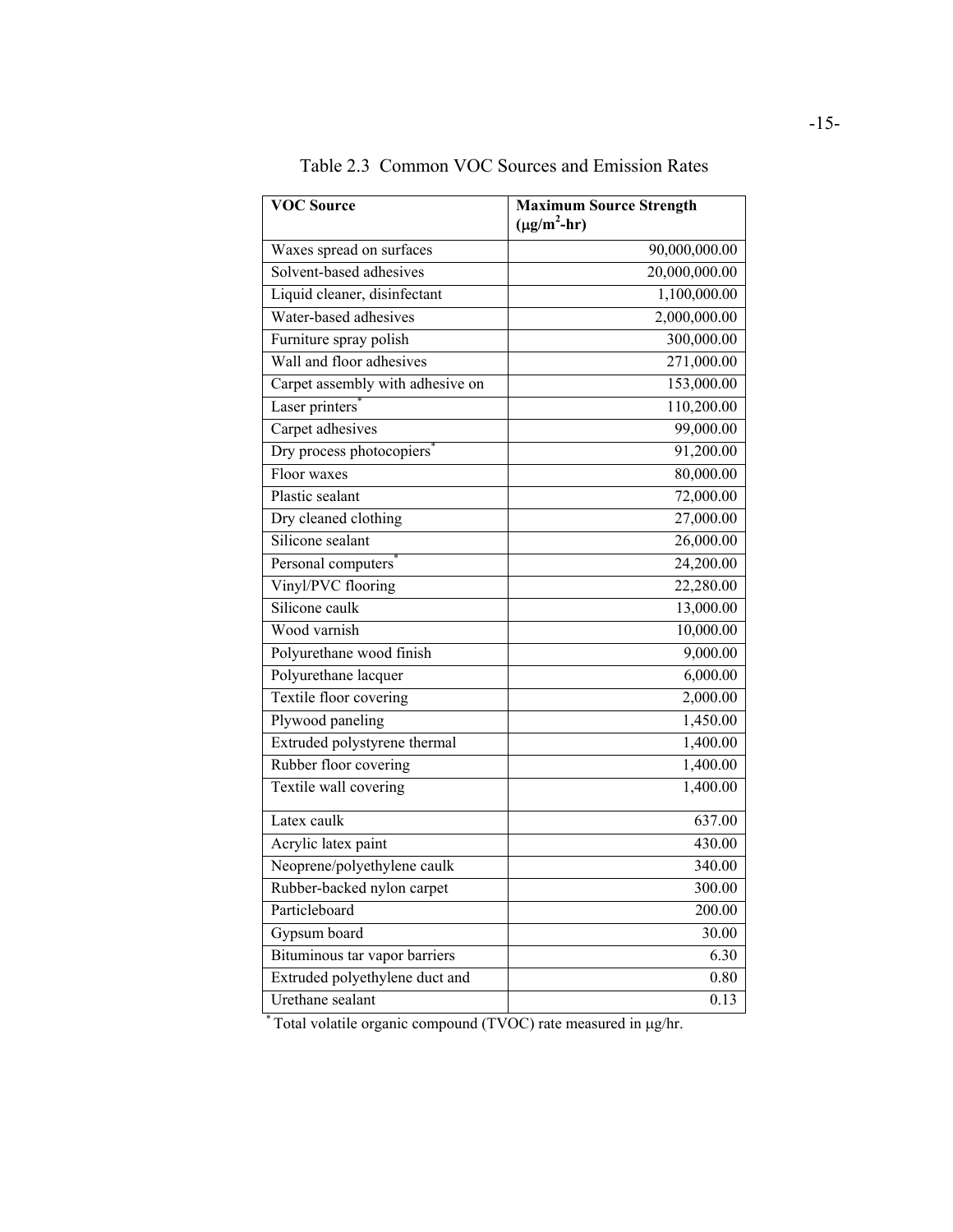Table 2.3 Common VOC Sources and Emission Rates

| VOC Source | Maximum Source Strength ($\mu g/m^2$-hr) |
|---|---:|
| Waxes spread on surfaces | 90,000,000.00 |
| Solvent-based adhesives | 20,000,000.00 |
| Liquid cleaner, disinfectant | 1,100,000.00 |
| Water-based adhesives | 2,000,000.00 |
| Furniture spray polish | 300,000.00 |
| Wall and floor adhesives | 271,000.00 |
| Carpet assembly with adhesive on | 153,000.00 |
| Laser printers* | 110,200.00 |
| Carpet adhesives | 99,000.00 |
| Dry process photocopiers* | 91,200.00 |
| Floor waxes | 80,000.00 |
| Plastic sealant | 72,000.00 |
| Dry cleaned clothing | 27,000.00 |
| Silicone sealant | 26,000.00 |
| Personal computers* | 24,200.00 |
| Vinyl/PVC flooring | 22,280.00 |
| Silicone caulk | 13,000.00 |
| Wood varnish | 10,000.00 |
| Polyurethane wood finish | 9,000.00 |
| Polyurethane lacquer | 6,000.00 |
| Textile floor covering | 2,000.00 |
| Plywood paneling | 1,450.00 |
| Extruded polystyrene thermal | 1,400.00 |
| Rubber floor covering | 1,400.00 |
| Textile wall covering | 1,400.00 |
| Latex caulk | 637.00 |
| Acrylic latex paint | 430.00 |
| Neoprene/polyethylene caulk | 340.00 |
| Rubber-backed nylon carpet | 300.00 |
| Particleboard | 200.00 |
| Gypsum board | 30.00 |
| Bituminous tar vapor barriers | 6.30 |
| Extruded polyethylene duct and | 0.80 |
| Urethane sealant | 0.13 |

* Total volatile organic compound (TVOC) rate measured in $\mu g$/hr.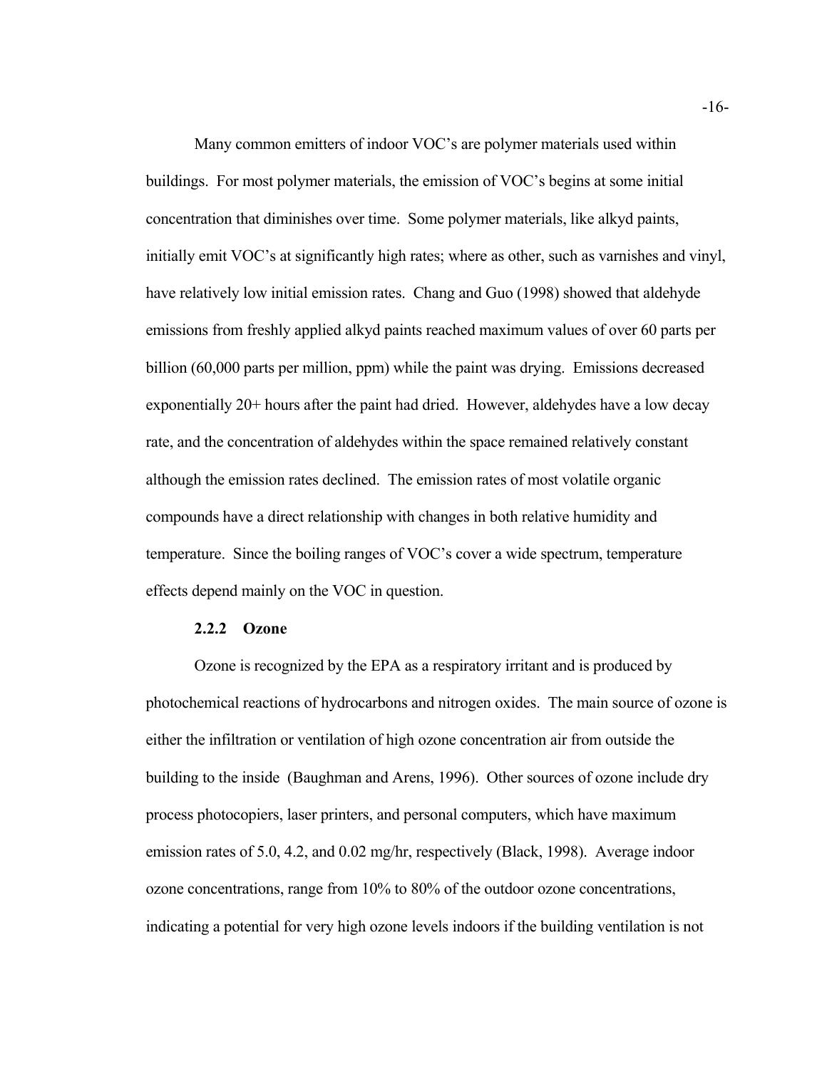Many common emitters of indoor VOC's are polymer materials used within buildings. For most polymer materials, the emission of VOC's begins at some initial concentration that diminishes over time. Some polymer materials, like alkyd paints, initially emit VOC's at significantly high rates; where as other, such as varnishes and vinyl, have relatively low initial emission rates. Chang and Guo (1998) showed that aldehyde emissions from freshly applied alkyd paints reached maximum values of over 60 parts per billion (60,000 parts per million, ppm) while the paint was drying. Emissions decreased exponentially 20+ hours after the paint had dried. However, aldehydes have a low decay rate, and the concentration of aldehydes within the space remained relatively constant although the emission rates declined. The emission rates of most volatile organic compounds have a direct relationship with changes in both relative humidity and temperature. Since the boiling ranges of VOC's cover a wide spectrum, temperature effects depend mainly on the VOC in question.

### 2.2.2 Ozone

Ozone is recognized by the EPA as a respiratory irritant and is produced by photochemical reactions of hydrocarbons and nitrogen oxides. The main source of ozone is either the infiltration or ventilation of high ozone concentration air from outside the building to the inside (Baughman and Arens, 1996). Other sources of ozone include dry process photocopiers, laser printers, and personal computers, which have maximum emission rates of 5.0, 4.2, and 0.02 mg/hr, respectively (Black, 1998). Average indoor ozone concentrations, range from 10% to 80% of the outdoor ozone concentrations, indicating a potential for very high ozone levels indoors if the building ventilation is not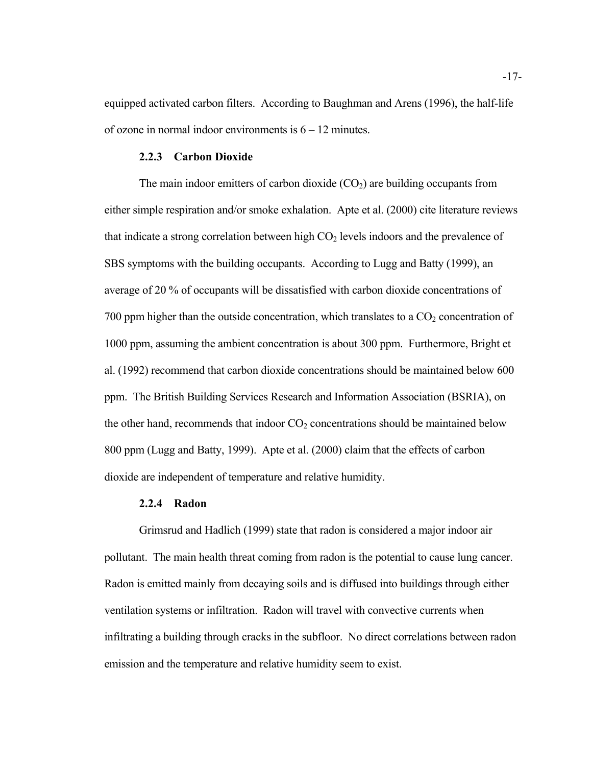equipped activated carbon filters. According to Baughman and Arens (1996), the half-life of ozone in normal indoor environments is 6 – 12 minutes.

### 2.2.3 Carbon Dioxide

The main indoor emitters of carbon dioxide ($CO_2$) are building occupants from either simple respiration and/or smoke exhalation. Apte et al. (2000) cite literature reviews that indicate a strong correlation between high $CO_2$ levels indoors and the prevalence of SBS symptoms with the building occupants. According to Lugg and Batty (1999), an average of 20 % of occupants will be dissatisfied with carbon dioxide concentrations of 700 ppm higher than the outside concentration, which translates to a $CO_2$ concentration of 1000 ppm, assuming the ambient concentration is about 300 ppm. Furthermore, Bright et al. (1992) recommend that carbon dioxide concentrations should be maintained below 600 ppm. The British Building Services Research and Information Association (BSRIA), on the other hand, recommends that indoor $CO_2$ concentrations should be maintained below 800 ppm (Lugg and Batty, 1999). Apte et al. (2000) claim that the effects of carbon dioxide are independent of temperature and relative humidity.

### 2.2.4 Radon

Grimsrud and Hadlich (1999) state that radon is considered a major indoor air pollutant. The main health threat coming from radon is the potential to cause lung cancer. Radon is emitted mainly from decaying soils and is diffused into buildings through either ventilation systems or infiltration. Radon will travel with convective currents when infiltrating a building through cracks in the subfloor. No direct correlations between radon emission and the temperature and relative humidity seem to exist.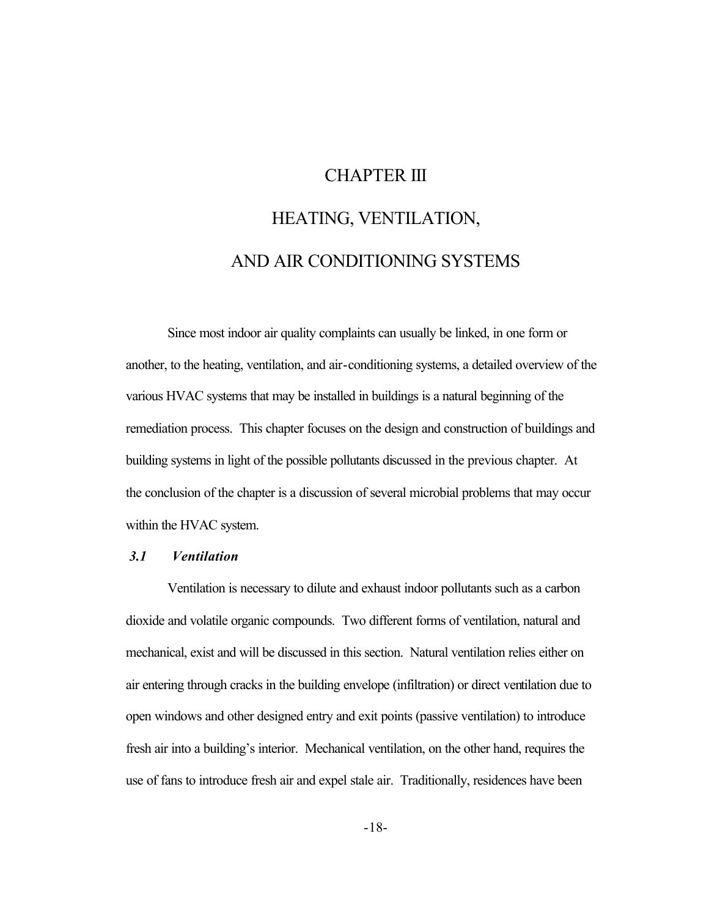# CHAPTER III

# HEATING, VENTILATION, AND AIR CONDITIONING SYSTEMS

Since most indoor air quality complaints can usually be linked, in one form or another, to the heating, ventilation, and air-conditioning systems, a detailed overview of the various HVAC systems that may be installed in buildings is a natural beginning of the remediation process. This chapter focuses on the design and construction of buildings and building systems in light of the possible pollutants discussed in the previous chapter. At the conclusion of the chapter is a discussion of several microbial problems that may occur within the HVAC system.

### *3.1 Ventilation*

Ventilation is necessary to dilute and exhaust indoor pollutants such as a carbon dioxide and volatile organic compounds. Two different forms of ventilation, natural and mechanical, exist and will be discussed in this section. Natural ventilation relies either on air entering through cracks in the building envelope (infiltration) or direct ventilation due to open windows and other designed entry and exit points (passive ventilation) to introduce fresh air into a building's interior. Mechanical ventilation, on the other hand, requires the use of fans to introduce fresh air and expel stale air. Traditionally, residences have been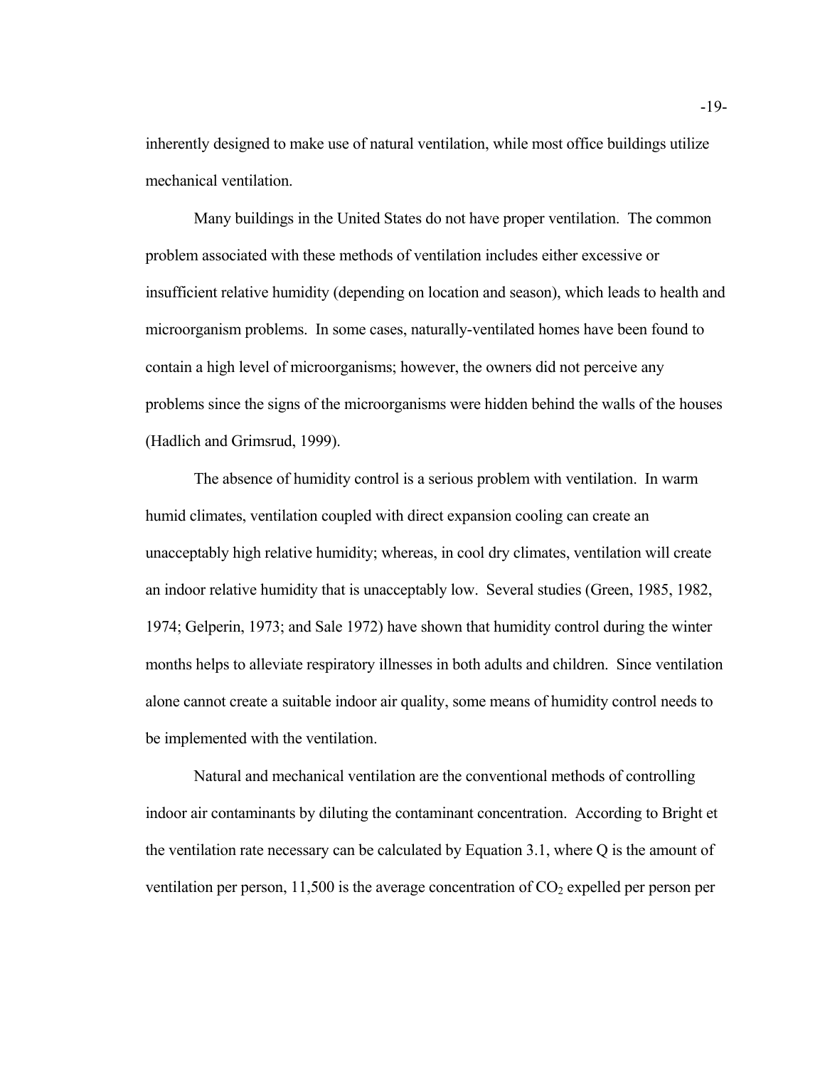inherently designed to make use of natural ventilation, while most office buildings utilize mechanical ventilation.

Many buildings in the United States do not have proper ventilation. The common problem associated with these methods of ventilation includes either excessive or insufficient relative humidity (depending on location and season), which leads to health and microorganism problems. In some cases, naturally-ventilated homes have been found to contain a high level of microorganisms; however, the owners did not perceive any problems since the signs of the microorganisms were hidden behind the walls of the houses (Hadlich and Grimsrud, 1999).

The absence of humidity control is a serious problem with ventilation. In warm humid climates, ventilation coupled with direct expansion cooling can create an unacceptably high relative humidity; whereas, in cool dry climates, ventilation will create an indoor relative humidity that is unacceptably low. Several studies (Green, 1985, 1982, 1974; Gelperin, 1973; and Sale 1972) have shown that humidity control during the winter months helps to alleviate respiratory illnesses in both adults and children. Since ventilation alone cannot create a suitable indoor air quality, some means of humidity control needs to be implemented with the ventilation.

Natural and mechanical ventilation are the conventional methods of controlling indoor air contaminants by diluting the contaminant concentration. According to Bright et the ventilation rate necessary can be calculated by Equation 3.1, where Q is the amount of ventilation per person, 11,500 is the average concentration of $CO_2$ expelled per person per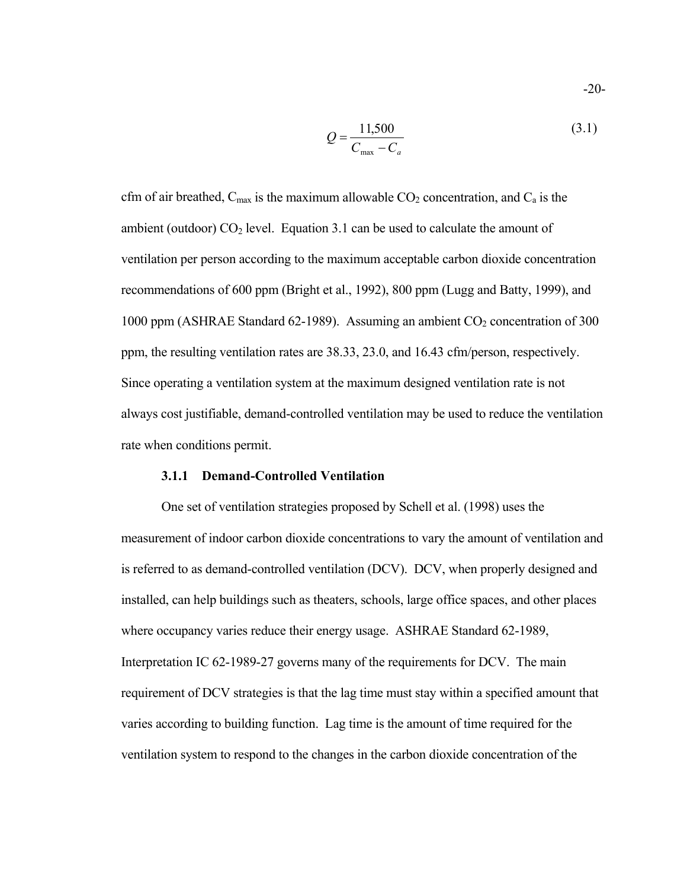$$Q = \frac{11{,}500}{C_{max} - C_a} \quad (3.1)$$

cfm of air breathed, $C_{max}$ is the maximum allowable $CO_2$ concentration, and $C_a$ is the ambient (outdoor) $CO_2$ level. Equation 3.1 can be used to calculate the amount of ventilation per person according to the maximum acceptable carbon dioxide concentration recommendations of 600 ppm (Bright et al., 1992), 800 ppm (Lugg and Batty, 1999), and 1000 ppm (ASHRAE Standard 62-1989). Assuming an ambient $CO_2$ concentration of 300 ppm, the resulting ventilation rates are 38.33, 23.0, and 16.43 cfm/person, respectively. Since operating a ventilation system at the maximum designed ventilation rate is not always cost justifiable, demand-controlled ventilation may be used to reduce the ventilation rate when conditions permit.

### 3.1.1 Demand-Controlled Ventilation

One set of ventilation strategies proposed by Schell et al. (1998) uses the measurement of indoor carbon dioxide concentrations to vary the amount of ventilation and is referred to as demand-controlled ventilation (DCV). DCV, when properly designed and installed, can help buildings such as theaters, schools, large office spaces, and other places where occupancy varies reduce their energy usage. ASHRAE Standard 62-1989, Interpretation IC 62-1989-27 governs many of the requirements for DCV. The main requirement of DCV strategies is that the lag time must stay within a specified amount that varies according to building function. Lag time is the amount of time required for the ventilation system to respond to the changes in the carbon dioxide concentration of the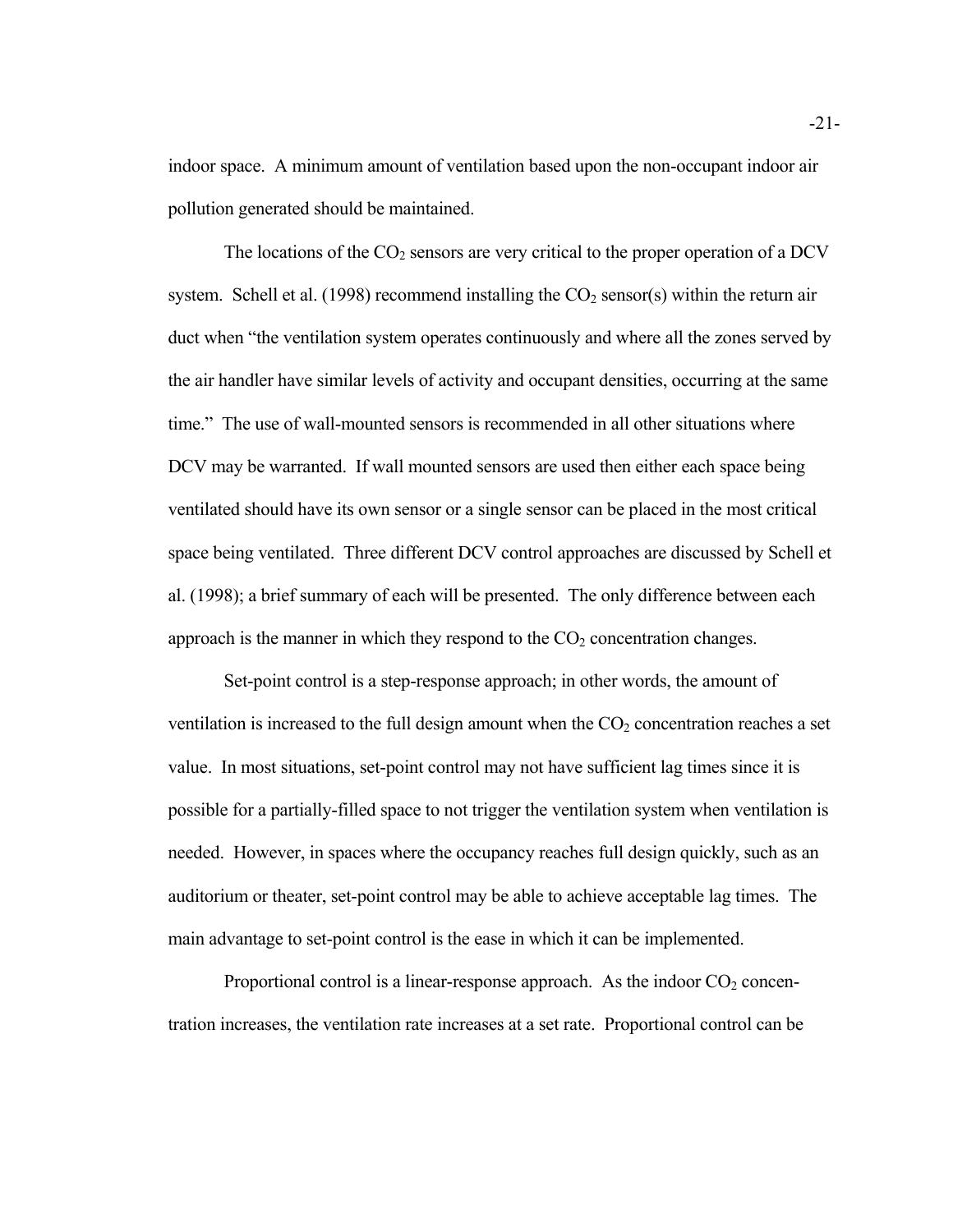indoor space. A minimum amount of ventilation based upon the non-occupant indoor air pollution generated should be maintained.

The locations of the $CO_2$ sensors are very critical to the proper operation of a DCV system. Schell et al. (1998) recommend installing the $CO_2$ sensor(s) within the return air duct when "the ventilation system operates continuously and where all the zones served by the air handler have similar levels of activity and occupant densities, occurring at the same time." The use of wall-mounted sensors is recommended in all other situations where DCV may be warranted. If wall mounted sensors are used then either each space being ventilated should have its own sensor or a single sensor can be placed in the most critical space being ventilated. Three different DCV control approaches are discussed by Schell et al. (1998); a brief summary of each will be presented. The only difference between each approach is the manner in which they respond to the $CO_2$ concentration changes.

Set-point control is a step-response approach; in other words, the amount of ventilation is increased to the full design amount when the $CO_2$ concentration reaches a set value. In most situations, set-point control may not have sufficient lag times since it is possible for a partially-filled space to not trigger the ventilation system when ventilation is needed. However, in spaces where the occupancy reaches full design quickly, such as an auditorium or theater, set-point control may be able to achieve acceptable lag times. The main advantage to set-point control is the ease in which it can be implemented.

Proportional control is a linear-response approach. As the indoor $CO_2$ concentration increases, the ventilation rate increases at a set rate. Proportional control can be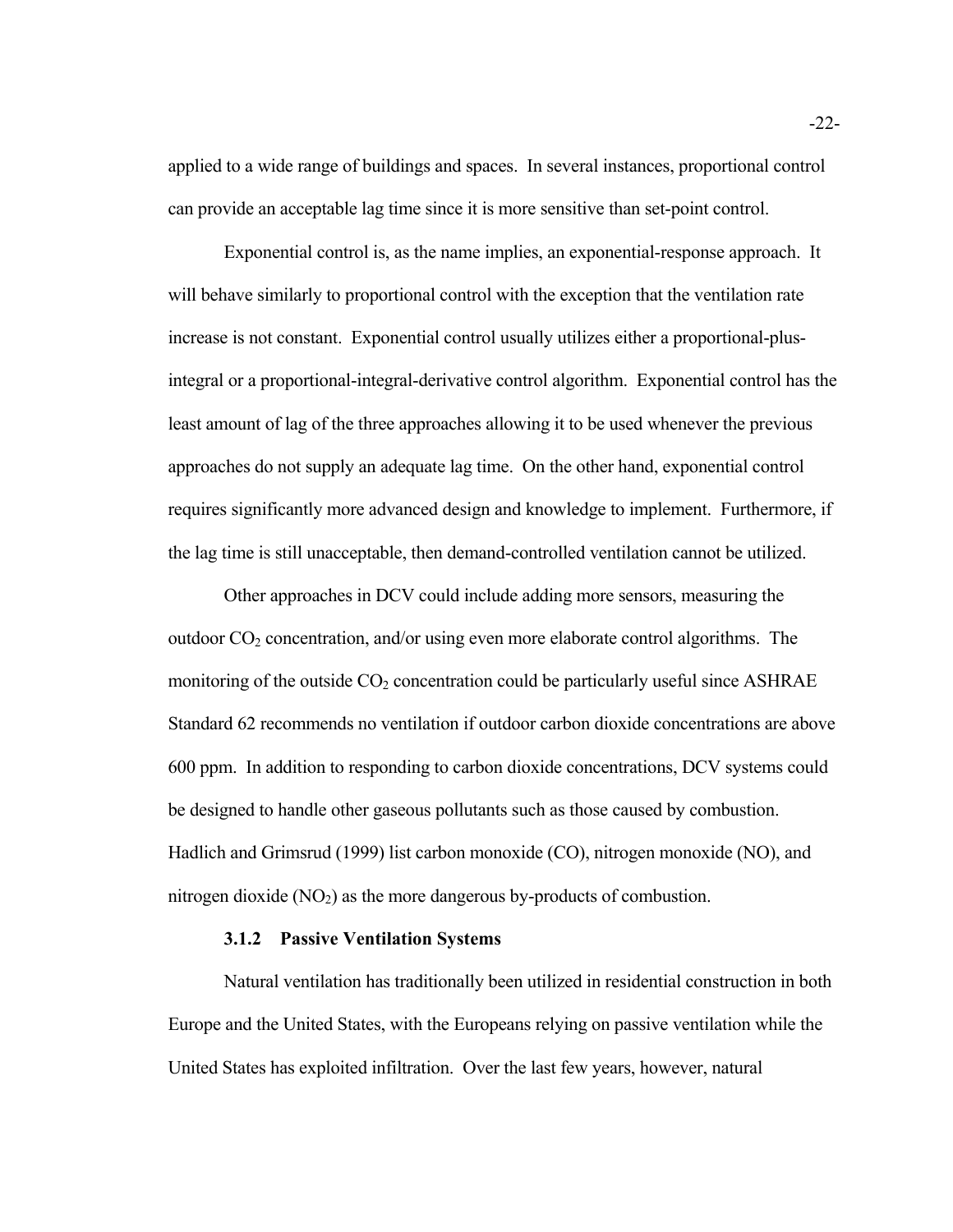applied to a wide range of buildings and spaces. In several instances, proportional control can provide an acceptable lag time since it is more sensitive than set-point control.

Exponential control is, as the name implies, an exponential-response approach. It will behave similarly to proportional control with the exception that the ventilation rate increase is not constant. Exponential control usually utilizes either a proportional-plus-integral or a proportional-integral-derivative control algorithm. Exponential control has the least amount of lag of the three approaches allowing it to be used whenever the previous approaches do not supply an adequate lag time. On the other hand, exponential control requires significantly more advanced design and knowledge to implement. Furthermore, if the lag time is still unacceptable, then demand-controlled ventilation cannot be utilized.

Other approaches in DCV could include adding more sensors, measuring the outdoor $CO_2$ concentration, and/or using even more elaborate control algorithms. The monitoring of the outside $CO_2$ concentration could be particularly useful since ASHRAE Standard 62 recommends no ventilation if outdoor carbon dioxide concentrations are above 600 ppm. In addition to responding to carbon dioxide concentrations, DCV systems could be designed to handle other gaseous pollutants such as those caused by combustion. Hadlich and Grimsrud (1999) list carbon monoxide (CO), nitrogen monoxide (NO), and nitrogen dioxide ($NO_2$) as the more dangerous by-products of combustion.

### 3.1.2 Passive Ventilation Systems

Natural ventilation has traditionally been utilized in residential construction in both Europe and the United States, with the Europeans relying on passive ventilation while the United States has exploited infiltration. Over the last few years, however, natural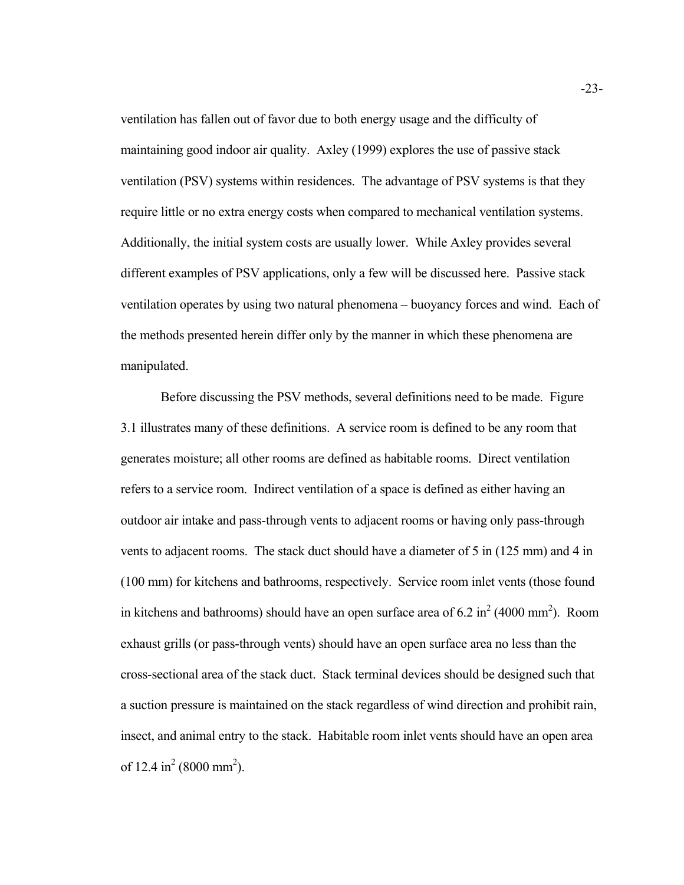ventilation has fallen out of favor due to both energy usage and the difficulty of maintaining good indoor air quality. Axley (1999) explores the use of passive stack ventilation (PSV) systems within residences. The advantage of PSV systems is that they require little or no extra energy costs when compared to mechanical ventilation systems. Additionally, the initial system costs are usually lower. While Axley provides several different examples of PSV applications, only a few will be discussed here. Passive stack ventilation operates by using two natural phenomena – buoyancy forces and wind. Each of the methods presented herein differ only by the manner in which these phenomena are manipulated.

Before discussing the PSV methods, several definitions need to be made. Figure 3.1 illustrates many of these definitions. A service room is defined to be any room that generates moisture; all other rooms are defined as habitable rooms. Direct ventilation refers to a service room. Indirect ventilation of a space is defined as either having an outdoor air intake and pass-through vents to adjacent rooms or having only pass-through vents to adjacent rooms. The stack duct should have a diameter of 5 in (125 mm) and 4 in (100 mm) for kitchens and bathrooms, respectively. Service room inlet vents (those found in kitchens and bathrooms) should have an open surface area of 6.2 $in^2$ (4000 $mm^2$). Room exhaust grills (or pass-through vents) should have an open surface area no less than the cross-sectional area of the stack duct. Stack terminal devices should be designed such that a suction pressure is maintained on the stack regardless of wind direction and prohibit rain, insect, and animal entry to the stack. Habitable room inlet vents should have an open area of 12.4 $in^2$ (8000 $mm^2$).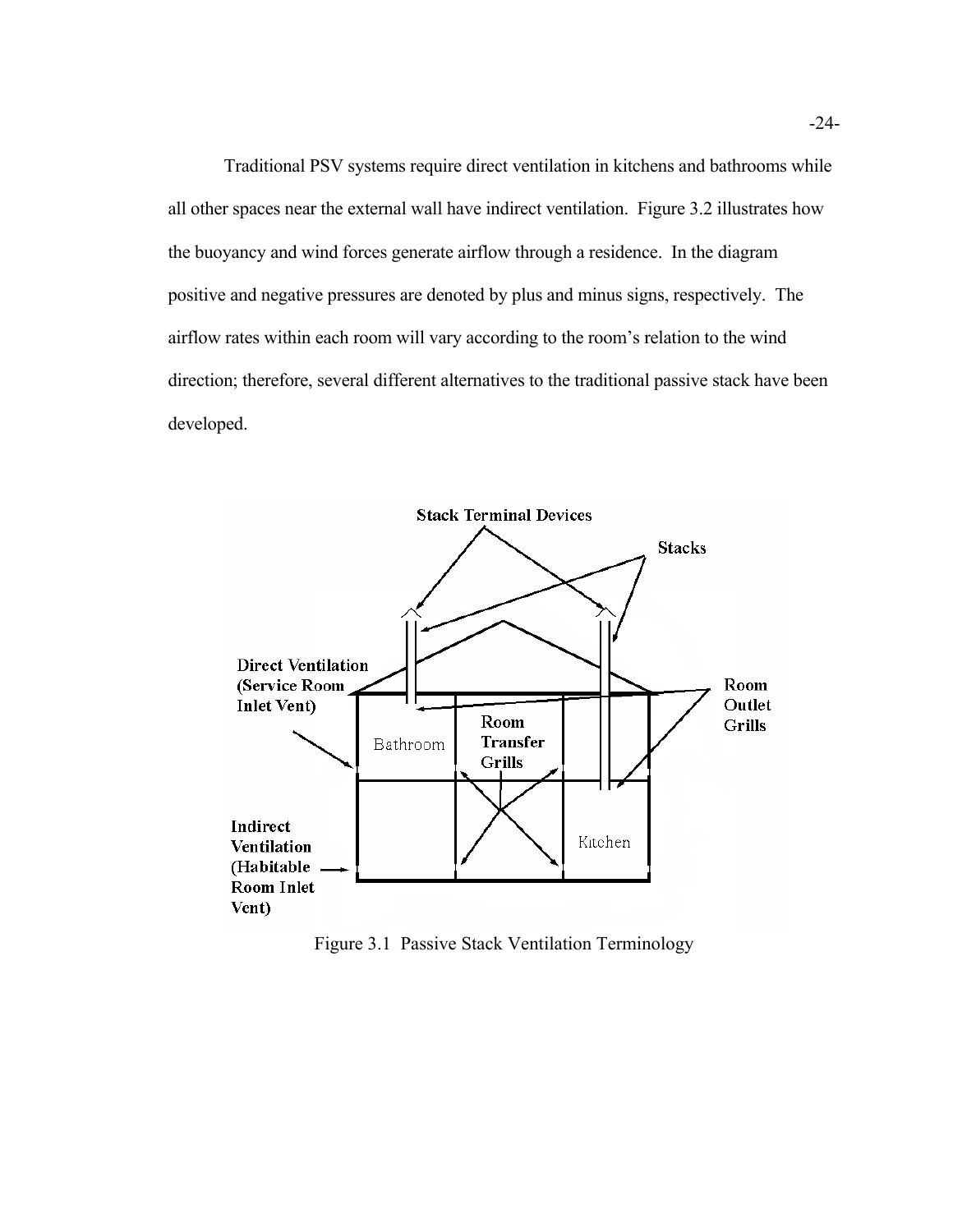Traditional PSV systems require direct ventilation in kitchens and bathrooms while all other spaces near the external wall have indirect ventilation. Figure 3.2 illustrates how the buoyancy and wind forces generate airflow through a residence. In the diagram positive and negative pressures are denoted by plus and minus signs, respectively. The airflow rates within each room will vary according to the room's relation to the wind direction; therefore, several different alternatives to the traditional passive stack have been developed.

Figure 3.1 Passive Stack Ventilation Terminology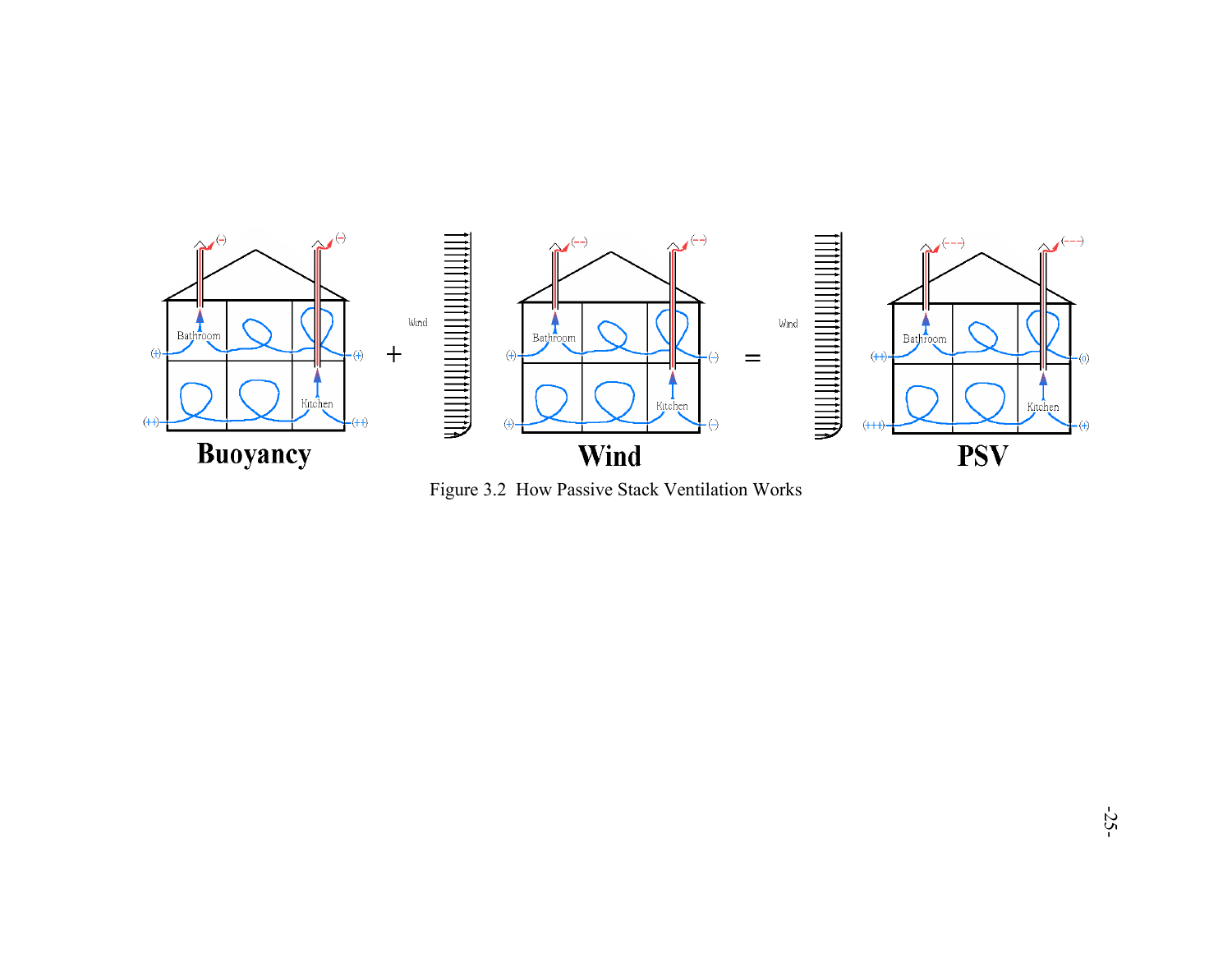Figure 3.2  How Passive Stack Ventilation Works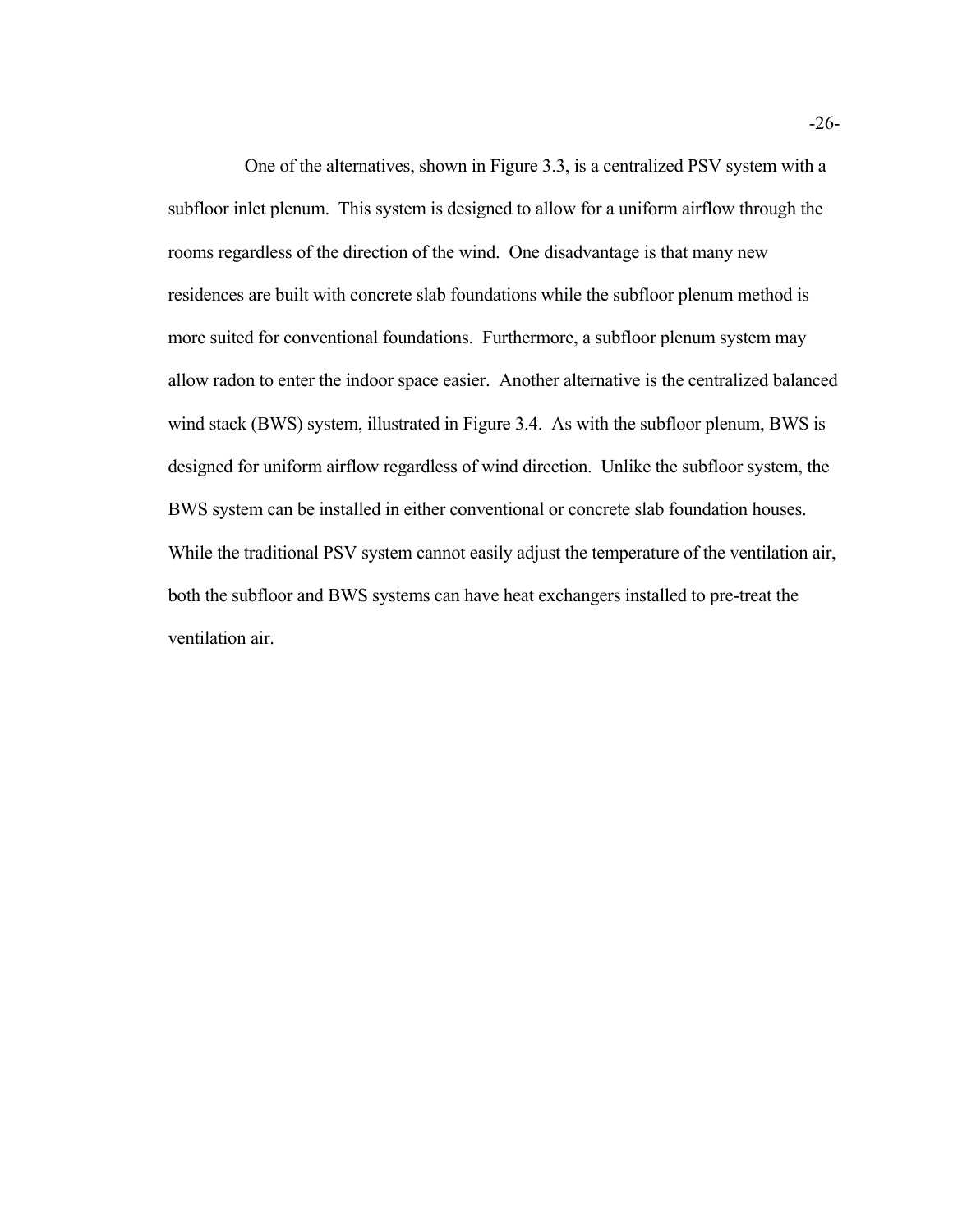One of the alternatives, shown in Figure 3.3, is a centralized PSV system with a subfloor inlet plenum. This system is designed to allow for a uniform airflow through the rooms regardless of the direction of the wind. One disadvantage is that many new residences are built with concrete slab foundations while the subfloor plenum method is more suited for conventional foundations. Furthermore, a subfloor plenum system may allow radon to enter the indoor space easier. Another alternative is the centralized balanced wind stack (BWS) system, illustrated in Figure 3.4. As with the subfloor plenum, BWS is designed for uniform airflow regardless of wind direction. Unlike the subfloor system, the BWS system can be installed in either conventional or concrete slab foundation houses. While the traditional PSV system cannot easily adjust the temperature of the ventilation air, both the subfloor and BWS systems can have heat exchangers installed to pre-treat the ventilation air.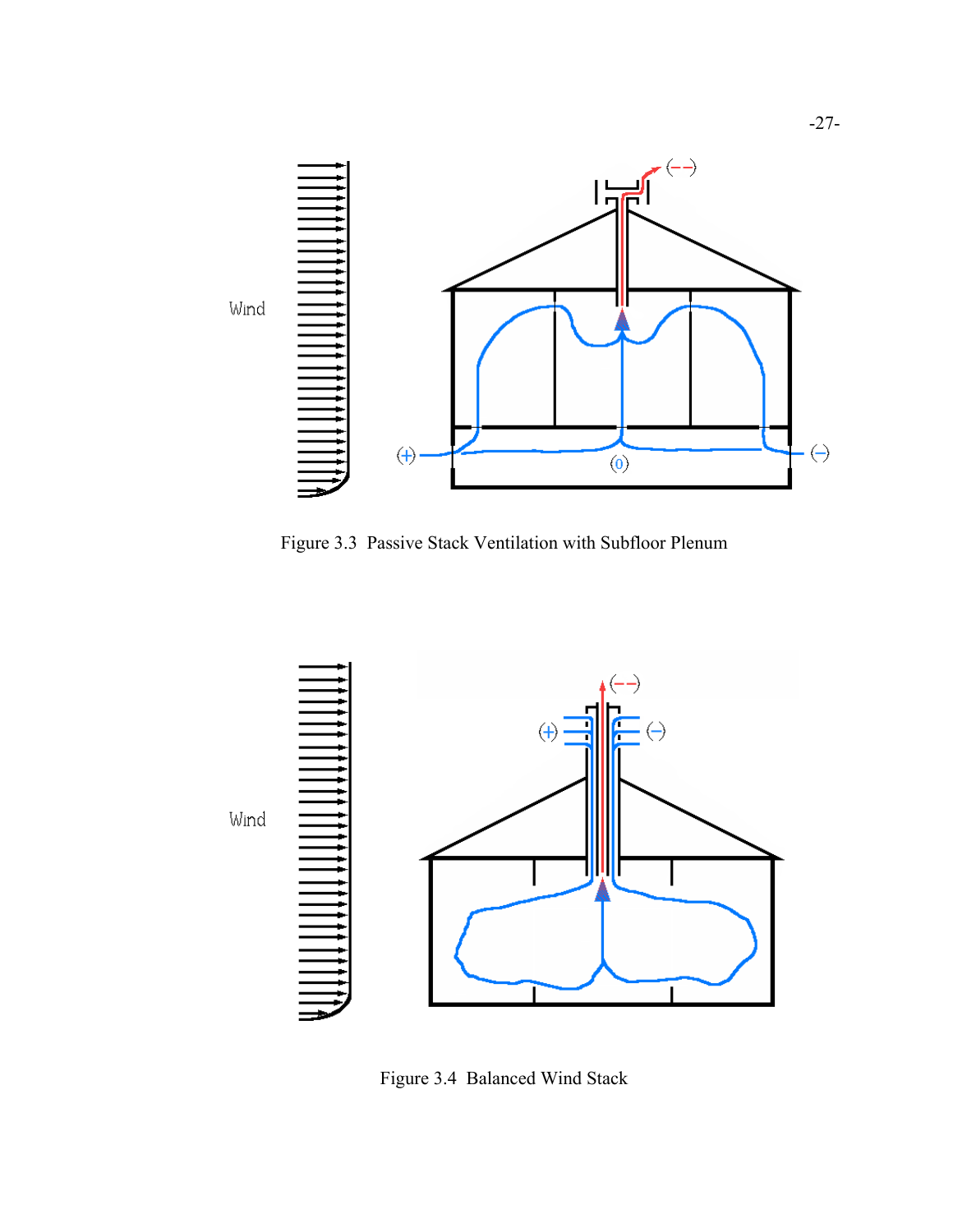Figure 3.3  Passive Stack Ventilation with Subfloor Plenum

Figure 3.4  Balanced Wind Stack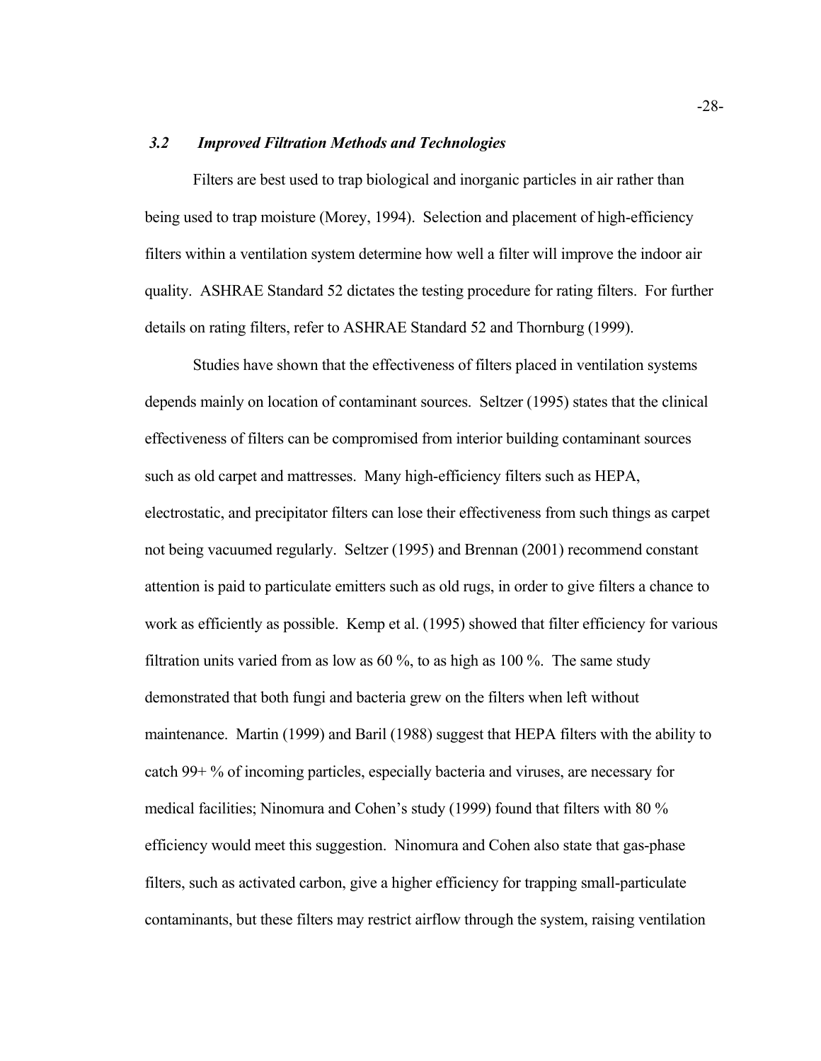### *3.2 Improved Filtration Methods and Technologies*

Filters are best used to trap biological and inorganic particles in air rather than being used to trap moisture (Morey, 1994). Selection and placement of high-efficiency filters within a ventilation system determine how well a filter will improve the indoor air quality. ASHRAE Standard 52 dictates the testing procedure for rating filters. For further details on rating filters, refer to ASHRAE Standard 52 and Thornburg (1999).

Studies have shown that the effectiveness of filters placed in ventilation systems depends mainly on location of contaminant sources. Seltzer (1995) states that the clinical effectiveness of filters can be compromised from interior building contaminant sources such as old carpet and mattresses. Many high-efficiency filters such as HEPA, electrostatic, and precipitator filters can lose their effectiveness from such things as carpet not being vacuumed regularly. Seltzer (1995) and Brennan (2001) recommend constant attention is paid to particulate emitters such as old rugs, in order to give filters a chance to work as efficiently as possible. Kemp et al. (1995) showed that filter efficiency for various filtration units varied from as low as 60 %, to as high as 100 %. The same study demonstrated that both fungi and bacteria grew on the filters when left without maintenance. Martin (1999) and Baril (1988) suggest that HEPA filters with the ability to catch 99+ % of incoming particles, especially bacteria and viruses, are necessary for medical facilities; Ninomura and Cohen's study (1999) found that filters with 80 % efficiency would meet this suggestion. Ninomura and Cohen also state that gas-phase filters, such as activated carbon, give a higher efficiency for trapping small-particulate contaminants, but these filters may restrict airflow through the system, raising ventilation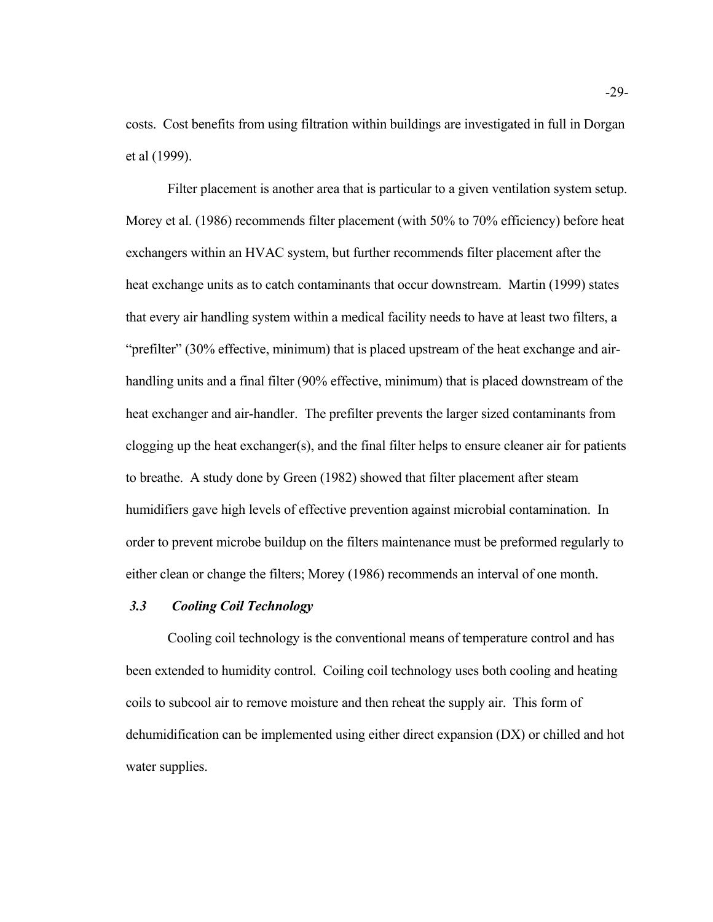costs. Cost benefits from using filtration within buildings are investigated in full in Dorgan et al (1999).

Filter placement is another area that is particular to a given ventilation system setup. Morey et al. (1986) recommends filter placement (with 50% to 70% efficiency) before heat exchangers within an HVAC system, but further recommends filter placement after the heat exchange units as to catch contaminants that occur downstream. Martin (1999) states that every air handling system within a medical facility needs to have at least two filters, a "prefilter" (30% effective, minimum) that is placed upstream of the heat exchange and air-handling units and a final filter (90% effective, minimum) that is placed downstream of the heat exchanger and air-handler. The prefilter prevents the larger sized contaminants from clogging up the heat exchanger(s), and the final filter helps to ensure cleaner air for patients to breathe. A study done by Green (1982) showed that filter placement after steam humidifiers gave high levels of effective prevention against microbial contamination. In order to prevent microbe buildup on the filters maintenance must be preformed regularly to either clean or change the filters; Morey (1986) recommends an interval of one month.

### *3.3 Cooling Coil Technology*

Cooling coil technology is the conventional means of temperature control and has been extended to humidity control. Coiling coil technology uses both cooling and heating coils to subcool air to remove moisture and then reheat the supply air. This form of dehumidification can be implemented using either direct expansion (DX) or chilled and hot water supplies.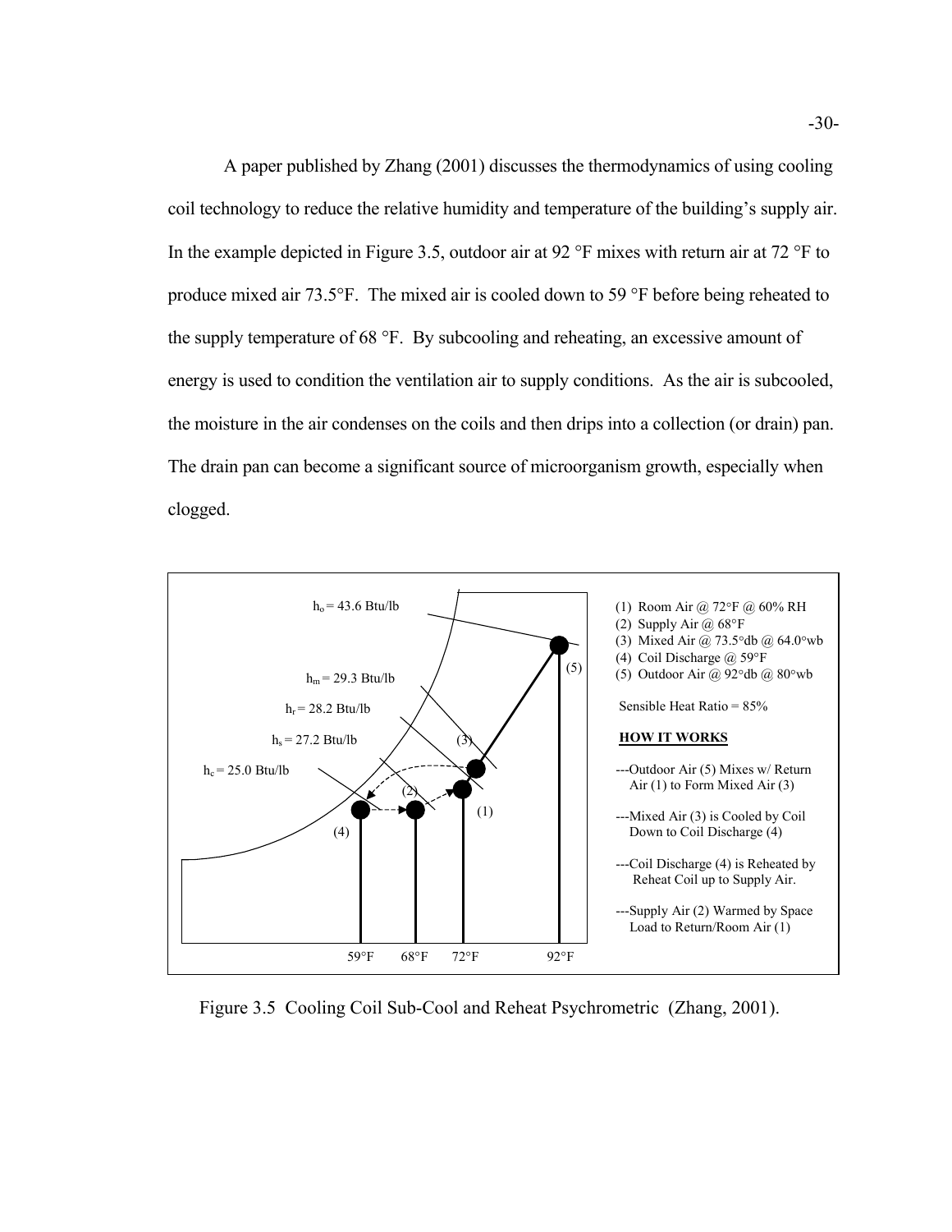A paper published by Zhang (2001) discusses the thermodynamics of using cooling coil technology to reduce the relative humidity and temperature of the building's supply air. In the example depicted in Figure 3.5, outdoor air at 92 °F mixes with return air at 72 °F to produce mixed air 73.5°F. The mixed air is cooled down to 59 °F before being reheated to the supply temperature of 68 °F. By subcooling and reheating, an excessive amount of energy is used to condition the ventilation air to supply conditions. As the air is subcooled, the moisture in the air condenses on the coils and then drips into a collection (or drain) pan. The drain pan can become a significant source of microorganism growth, especially when clogged.

$h_o$ = 43.6 Btu/lb

$h_m$ = 29.3 Btu/lb

$h_r$ = 28.2 Btu/lb

$h_s$ = 27.2 Btu/lb

$h_c$ = 25.0 Btu/lb

59°F 68°F 72°F 92°F

(1) Room Air @ 72°F @ 60% RH
(2) Supply Air @ 68°F
(3) Mixed Air @ 73.5°db @ 64.0°wb
(4) Coil Discharge @ 59°F
(5) Outdoor Air @ 92°db @ 80°wb

Sensible Heat Ratio = 85%

**HOW IT WORKS**

---Outdoor Air (5) Mixes w/ Return Air (1) to Form Mixed Air (3)

---Mixed Air (3) is Cooled by Coil Down to Coil Discharge (4)

---Coil Discharge (4) is Reheated by Reheat Coil up to Supply Air.

---Supply Air (2) Warmed by Space Load to Return/Room Air (1)

Figure 3.5 Cooling Coil Sub-Cool and Reheat Psychrometric (Zhang, 2001).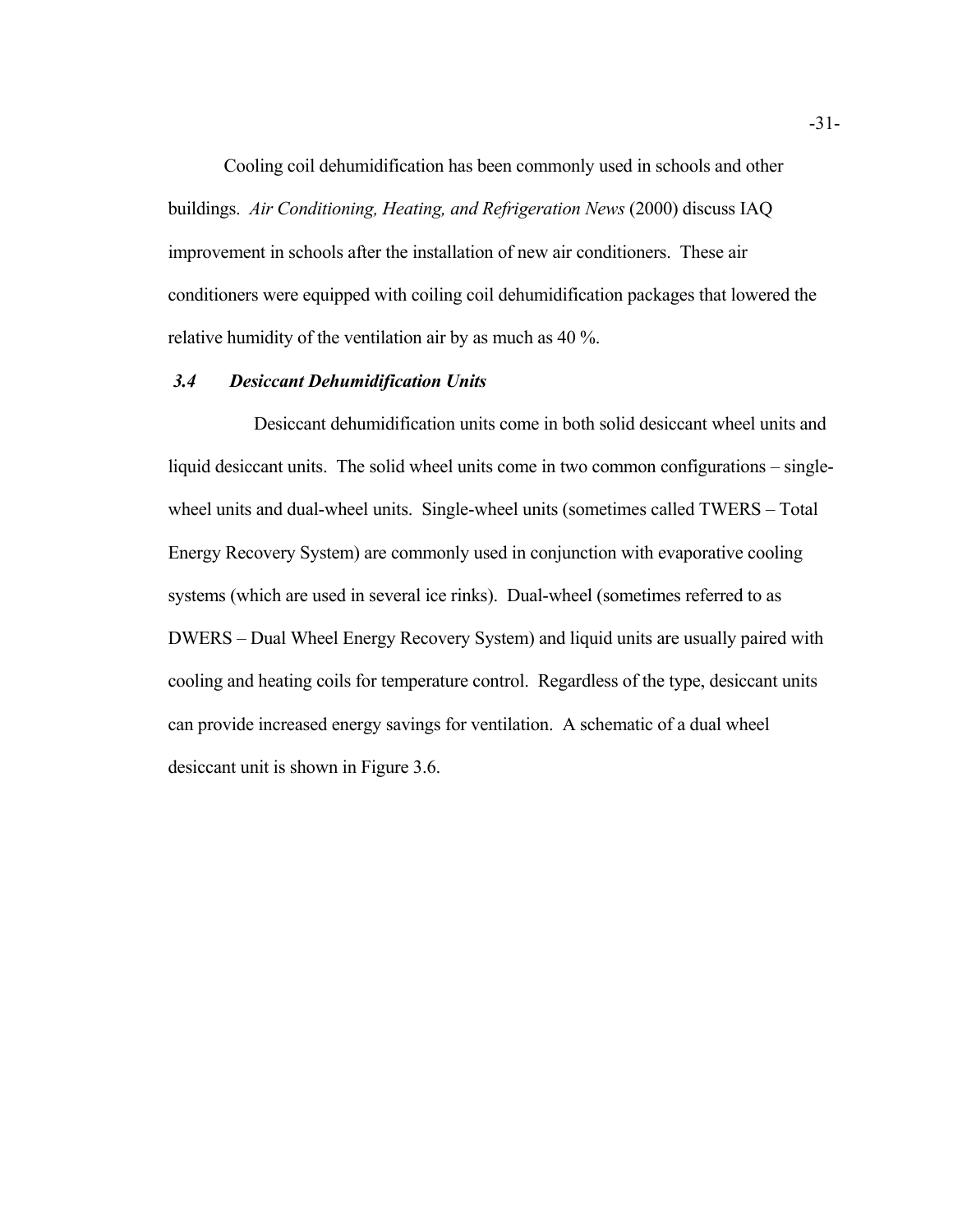Cooling coil dehumidification has been commonly used in schools and other buildings. *Air Conditioning, Heating, and Refrigeration News* (2000) discuss IAQ improvement in schools after the installation of new air conditioners. These air conditioners were equipped with coiling coil dehumidification packages that lowered the relative humidity of the ventilation air by as much as 40 %.

### *3.4 Desiccant Dehumidification Units*

Desiccant dehumidification units come in both solid desiccant wheel units and liquid desiccant units. The solid wheel units come in two common configurations – single-wheel units and dual-wheel units. Single-wheel units (sometimes called TWERS – Total Energy Recovery System) are commonly used in conjunction with evaporative cooling systems (which are used in several ice rinks). Dual-wheel (sometimes referred to as DWERS – Dual Wheel Energy Recovery System) and liquid units are usually paired with cooling and heating coils for temperature control. Regardless of the type, desiccant units can provide increased energy savings for ventilation. A schematic of a dual wheel desiccant unit is shown in Figure 3.6.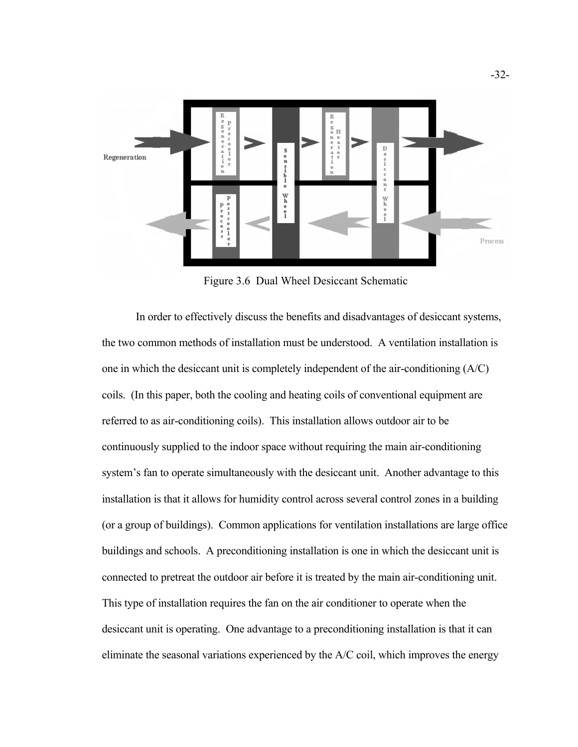Figure 3.6 Dual Wheel Desiccant Schematic

In order to effectively discuss the benefits and disadvantages of desiccant systems, the two common methods of installation must be understood. A ventilation installation is one in which the desiccant unit is completely independent of the air-conditioning (A/C) coils. (In this paper, both the cooling and heating coils of conventional equipment are referred to as air-conditioning coils). This installation allows outdoor air to be continuously supplied to the indoor space without requiring the main air-conditioning system's fan to operate simultaneously with the desiccant unit. Another advantage to this installation is that it allows for humidity control across several control zones in a building (or a group of buildings). Common applications for ventilation installations are large office buildings and schools. A preconditioning installation is one in which the desiccant unit is connected to pretreat the outdoor air before it is treated by the main air-conditioning unit. This type of installation requires the fan on the air conditioner to operate when the desiccant unit is operating. One advantage to a preconditioning installation is that it can eliminate the seasonal variations experienced by the A/C coil, which improves the energy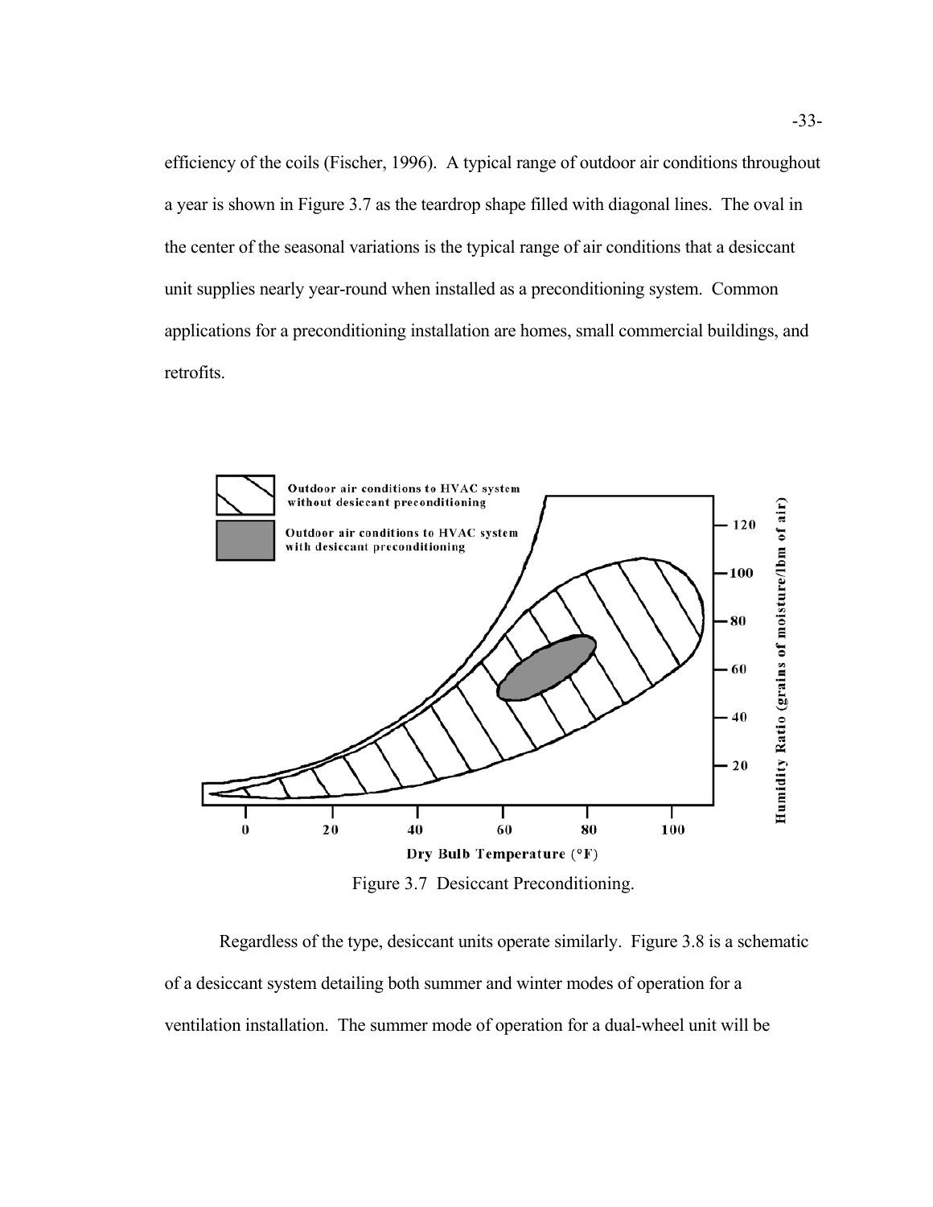efficiency of the coils (Fischer, 1996). A typical range of outdoor air conditions throughout a year is shown in Figure 3.7 as the teardrop shape filled with diagonal lines. The oval in the center of the seasonal variations is the typical range of air conditions that a desiccant unit supplies nearly year-round when installed as a preconditioning system. Common applications for a preconditioning installation are homes, small commercial buildings, and retrofits.

Figure 3.7 Desiccant Preconditioning.

Regardless of the type, desiccant units operate similarly. Figure 3.8 is a schematic of a desiccant system detailing both summer and winter modes of operation for a ventilation installation. The summer mode of operation for a dual-wheel unit will be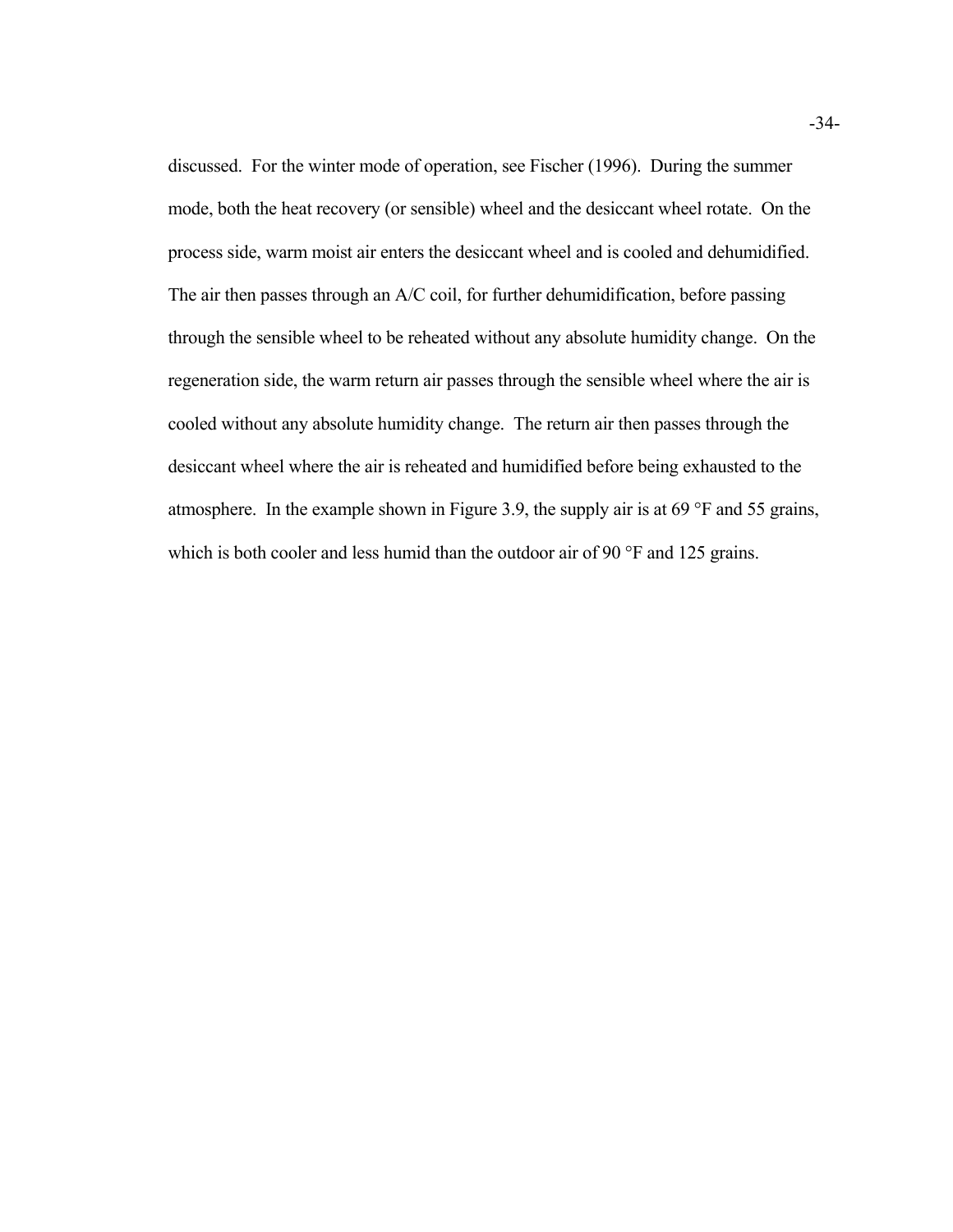discussed. For the winter mode of operation, see Fischer (1996). During the summer mode, both the heat recovery (or sensible) wheel and the desiccant wheel rotate. On the process side, warm moist air enters the desiccant wheel and is cooled and dehumidified. The air then passes through an A/C coil, for further dehumidification, before passing through the sensible wheel to be reheated without any absolute humidity change. On the regeneration side, the warm return air passes through the sensible wheel where the air is cooled without any absolute humidity change. The return air then passes through the desiccant wheel where the air is reheated and humidified before being exhausted to the atmosphere. In the example shown in Figure 3.9, the supply air is at 69 °F and 55 grains, which is both cooler and less humid than the outdoor air of 90 °F and 125 grains.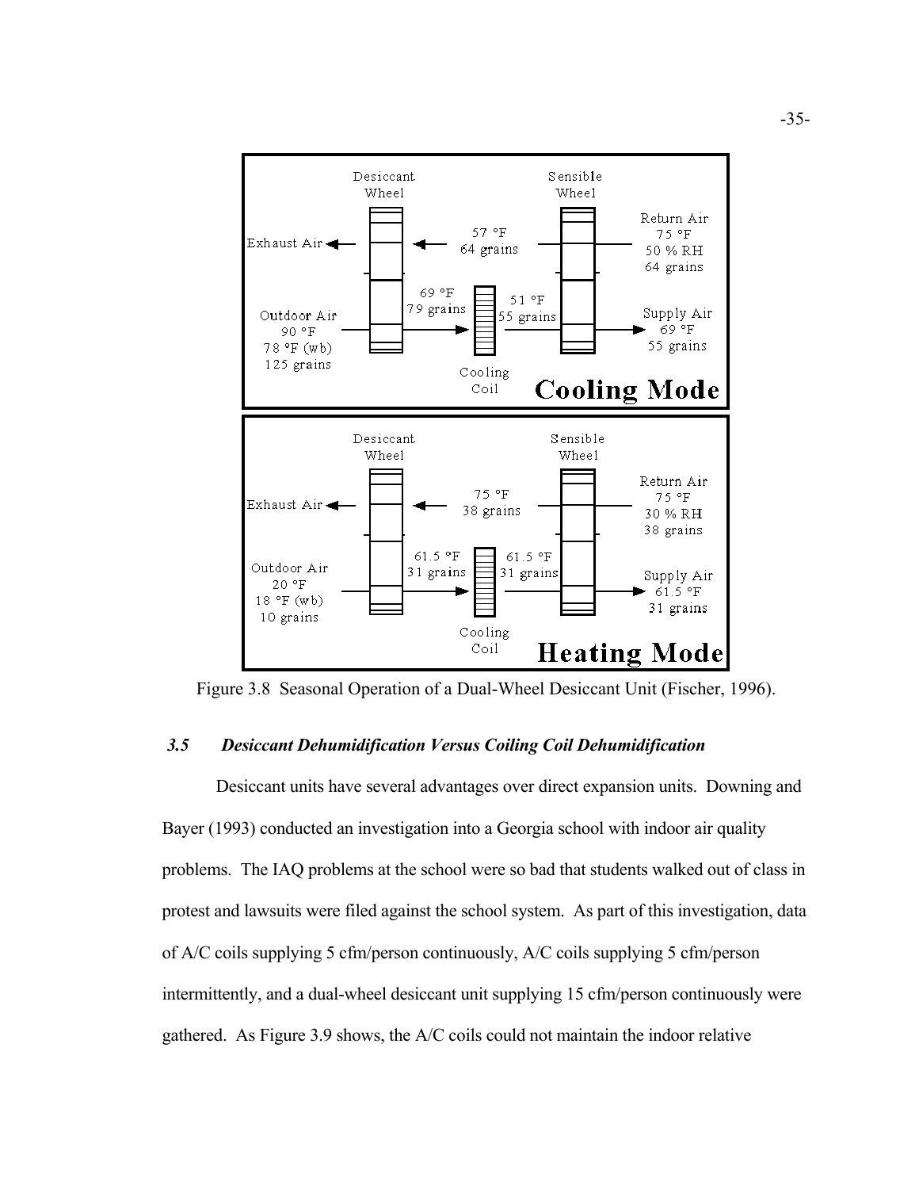Figure 3.8 Seasonal Operation of a Dual-Wheel Desiccant Unit (Fischer, 1996).

### *3.5 Desiccant Dehumidification Versus Coiling Coil Dehumidification*

Desiccant units have several advantages over direct expansion units. Downing and Bayer (1993) conducted an investigation into a Georgia school with indoor air quality problems. The IAQ problems at the school were so bad that students walked out of class in protest and lawsuits were filed against the school system. As part of this investigation, data of A/C coils supplying 5 cfm/person continuously, A/C coils supplying 5 cfm/person intermittently, and a dual-wheel desiccant unit supplying 15 cfm/person continuously were gathered. As Figure 3.9 shows, the A/C coils could not maintain the indoor relative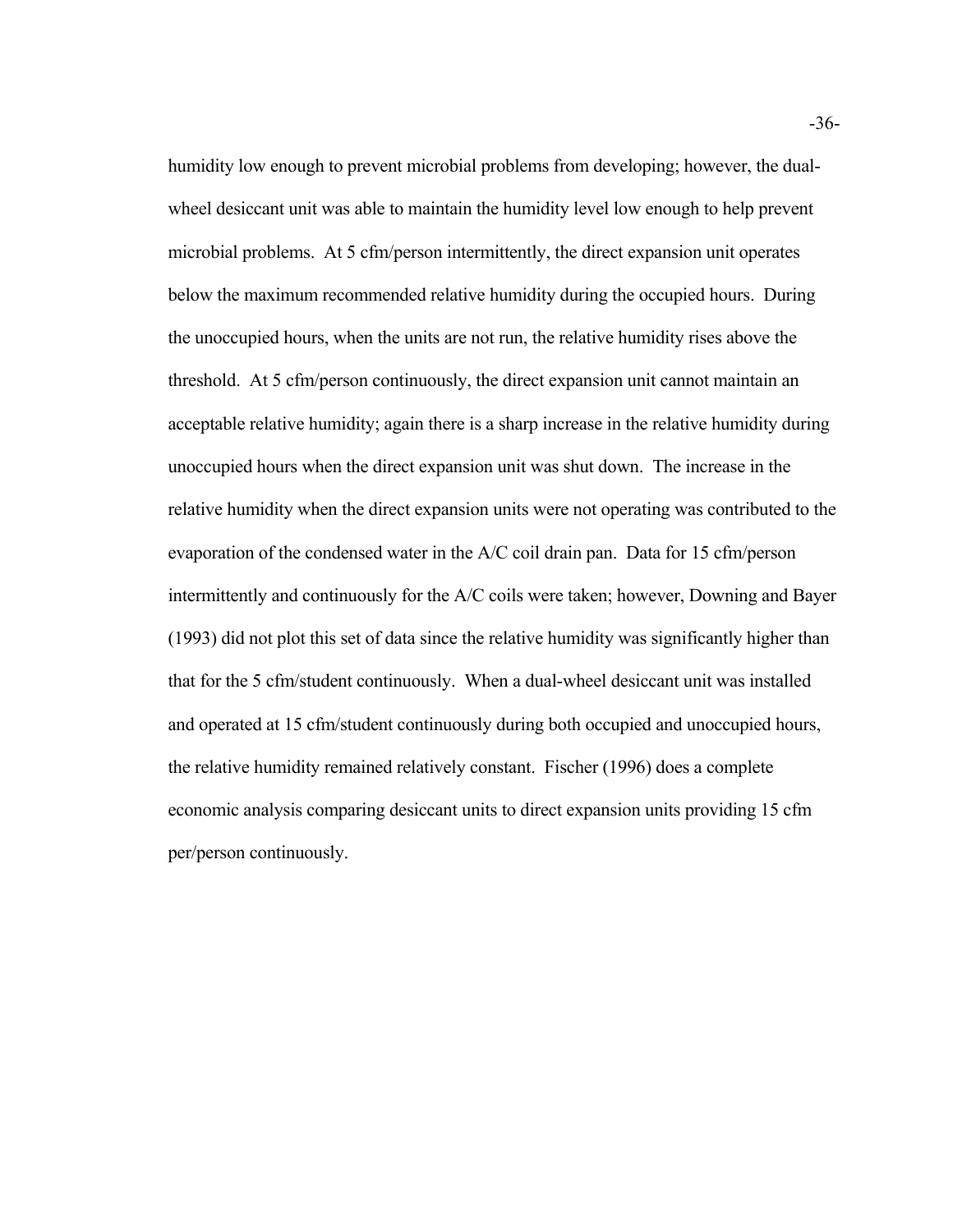humidity low enough to prevent microbial problems from developing; however, the dual-wheel desiccant unit was able to maintain the humidity level low enough to help prevent microbial problems. At 5 cfm/person intermittently, the direct expansion unit operates below the maximum recommended relative humidity during the occupied hours. During the unoccupied hours, when the units are not run, the relative humidity rises above the threshold. At 5 cfm/person continuously, the direct expansion unit cannot maintain an acceptable relative humidity; again there is a sharp increase in the relative humidity during unoccupied hours when the direct expansion unit was shut down. The increase in the relative humidity when the direct expansion units were not operating was contributed to the evaporation of the condensed water in the A/C coil drain pan. Data for 15 cfm/person intermittently and continuously for the A/C coils were taken; however, Downing and Bayer (1993) did not plot this set of data since the relative humidity was significantly higher than that for the 5 cfm/student continuously. When a dual-wheel desiccant unit was installed and operated at 15 cfm/student continuously during both occupied and unoccupied hours, the relative humidity remained relatively constant. Fischer (1996) does a complete economic analysis comparing desiccant units to direct expansion units providing 15 cfm per/person continuously.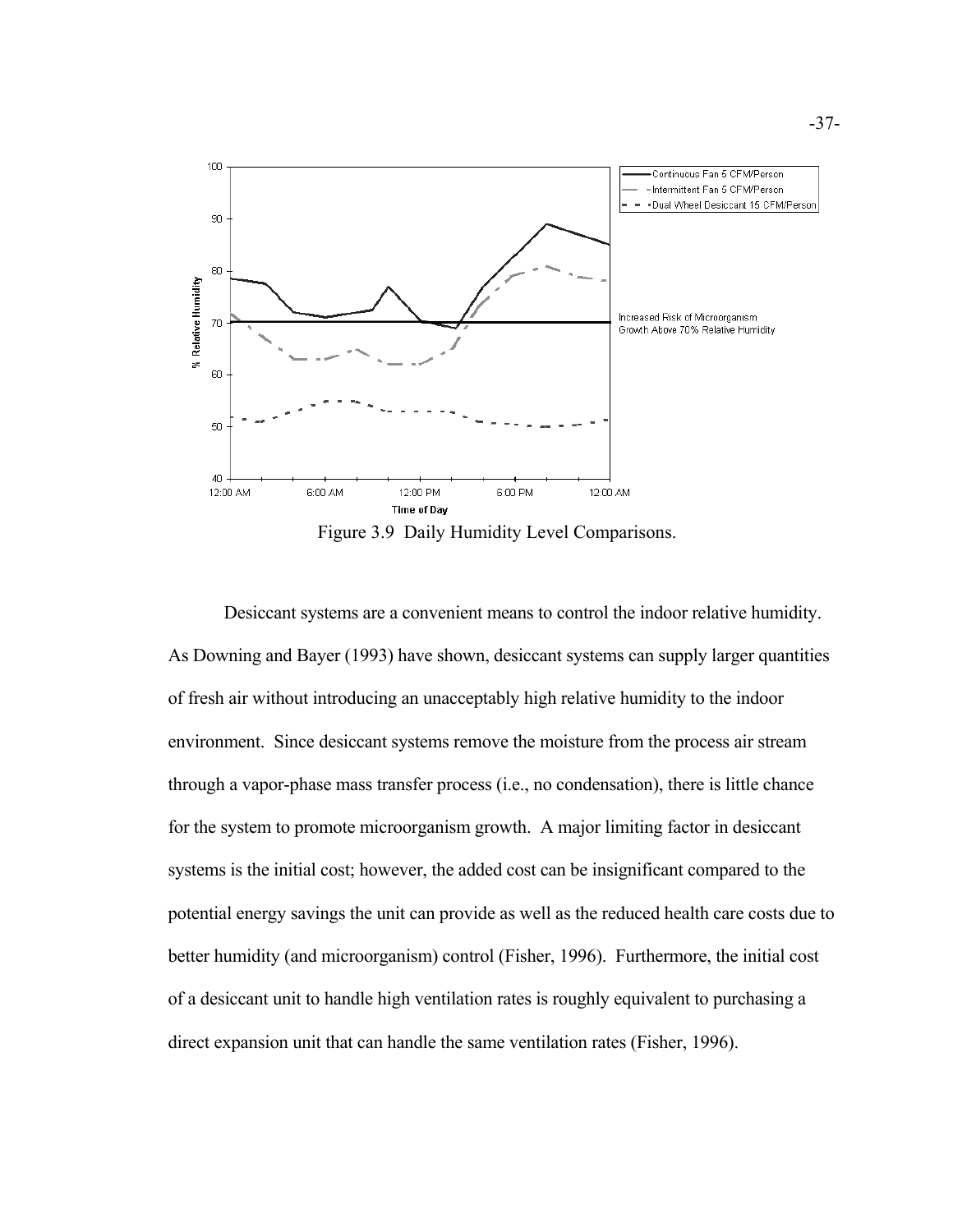Figure 3.9 Daily Humidity Level Comparisons.

Desiccant systems are a convenient means to control the indoor relative humidity. As Downing and Bayer (1993) have shown, desiccant systems can supply larger quantities of fresh air without introducing an unacceptably high relative humidity to the indoor environment. Since desiccant systems remove the moisture from the process air stream through a vapor-phase mass transfer process (i.e., no condensation), there is little chance for the system to promote microorganism growth. A major limiting factor in desiccant systems is the initial cost; however, the added cost can be insignificant compared to the potential energy savings the unit can provide as well as the reduced health care costs due to better humidity (and microorganism) control (Fisher, 1996). Furthermore, the initial cost of a desiccant unit to handle high ventilation rates is roughly equivalent to purchasing a direct expansion unit that can handle the same ventilation rates (Fisher, 1996).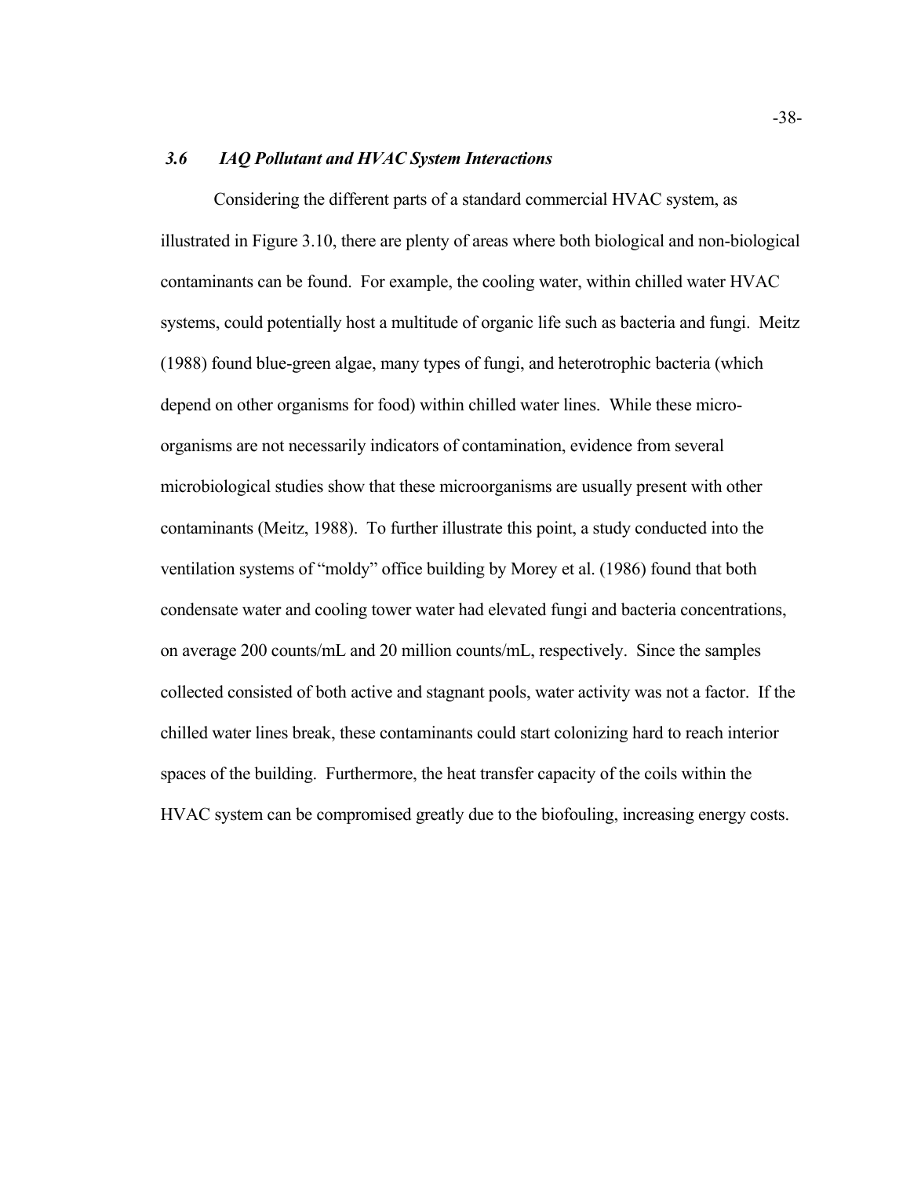### *3.6 IAQ Pollutant and HVAC System Interactions*

Considering the different parts of a standard commercial HVAC system, as illustrated in Figure 3.10, there are plenty of areas where both biological and non-biological contaminants can be found. For example, the cooling water, within chilled water HVAC systems, could potentially host a multitude of organic life such as bacteria and fungi. Meitz (1988) found blue-green algae, many types of fungi, and heterotrophic bacteria (which depend on other organisms for food) within chilled water lines. While these micro-organisms are not necessarily indicators of contamination, evidence from several microbiological studies show that these microorganisms are usually present with other contaminants (Meitz, 1988). To further illustrate this point, a study conducted into the ventilation systems of "moldy" office building by Morey et al. (1986) found that both condensate water and cooling tower water had elevated fungi and bacteria concentrations, on average 200 counts/mL and 20 million counts/mL, respectively. Since the samples collected consisted of both active and stagnant pools, water activity was not a factor. If the chilled water lines break, these contaminants could start colonizing hard to reach interior spaces of the building. Furthermore, the heat transfer capacity of the coils within the HVAC system can be compromised greatly due to the biofouling, increasing energy costs.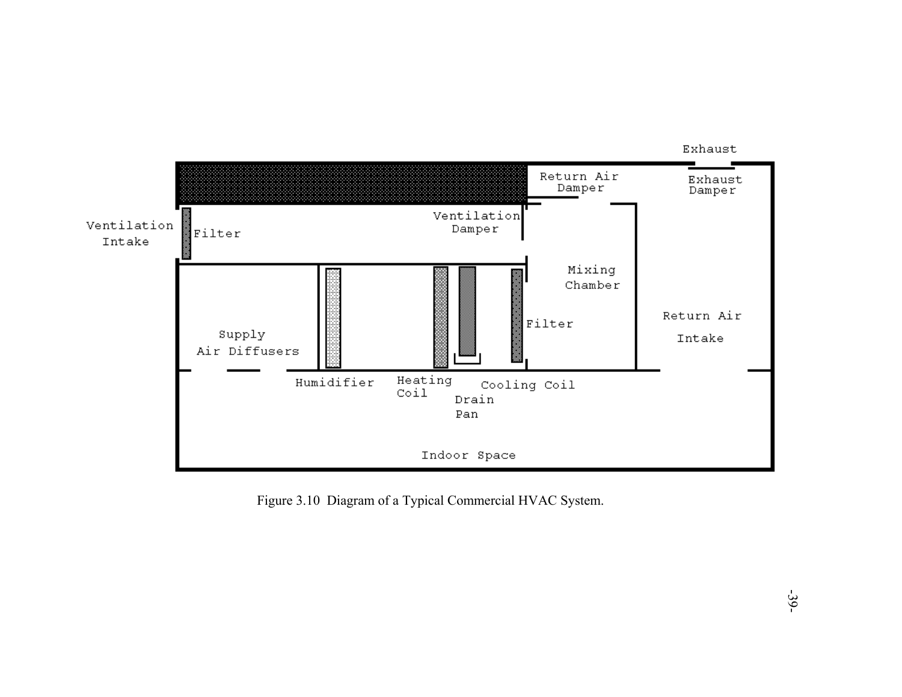Figure 3.10 Diagram of a Typical Commercial HVAC System.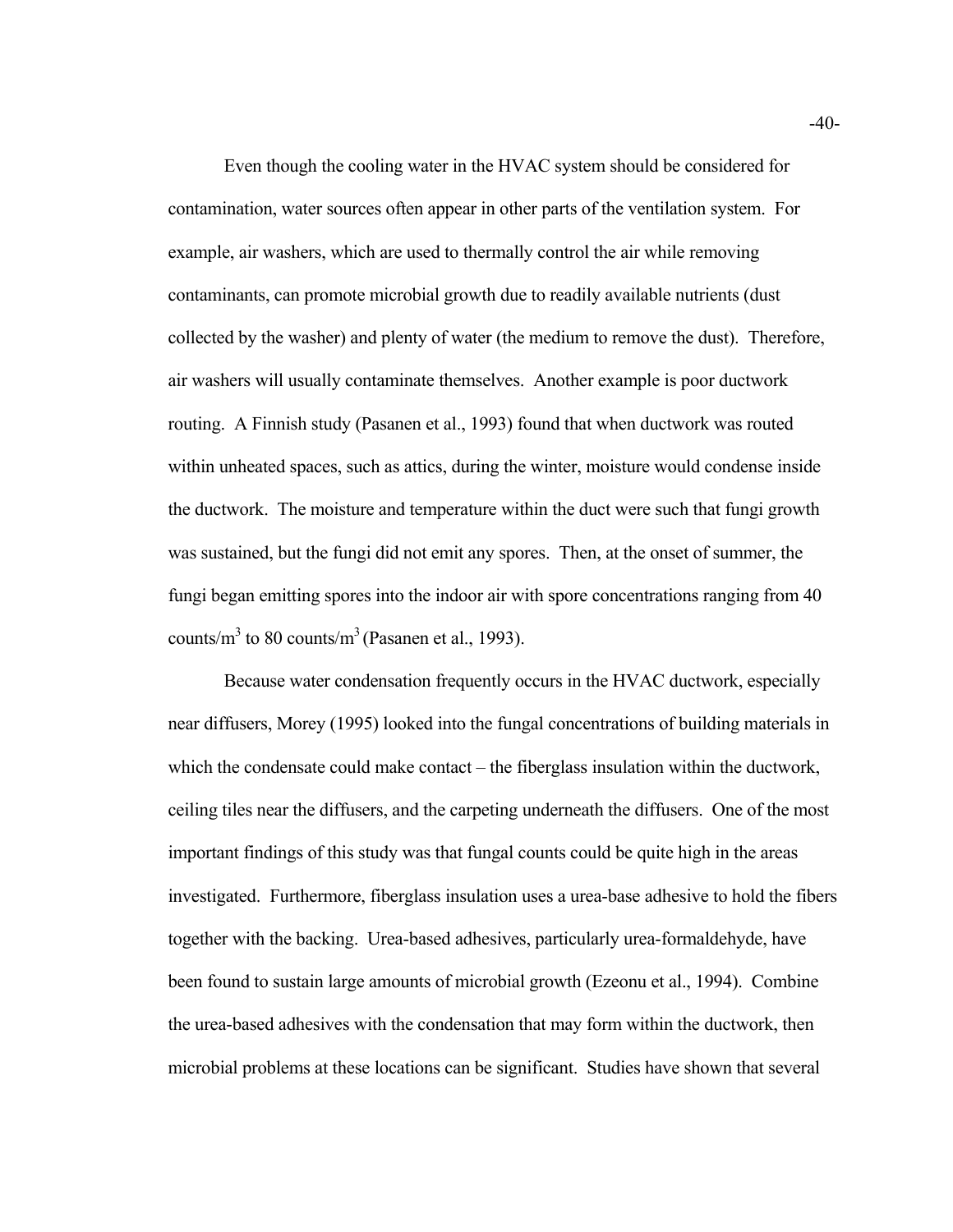Even though the cooling water in the HVAC system should be considered for contamination, water sources often appear in other parts of the ventilation system. For example, air washers, which are used to thermally control the air while removing contaminants, can promote microbial growth due to readily available nutrients (dust collected by the washer) and plenty of water (the medium to remove the dust). Therefore, air washers will usually contaminate themselves. Another example is poor ductwork routing. A Finnish study (Pasanen et al., 1993) found that when ductwork was routed within unheated spaces, such as attics, during the winter, moisture would condense inside the ductwork. The moisture and temperature within the duct were such that fungi growth was sustained, but the fungi did not emit any spores. Then, at the onset of summer, the fungi began emitting spores into the indoor air with spore concentrations ranging from 40 counts/$m^3$ to 80 counts/$m^3$ (Pasanen et al., 1993).

Because water condensation frequently occurs in the HVAC ductwork, especially near diffusers, Morey (1995) looked into the fungal concentrations of building materials in which the condensate could make contact – the fiberglass insulation within the ductwork, ceiling tiles near the diffusers, and the carpeting underneath the diffusers. One of the most important findings of this study was that fungal counts could be quite high in the areas investigated. Furthermore, fiberglass insulation uses a urea-base adhesive to hold the fibers together with the backing. Urea-based adhesives, particularly urea-formaldehyde, have been found to sustain large amounts of microbial growth (Ezeonu et al., 1994). Combine the urea-based adhesives with the condensation that may form within the ductwork, then microbial problems at these locations can be significant. Studies have shown that several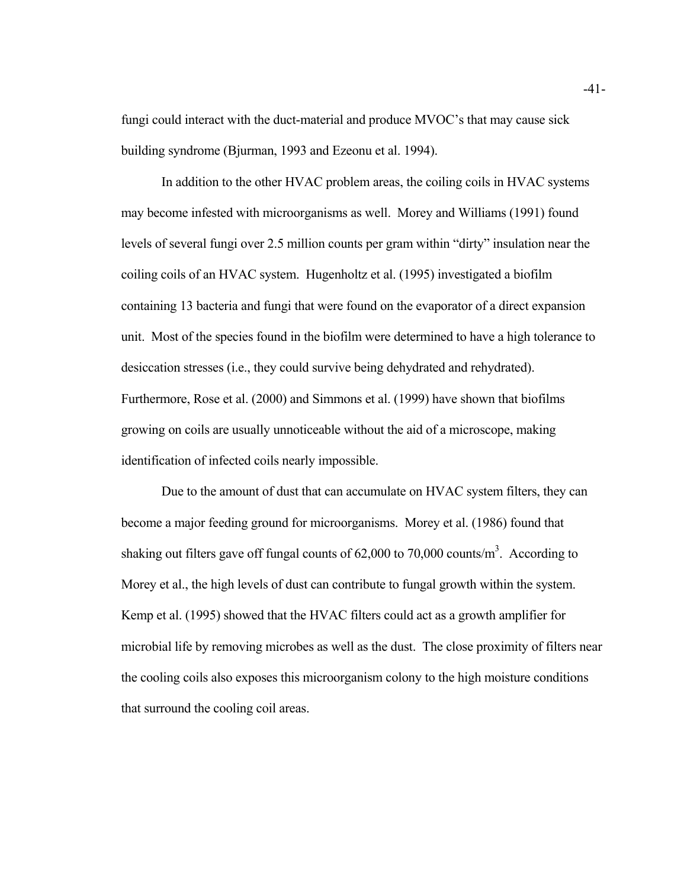fungi could interact with the duct-material and produce MVOC's that may cause sick building syndrome (Bjurman, 1993 and Ezeonu et al. 1994).

In addition to the other HVAC problem areas, the coiling coils in HVAC systems may become infested with microorganisms as well. Morey and Williams (1991) found levels of several fungi over 2.5 million counts per gram within "dirty" insulation near the coiling coils of an HVAC system. Hugenholtz et al. (1995) investigated a biofilm containing 13 bacteria and fungi that were found on the evaporator of a direct expansion unit. Most of the species found in the biofilm were determined to have a high tolerance to desiccation stresses (i.e., they could survive being dehydrated and rehydrated). Furthermore, Rose et al. (2000) and Simmons et al. (1999) have shown that biofilms growing on coils are usually unnoticeable without the aid of a microscope, making identification of infected coils nearly impossible.

Due to the amount of dust that can accumulate on HVAC system filters, they can become a major feeding ground for microorganisms. Morey et al. (1986) found that shaking out filters gave off fungal counts of 62,000 to 70,000 counts/$m^3$. According to Morey et al., the high levels of dust can contribute to fungal growth within the system. Kemp et al. (1995) showed that the HVAC filters could act as a growth amplifier for microbial life by removing microbes as well as the dust. The close proximity of filters near the cooling coils also exposes this microorganism colony to the high moisture conditions that surround the cooling coil areas.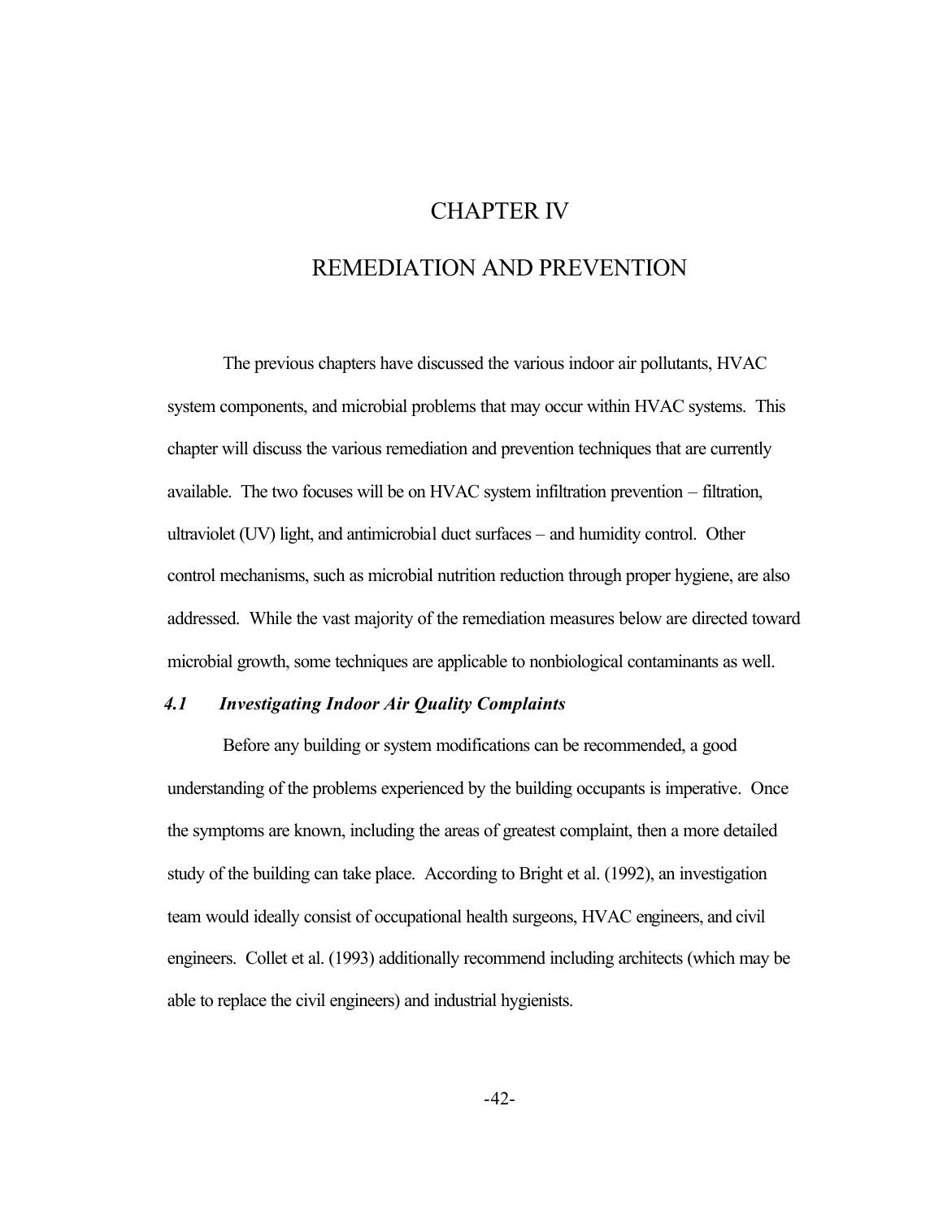# CHAPTER IV

# REMEDIATION AND PREVENTION

The previous chapters have discussed the various indoor air pollutants, HVAC system components, and microbial problems that may occur within HVAC systems. This chapter will discuss the various remediation and prevention techniques that are currently available. The two focuses will be on HVAC system infiltration prevention – filtration, ultraviolet (UV) light, and antimicrobial duct surfaces – and humidity control. Other control mechanisms, such as microbial nutrition reduction through proper hygiene, are also addressed. While the vast majority of the remediation measures below are directed toward microbial growth, some techniques are applicable to nonbiological contaminants as well.

## *4.1 Investigating Indoor Air Quality Complaints*

Before any building or system modifications can be recommended, a good understanding of the problems experienced by the building occupants is imperative. Once the symptoms are known, including the areas of greatest complaint, then a more detailed study of the building can take place. According to Bright et al. (1992), an investigation team would ideally consist of occupational health surgeons, HVAC engineers, and civil engineers. Collet et al. (1993) additionally recommend including architects (which may be able to replace the civil engineers) and industrial hygienists.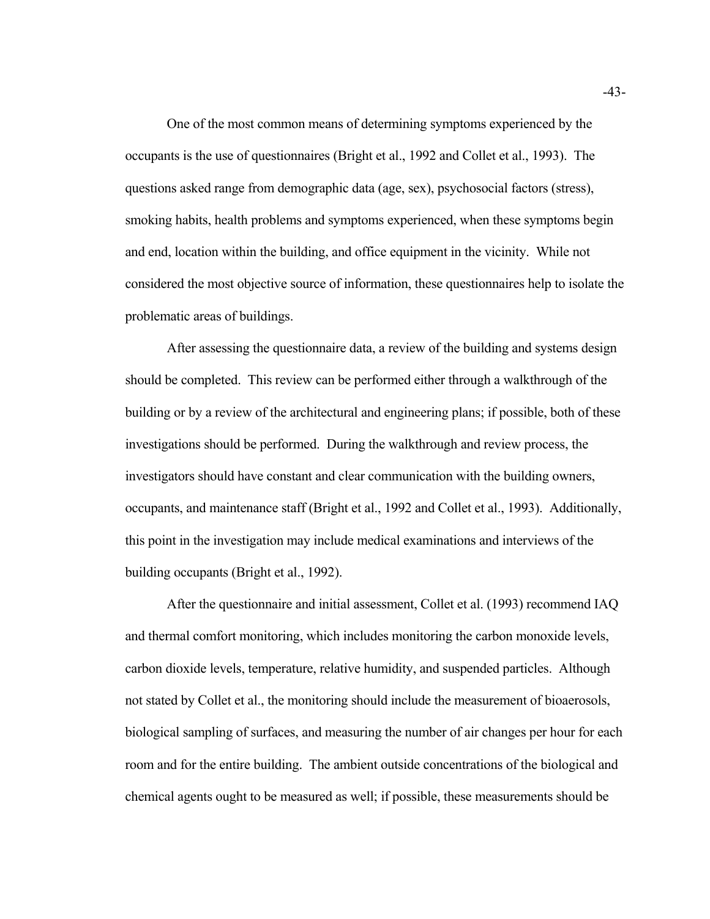One of the most common means of determining symptoms experienced by the occupants is the use of questionnaires (Bright et al., 1992 and Collet et al., 1993). The questions asked range from demographic data (age, sex), psychosocial factors (stress), smoking habits, health problems and symptoms experienced, when these symptoms begin and end, location within the building, and office equipment in the vicinity. While not considered the most objective source of information, these questionnaires help to isolate the problematic areas of buildings.

After assessing the questionnaire data, a review of the building and systems design should be completed. This review can be performed either through a walkthrough of the building or by a review of the architectural and engineering plans; if possible, both of these investigations should be performed. During the walkthrough and review process, the investigators should have constant and clear communication with the building owners, occupants, and maintenance staff (Bright et al., 1992 and Collet et al., 1993). Additionally, this point in the investigation may include medical examinations and interviews of the building occupants (Bright et al., 1992).

After the questionnaire and initial assessment, Collet et al. (1993) recommend IAQ and thermal comfort monitoring, which includes monitoring the carbon monoxide levels, carbon dioxide levels, temperature, relative humidity, and suspended particles. Although not stated by Collet et al., the monitoring should include the measurement of bioaerosols, biological sampling of surfaces, and measuring the number of air changes per hour for each room and for the entire building. The ambient outside concentrations of the biological and chemical agents ought to be measured as well; if possible, these measurements should be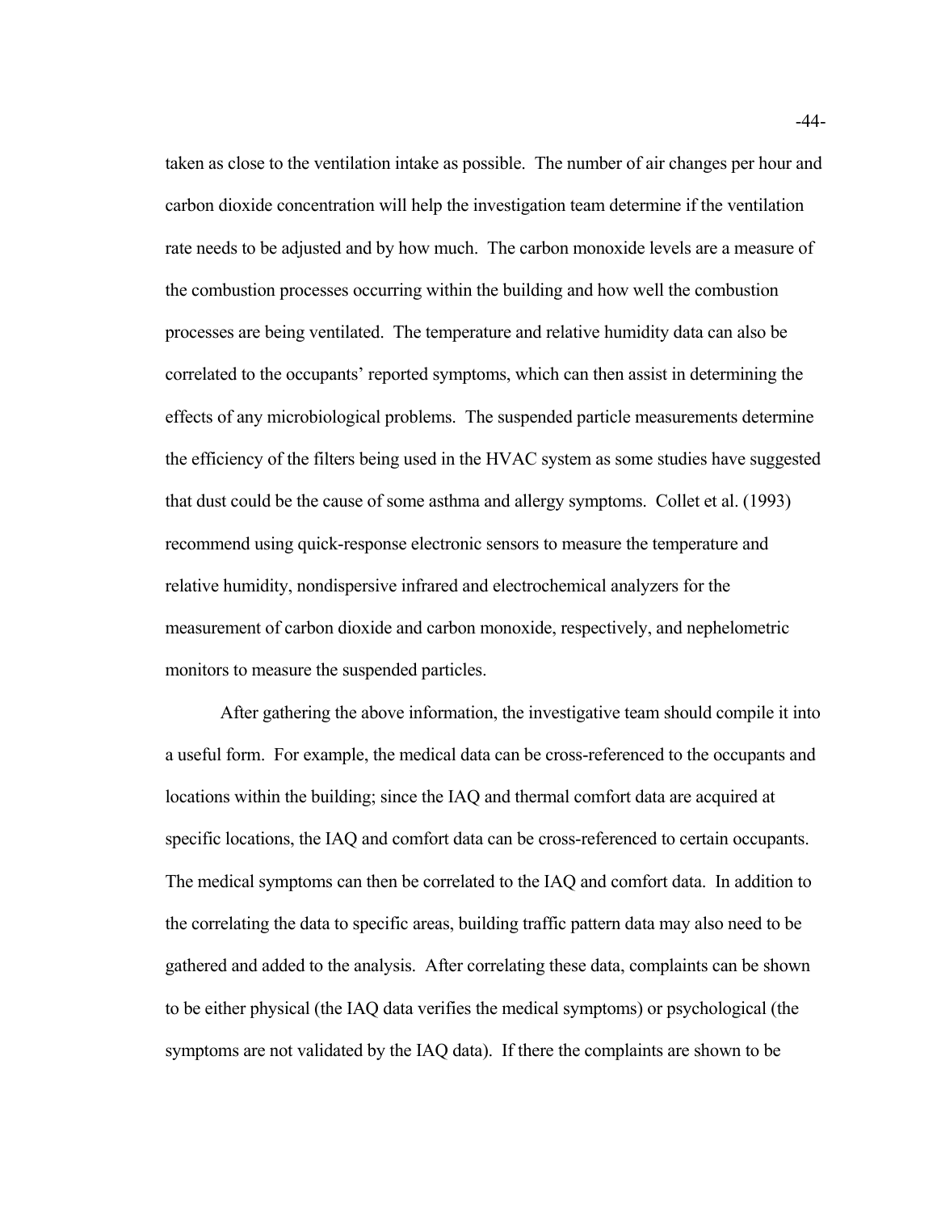taken as close to the ventilation intake as possible. The number of air changes per hour and carbon dioxide concentration will help the investigation team determine if the ventilation rate needs to be adjusted and by how much. The carbon monoxide levels are a measure of the combustion processes occurring within the building and how well the combustion processes are being ventilated. The temperature and relative humidity data can also be correlated to the occupants' reported symptoms, which can then assist in determining the effects of any microbiological problems. The suspended particle measurements determine the efficiency of the filters being used in the HVAC system as some studies have suggested that dust could be the cause of some asthma and allergy symptoms. Collet et al. (1993) recommend using quick-response electronic sensors to measure the temperature and relative humidity, nondispersive infrared and electrochemical analyzers for the measurement of carbon dioxide and carbon monoxide, respectively, and nephelometric monitors to measure the suspended particles.

After gathering the above information, the investigative team should compile it into a useful form. For example, the medical data can be cross-referenced to the occupants and locations within the building; since the IAQ and thermal comfort data are acquired at specific locations, the IAQ and comfort data can be cross-referenced to certain occupants. The medical symptoms can then be correlated to the IAQ and comfort data. In addition to the correlating the data to specific areas, building traffic pattern data may also need to be gathered and added to the analysis. After correlating these data, complaints can be shown to be either physical (the IAQ data verifies the medical symptoms) or psychological (the symptoms are not validated by the IAQ data). If there the complaints are shown to be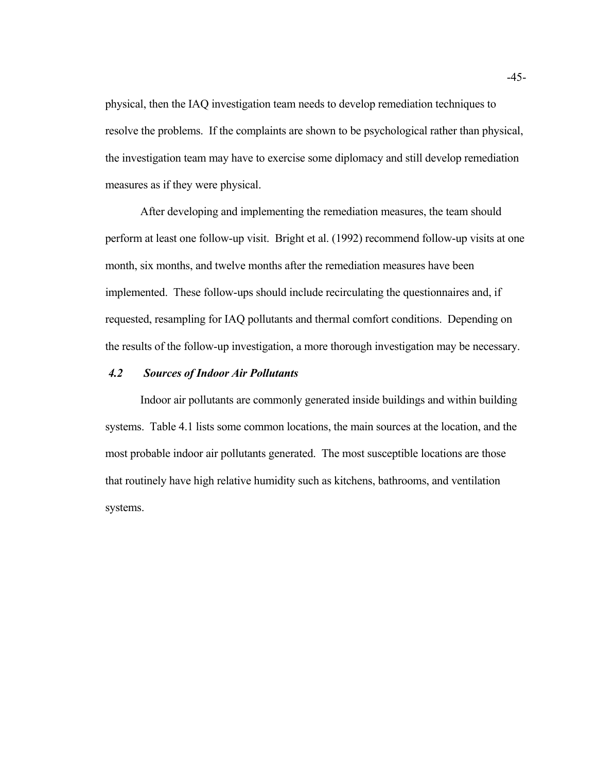physical, then the IAQ investigation team needs to develop remediation techniques to resolve the problems. If the complaints are shown to be psychological rather than physical, the investigation team may have to exercise some diplomacy and still develop remediation measures as if they were physical.

After developing and implementing the remediation measures, the team should perform at least one follow-up visit. Bright et al. (1992) recommend follow-up visits at one month, six months, and twelve months after the remediation measures have been implemented. These follow-ups should include recirculating the questionnaires and, if requested, resampling for IAQ pollutants and thermal comfort conditions. Depending on the results of the follow-up investigation, a more thorough investigation may be necessary.

### *4.2 Sources of Indoor Air Pollutants*

Indoor air pollutants are commonly generated inside buildings and within building systems. Table 4.1 lists some common locations, the main sources at the location, and the most probable indoor air pollutants generated. The most susceptible locations are those that routinely have high relative humidity such as kitchens, bathrooms, and ventilation systems.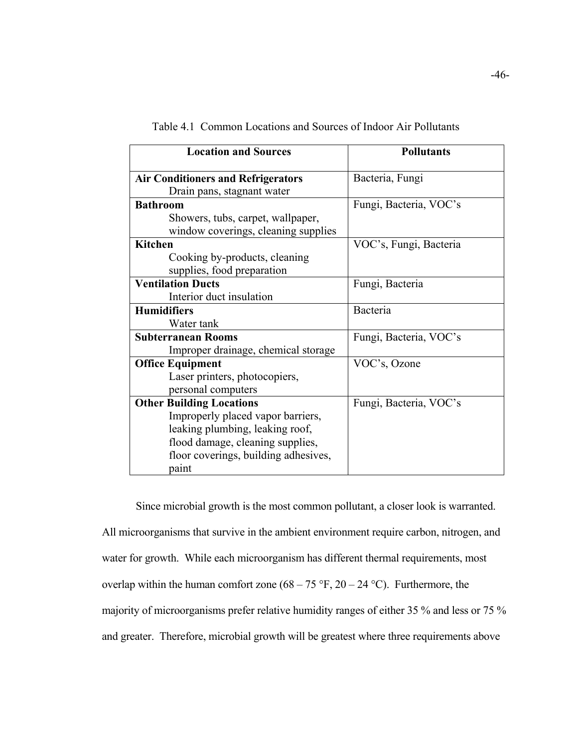Table 4.1 Common Locations and Sources of Indoor Air Pollutants

| Location and Sources | Pollutants |
|---|---|
| **Air Conditioners and Refrigerators**<br>Drain pans, stagnant water | Bacteria, Fungi |
| **Bathroom**<br>Showers, tubs, carpet, wallpaper, window coverings, cleaning supplies | Fungi, Bacteria, VOC's |
| **Kitchen**<br>Cooking by-products, cleaning supplies, food preparation | VOC's, Fungi, Bacteria |
| **Ventilation Ducts**<br>Interior duct insulation | Fungi, Bacteria |
| **Humidifiers**<br>Water tank | Bacteria |
| **Subterranean Rooms**<br>Improper drainage, chemical storage | Fungi, Bacteria, VOC's |
| **Office Equipment**<br>Laser printers, photocopiers, personal computers | VOC's, Ozone |
| **Other Building Locations**<br>Improperly placed vapor barriers, leaking plumbing, leaking roof, flood damage, cleaning supplies, floor coverings, building adhesives, paint | Fungi, Bacteria, VOC's |

Since microbial growth is the most common pollutant, a closer look is warranted. All microorganisms that survive in the ambient environment require carbon, nitrogen, and water for growth. While each microorganism has different thermal requirements, most overlap within the human comfort zone (68 – 75 °F, 20 – 24 °C). Furthermore, the majority of microorganisms prefer relative humidity ranges of either 35 % and less or 75 % and greater. Therefore, microbial growth will be greatest where three requirements above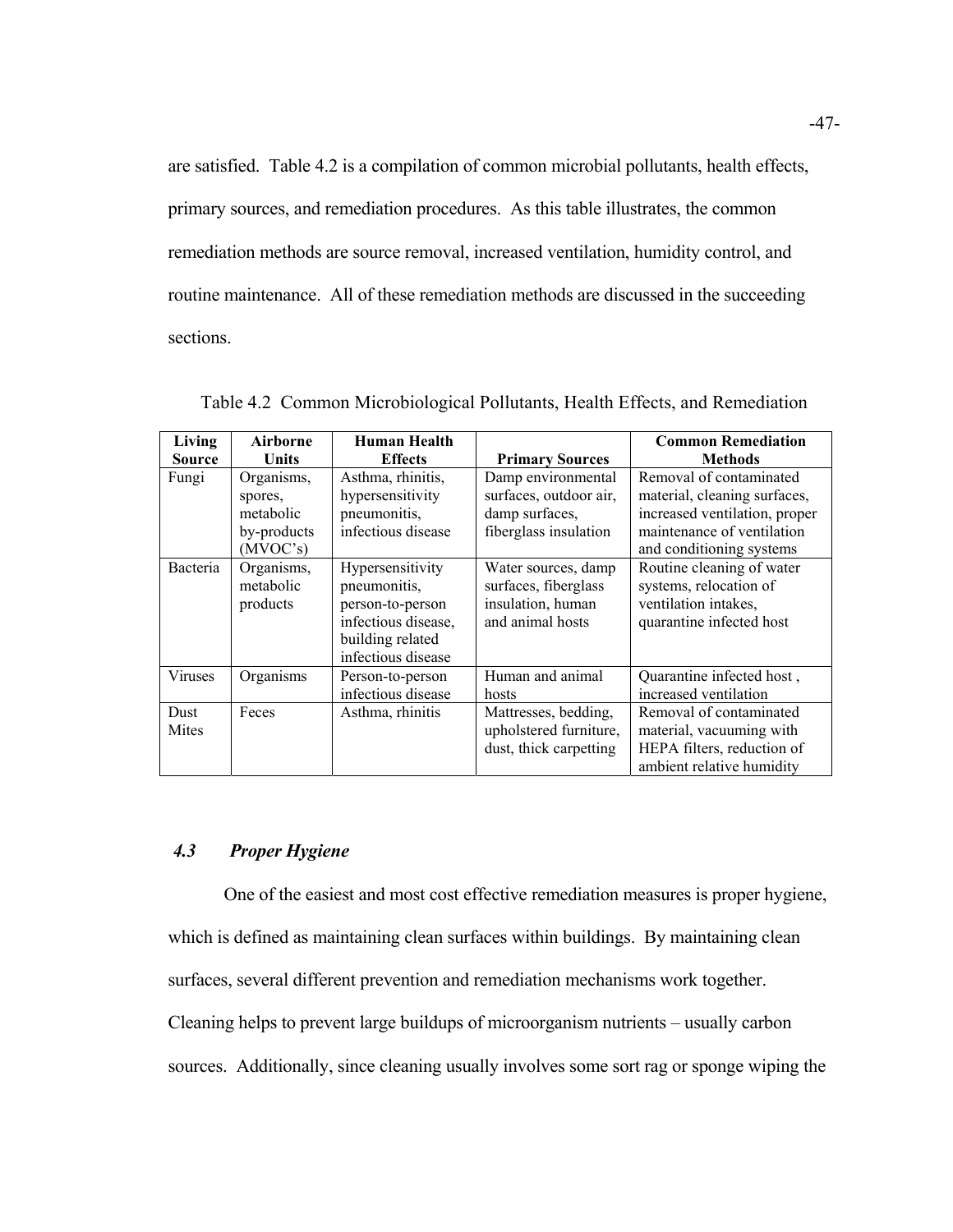are satisfied. Table 4.2 is a compilation of common microbial pollutants, health effects, primary sources, and remediation procedures. As this table illustrates, the common remediation methods are source removal, increased ventilation, humidity control, and routine maintenance. All of these remediation methods are discussed in the succeeding sections.

Table 4.2 Common Microbiological Pollutants, Health Effects, and Remediation

| Living Source | Airborne Units | Human Health Effects | Primary Sources | Common Remediation Methods |
|---|---|---|---|---|
| Fungi | Organisms, spores, metabolic by-products (MVOC's) | Asthma, rhinitis, hypersensitivity pneumonitis, infectious disease | Damp environmental surfaces, outdoor air, damp surfaces, fiberglass insulation | Removal of contaminated material, cleaning surfaces, increased ventilation, proper maintenance of ventilation and conditioning systems |
| Bacteria | Organisms, metabolic products | Hypersensitivity pneumonitis, person-to-person infectious disease, building related infectious disease | Water sources, damp surfaces, fiberglass insulation, human and animal hosts | Routine cleaning of water systems, relocation of ventilation intakes, quarantine infected host |
| Viruses | Organisms | Person-to-person infectious disease | Human and animal hosts | Quarantine infected host , increased ventilation |
| Dust Mites | Feces | Asthma, rhinitis | Mattresses, bedding, upholstered furniture, dust, thick carpetting | Removal of contaminated material, vacuuming with HEPA filters, reduction of ambient relative humidity |

### *4.3 Proper Hygiene*

One of the easiest and most cost effective remediation measures is proper hygiene, which is defined as maintaining clean surfaces within buildings. By maintaining clean surfaces, several different prevention and remediation mechanisms work together. Cleaning helps to prevent large buildups of microorganism nutrients – usually carbon sources. Additionally, since cleaning usually involves some sort rag or sponge wiping the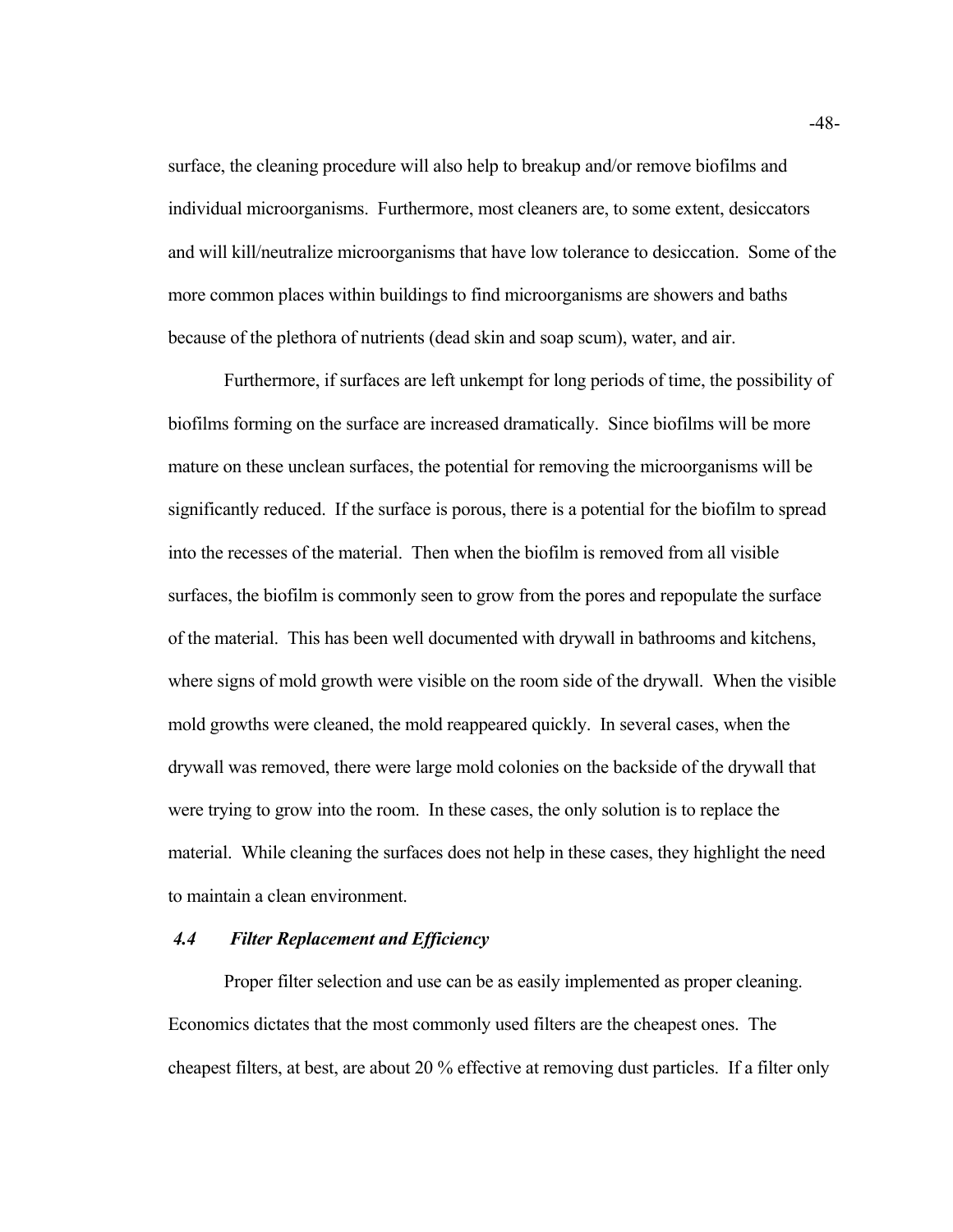surface, the cleaning procedure will also help to breakup and/or remove biofilms and individual microorganisms. Furthermore, most cleaners are, to some extent, desiccators and will kill/neutralize microorganisms that have low tolerance to desiccation. Some of the more common places within buildings to find microorganisms are showers and baths because of the plethora of nutrients (dead skin and soap scum), water, and air.

Furthermore, if surfaces are left unkempt for long periods of time, the possibility of biofilms forming on the surface are increased dramatically. Since biofilms will be more mature on these unclean surfaces, the potential for removing the microorganisms will be significantly reduced. If the surface is porous, there is a potential for the biofilm to spread into the recesses of the material. Then when the biofilm is removed from all visible surfaces, the biofilm is commonly seen to grow from the pores and repopulate the surface of the material. This has been well documented with drywall in bathrooms and kitchens, where signs of mold growth were visible on the room side of the drywall. When the visible mold growths were cleaned, the mold reappeared quickly. In several cases, when the drywall was removed, there were large mold colonies on the backside of the drywall that were trying to grow into the room. In these cases, the only solution is to replace the material. While cleaning the surfaces does not help in these cases, they highlight the need to maintain a clean environment.

### *4.4 Filter Replacement and Efficiency*

Proper filter selection and use can be as easily implemented as proper cleaning. Economics dictates that the most commonly used filters are the cheapest ones. The cheapest filters, at best, are about 20 % effective at removing dust particles. If a filter only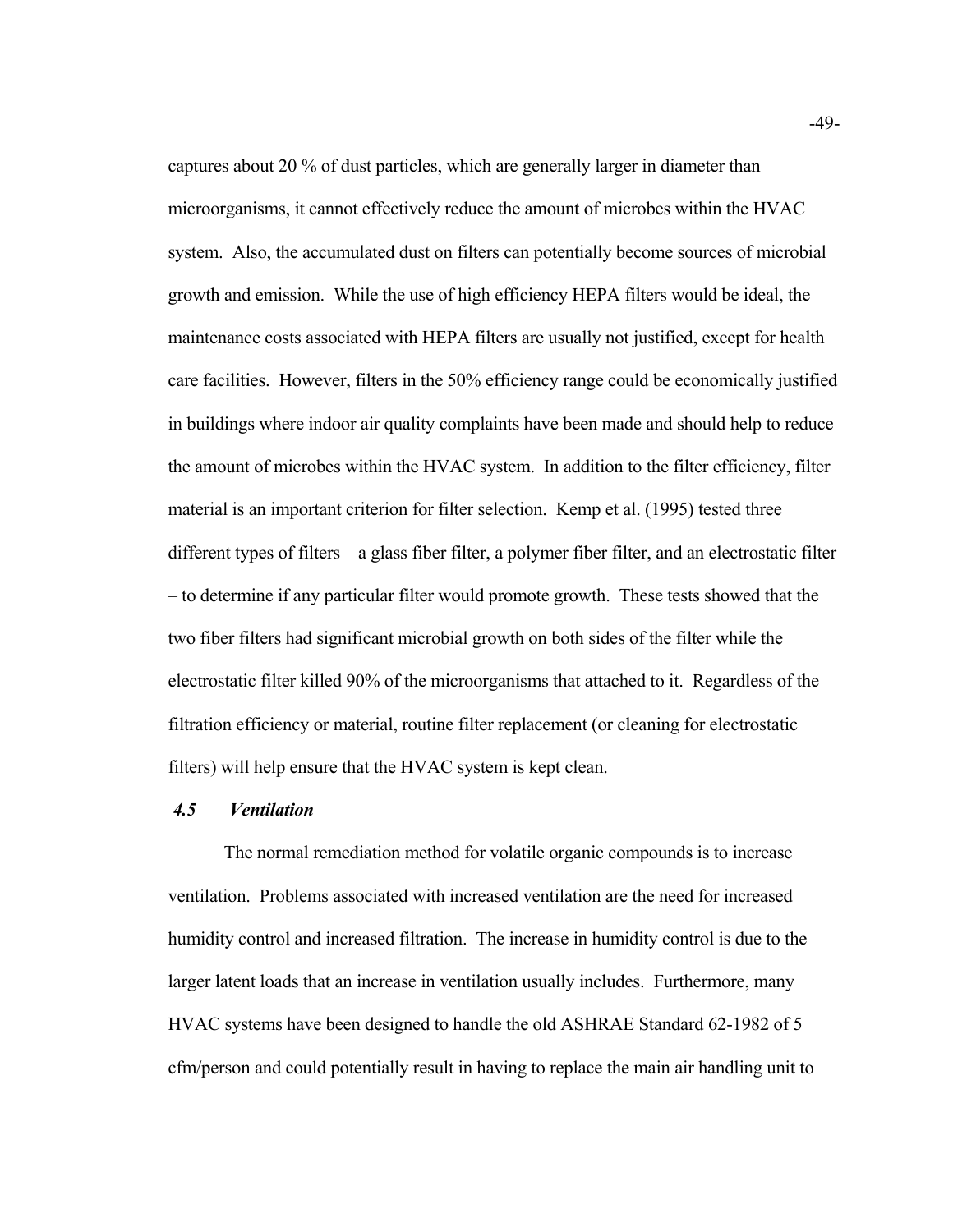captures about 20 % of dust particles, which are generally larger in diameter than microorganisms, it cannot effectively reduce the amount of microbes within the HVAC system. Also, the accumulated dust on filters can potentially become sources of microbial growth and emission. While the use of high efficiency HEPA filters would be ideal, the maintenance costs associated with HEPA filters are usually not justified, except for health care facilities. However, filters in the 50% efficiency range could be economically justified in buildings where indoor air quality complaints have been made and should help to reduce the amount of microbes within the HVAC system. In addition to the filter efficiency, filter material is an important criterion for filter selection. Kemp et al. (1995) tested three different types of filters – a glass fiber filter, a polymer fiber filter, and an electrostatic filter – to determine if any particular filter would promote growth. These tests showed that the two fiber filters had significant microbial growth on both sides of the filter while the electrostatic filter killed 90% of the microorganisms that attached to it. Regardless of the filtration efficiency or material, routine filter replacement (or cleaning for electrostatic filters) will help ensure that the HVAC system is kept clean.

### *4.5 Ventilation*

The normal remediation method for volatile organic compounds is to increase ventilation. Problems associated with increased ventilation are the need for increased humidity control and increased filtration. The increase in humidity control is due to the larger latent loads that an increase in ventilation usually includes. Furthermore, many HVAC systems have been designed to handle the old ASHRAE Standard 62-1982 of 5 cfm/person and could potentially result in having to replace the main air handling unit to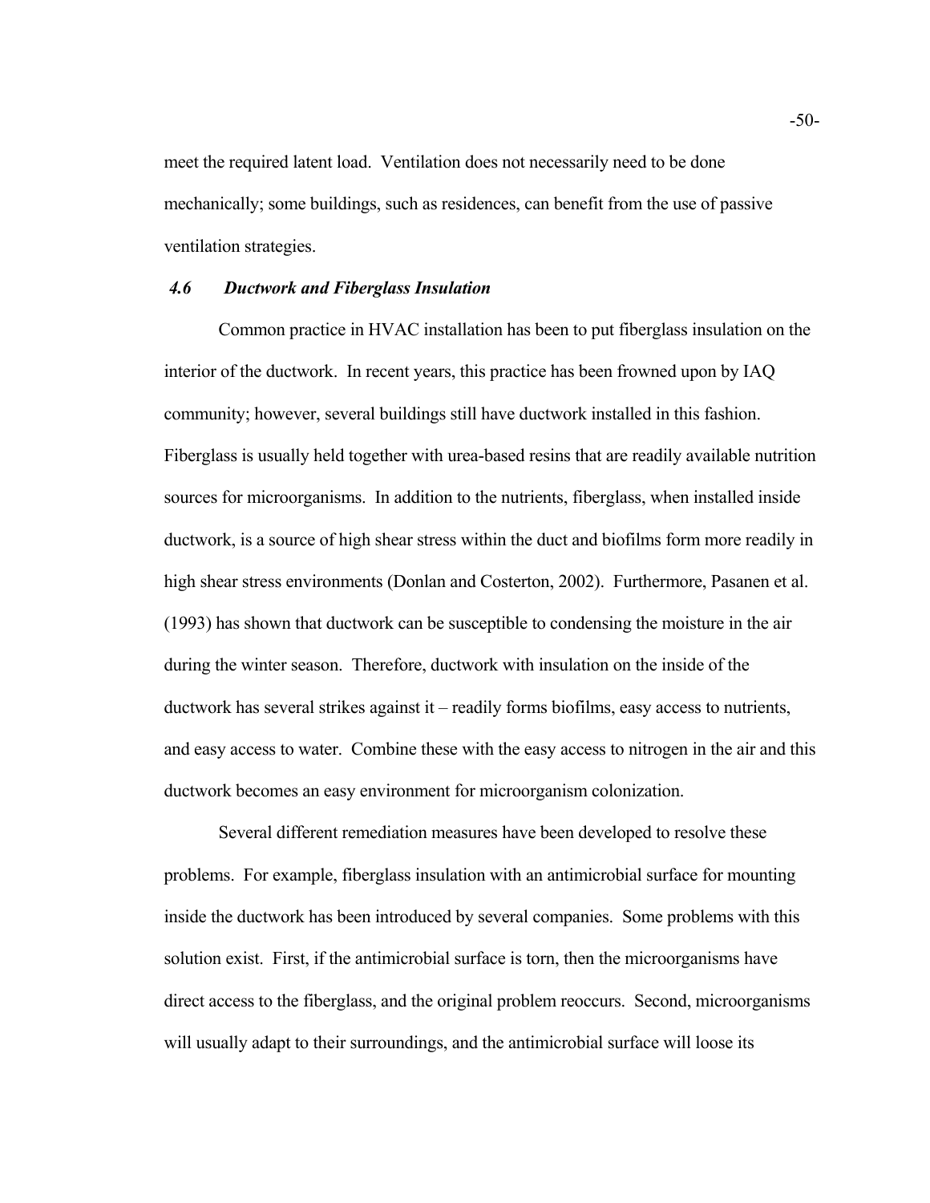meet the required latent load. Ventilation does not necessarily need to be done mechanically; some buildings, such as residences, can benefit from the use of passive ventilation strategies.

### *4.6 Ductwork and Fiberglass Insulation*

Common practice in HVAC installation has been to put fiberglass insulation on the interior of the ductwork. In recent years, this practice has been frowned upon by IAQ community; however, several buildings still have ductwork installed in this fashion. Fiberglass is usually held together with urea-based resins that are readily available nutrition sources for microorganisms. In addition to the nutrients, fiberglass, when installed inside ductwork, is a source of high shear stress within the duct and biofilms form more readily in high shear stress environments (Donlan and Costerton, 2002). Furthermore, Pasanen et al. (1993) has shown that ductwork can be susceptible to condensing the moisture in the air during the winter season. Therefore, ductwork with insulation on the inside of the ductwork has several strikes against it – readily forms biofilms, easy access to nutrients, and easy access to water. Combine these with the easy access to nitrogen in the air and this ductwork becomes an easy environment for microorganism colonization.

Several different remediation measures have been developed to resolve these problems. For example, fiberglass insulation with an antimicrobial surface for mounting inside the ductwork has been introduced by several companies. Some problems with this solution exist. First, if the antimicrobial surface is torn, then the microorganisms have direct access to the fiberglass, and the original problem reoccurs. Second, microorganisms will usually adapt to their surroundings, and the antimicrobial surface will loose its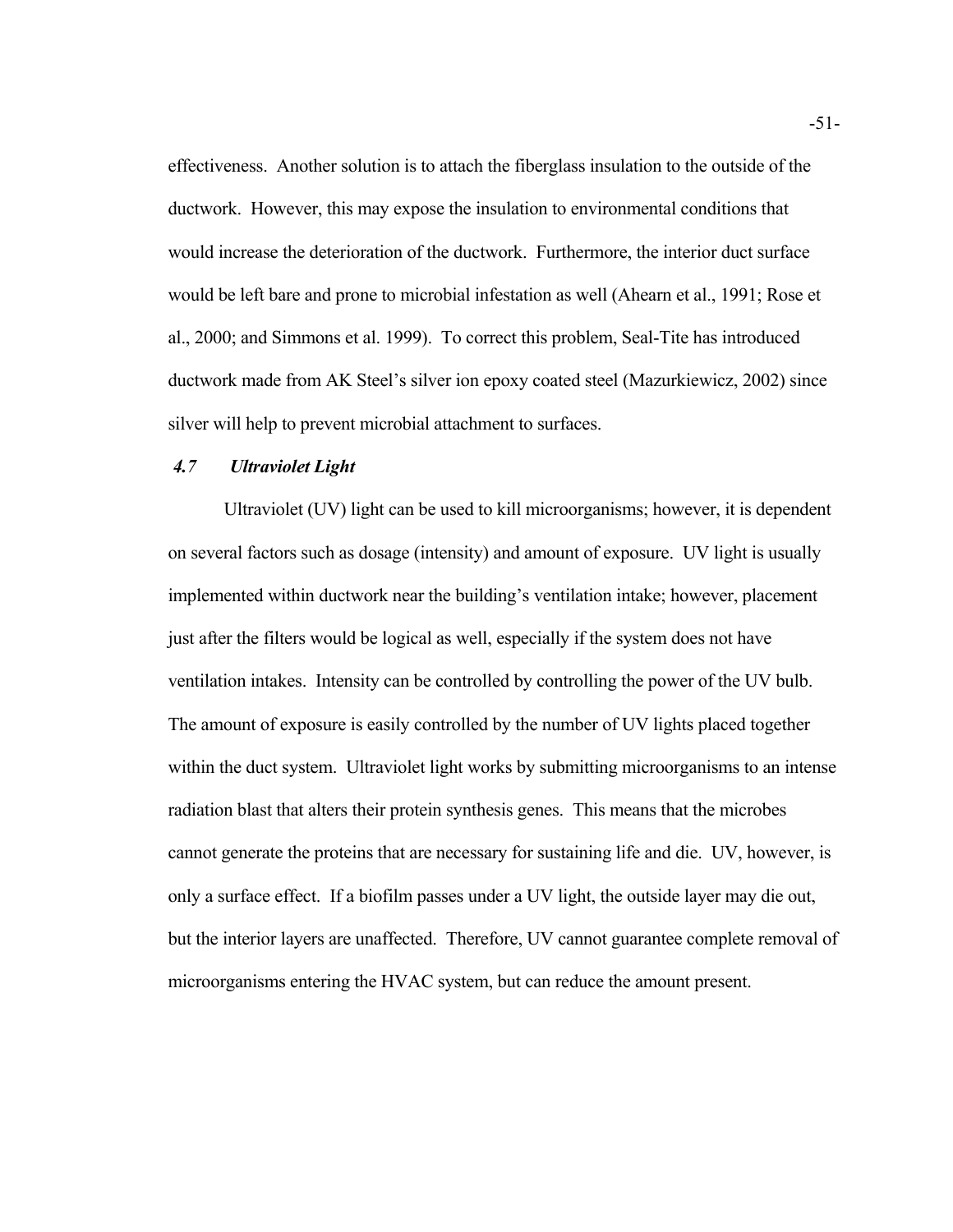effectiveness. Another solution is to attach the fiberglass insulation to the outside of the ductwork. However, this may expose the insulation to environmental conditions that would increase the deterioration of the ductwork. Furthermore, the interior duct surface would be left bare and prone to microbial infestation as well (Ahearn et al., 1991; Rose et al., 2000; and Simmons et al. 1999). To correct this problem, Seal-Tite has introduced ductwork made from AK Steel's silver ion epoxy coated steel (Mazurkiewicz, 2002) since silver will help to prevent microbial attachment to surfaces.

### *4.7 Ultraviolet Light*

Ultraviolet (UV) light can be used to kill microorganisms; however, it is dependent on several factors such as dosage (intensity) and amount of exposure. UV light is usually implemented within ductwork near the building's ventilation intake; however, placement just after the filters would be logical as well, especially if the system does not have ventilation intakes. Intensity can be controlled by controlling the power of the UV bulb. The amount of exposure is easily controlled by the number of UV lights placed together within the duct system. Ultraviolet light works by submitting microorganisms to an intense radiation blast that alters their protein synthesis genes. This means that the microbes cannot generate the proteins that are necessary for sustaining life and die. UV, however, is only a surface effect. If a biofilm passes under a UV light, the outside layer may die out, but the interior layers are unaffected. Therefore, UV cannot guarantee complete removal of microorganisms entering the HVAC system, but can reduce the amount present.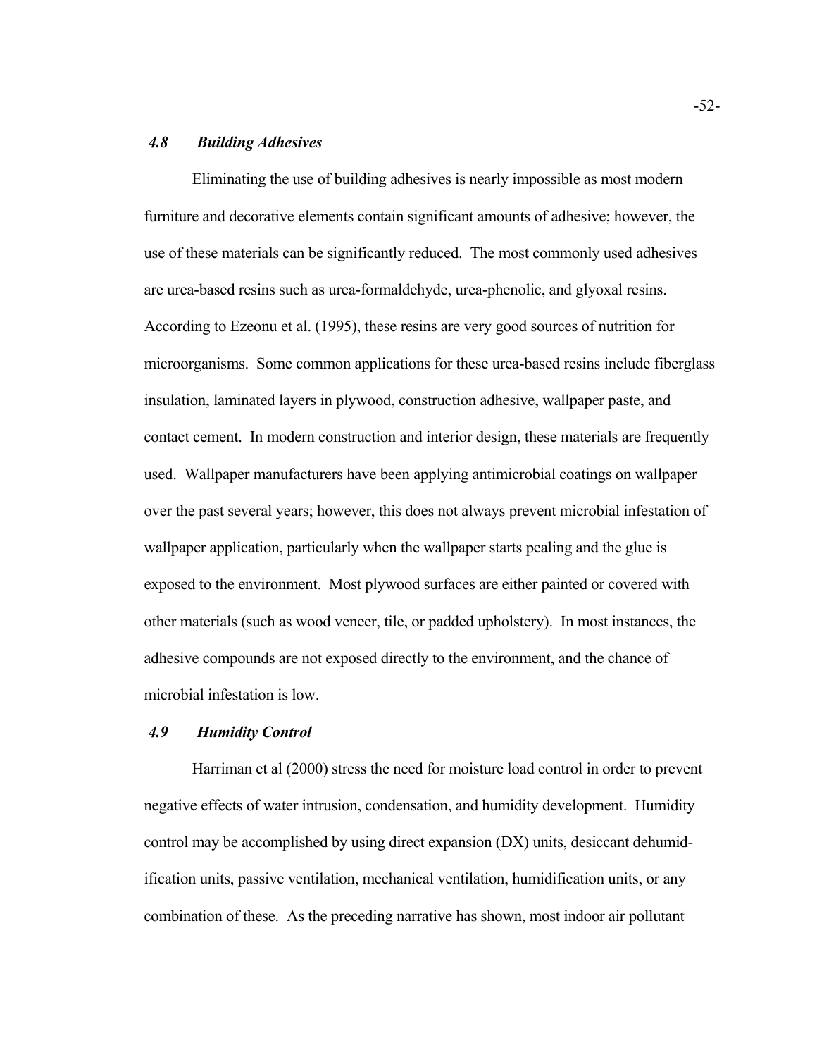### *4.8 Building Adhesives*

Eliminating the use of building adhesives is nearly impossible as most modern furniture and decorative elements contain significant amounts of adhesive; however, the use of these materials can be significantly reduced. The most commonly used adhesives are urea-based resins such as urea-formaldehyde, urea-phenolic, and glyoxal resins. According to Ezeonu et al. (1995), these resins are very good sources of nutrition for microorganisms. Some common applications for these urea-based resins include fiberglass insulation, laminated layers in plywood, construction adhesive, wallpaper paste, and contact cement. In modern construction and interior design, these materials are frequently used. Wallpaper manufacturers have been applying antimicrobial coatings on wallpaper over the past several years; however, this does not always prevent microbial infestation of wallpaper application, particularly when the wallpaper starts pealing and the glue is exposed to the environment. Most plywood surfaces are either painted or covered with other materials (such as wood veneer, tile, or padded upholstery). In most instances, the adhesive compounds are not exposed directly to the environment, and the chance of microbial infestation is low.

### *4.9 Humidity Control*

Harriman et al (2000) stress the need for moisture load control in order to prevent negative effects of water intrusion, condensation, and humidity development. Humidity control may be accomplished by using direct expansion (DX) units, desiccant dehumidification units, passive ventilation, mechanical ventilation, humidification units, or any combination of these. As the preceding narrative has shown, most indoor air pollutant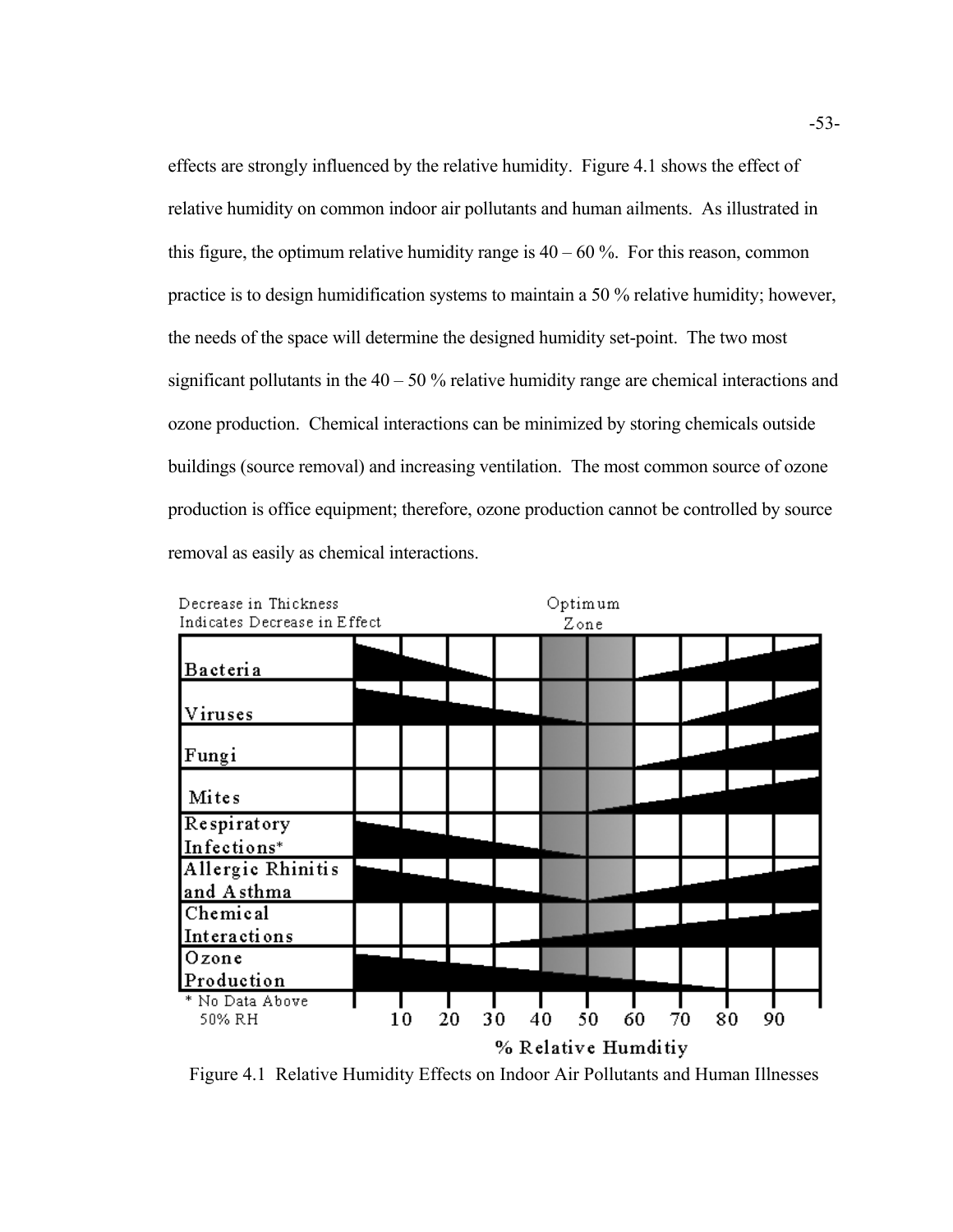effects are strongly influenced by the relative humidity. Figure 4.1 shows the effect of relative humidity on common indoor air pollutants and human ailments. As illustrated in this figure, the optimum relative humidity range is 40 – 60 %. For this reason, common practice is to design humidification systems to maintain a 50 % relative humidity; however, the needs of the space will determine the designed humidity set-point. The two most significant pollutants in the 40 – 50 % relative humidity range are chemical interactions and ozone production. Chemical interactions can be minimized by storing chemicals outside buildings (source removal) and increasing ventilation. The most common source of ozone production is office equipment; therefore, ozone production cannot be controlled by source removal as easily as chemical interactions.

Decrease in Thickness Indicates Decrease in Effect

Optimum Zone

Bacteria

Viruses

Fungi

Mites

Respiratory Infections*

Allergic Rhinitis and Asthma

Chemical Interactions

Ozone Production

* No Data Above 50% RH

10 20 30 40 50 60 70 80 90

% Relative Humditiy

Figure 4.1 Relative Humidity Effects on Indoor Air Pollutants and Human Illnesses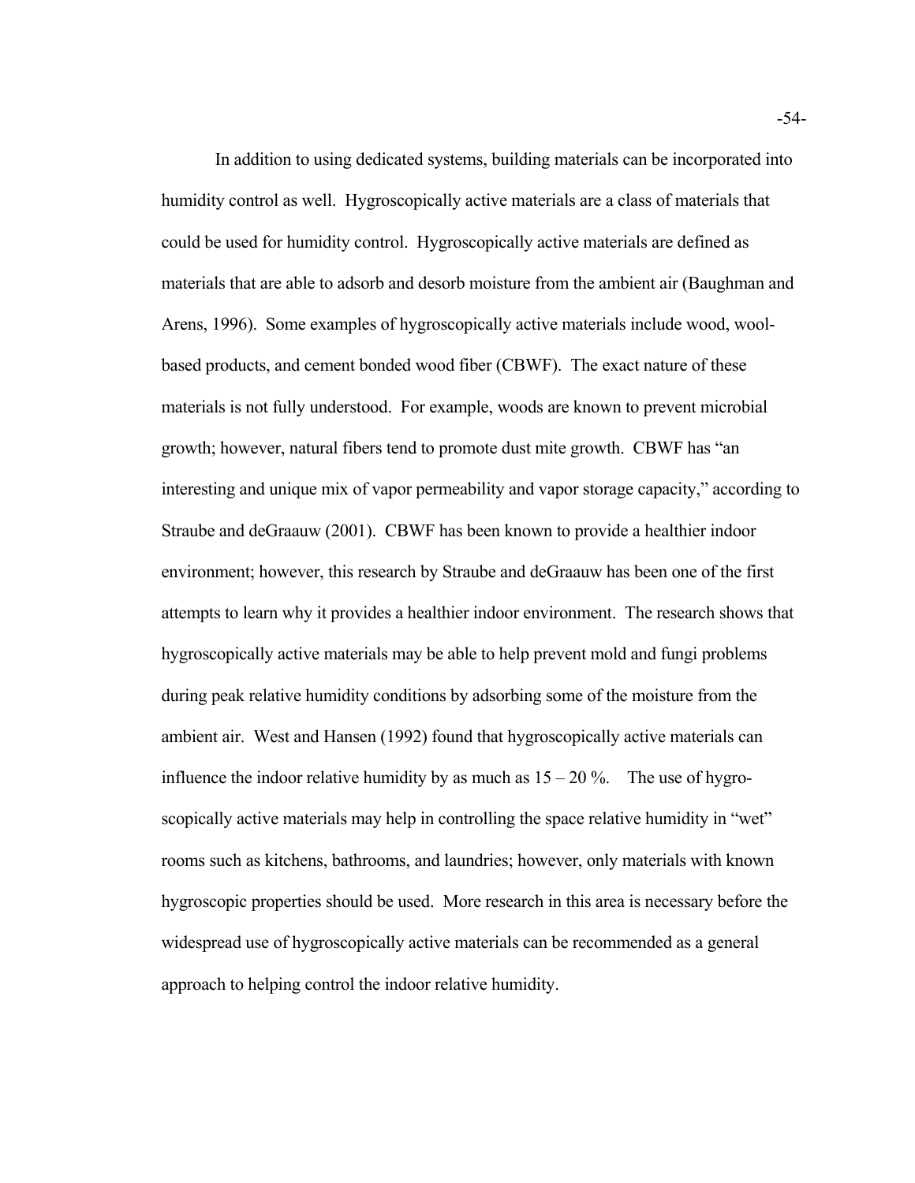In addition to using dedicated systems, building materials can be incorporated into humidity control as well. Hygroscopically active materials are a class of materials that could be used for humidity control. Hygroscopically active materials are defined as materials that are able to adsorb and desorb moisture from the ambient air (Baughman and Arens, 1996). Some examples of hygroscopically active materials include wood, wool-based products, and cement bonded wood fiber (CBWF). The exact nature of these materials is not fully understood. For example, woods are known to prevent microbial growth; however, natural fibers tend to promote dust mite growth. CBWF has "an interesting and unique mix of vapor permeability and vapor storage capacity," according to Straube and deGraauw (2001). CBWF has been known to provide a healthier indoor environment; however, this research by Straube and deGraauw has been one of the first attempts to learn why it provides a healthier indoor environment. The research shows that hygroscopically active materials may be able to help prevent mold and fungi problems during peak relative humidity conditions by adsorbing some of the moisture from the ambient air. West and Hansen (1992) found that hygroscopically active materials can influence the indoor relative humidity by as much as 15 – 20 %. The use of hygroscopically active materials may help in controlling the space relative humidity in "wet" rooms such as kitchens, bathrooms, and laundries; however, only materials with known hygroscopic properties should be used. More research in this area is necessary before the widespread use of hygroscopically active materials can be recommended as a general approach to helping control the indoor relative humidity.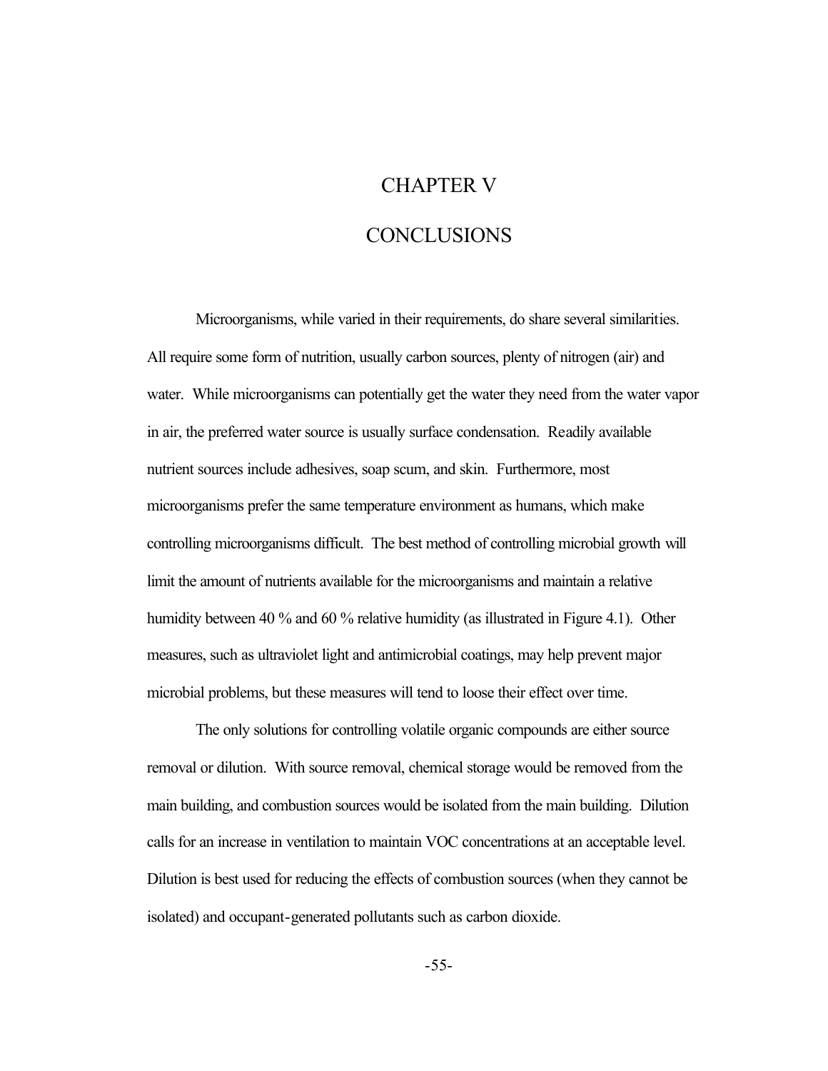# CHAPTER V

# CONCLUSIONS

Microorganisms, while varied in their requirements, do share several similarities. All require some form of nutrition, usually carbon sources, plenty of nitrogen (air) and water. While microorganisms can potentially get the water they need from the water vapor in air, the preferred water source is usually surface condensation. Readily available nutrient sources include adhesives, soap scum, and skin. Furthermore, most microorganisms prefer the same temperature environment as humans, which make controlling microorganisms difficult. The best method of controlling microbial growth will limit the amount of nutrients available for the microorganisms and maintain a relative humidity between 40 % and 60 % relative humidity (as illustrated in Figure 4.1). Other measures, such as ultraviolet light and antimicrobial coatings, may help prevent major microbial problems, but these measures will tend to loose their effect over time.

The only solutions for controlling volatile organic compounds are either source removal or dilution. With source removal, chemical storage would be removed from the main building, and combustion sources would be isolated from the main building. Dilution calls for an increase in ventilation to maintain VOC concentrations at an acceptable level. Dilution is best used for reducing the effects of combustion sources (when they cannot be isolated) and occupant-generated pollutants such as carbon dioxide.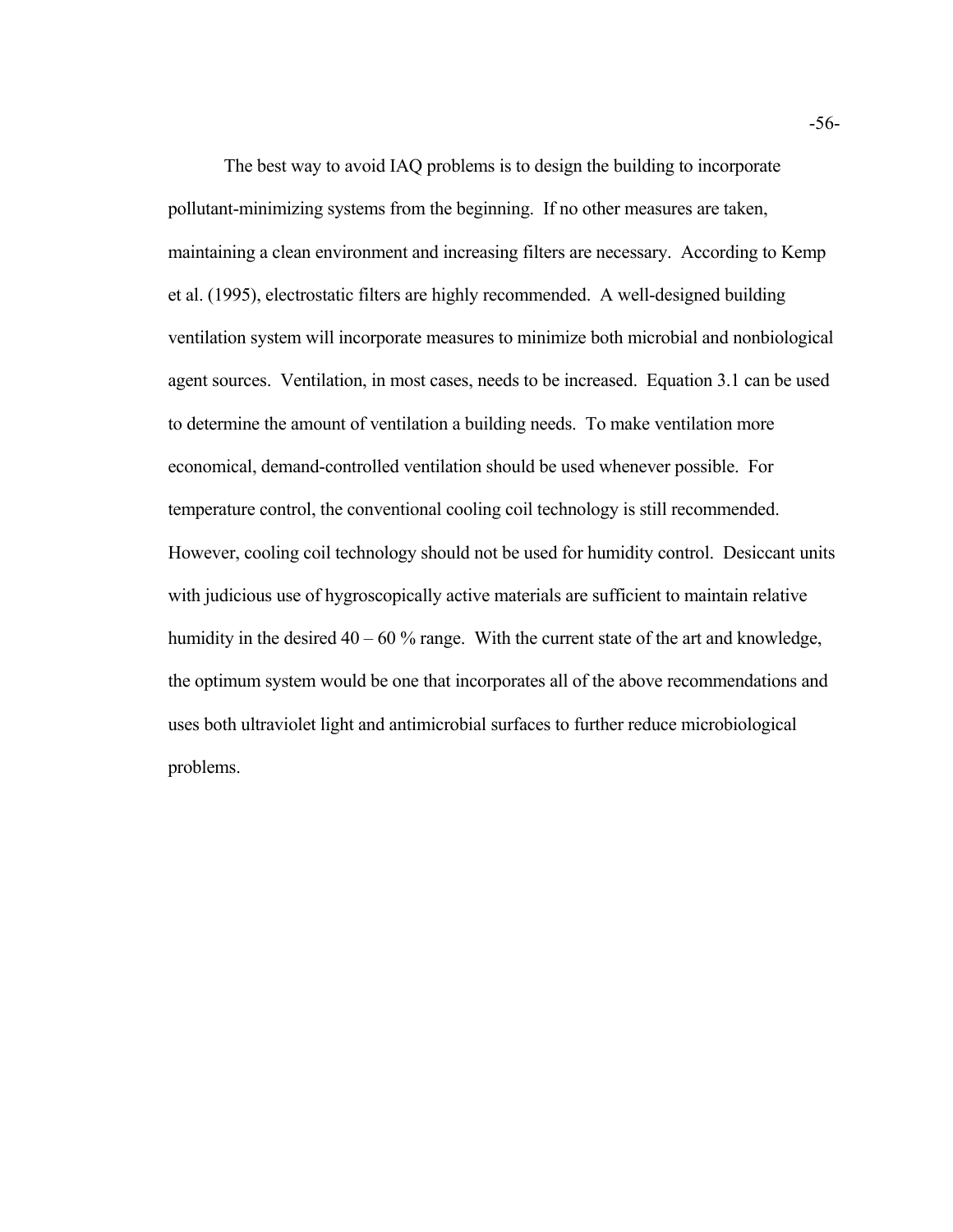The best way to avoid IAQ problems is to design the building to incorporate pollutant-minimizing systems from the beginning. If no other measures are taken, maintaining a clean environment and increasing filters are necessary. According to Kemp et al. (1995), electrostatic filters are highly recommended. A well-designed building ventilation system will incorporate measures to minimize both microbial and nonbiological agent sources. Ventilation, in most cases, needs to be increased. Equation 3.1 can be used to determine the amount of ventilation a building needs. To make ventilation more economical, demand-controlled ventilation should be used whenever possible. For temperature control, the conventional cooling coil technology is still recommended. However, cooling coil technology should not be used for humidity control. Desiccant units with judicious use of hygroscopically active materials are sufficient to maintain relative humidity in the desired 40 – 60 % range. With the current state of the art and knowledge, the optimum system would be one that incorporates all of the above recommendations and uses both ultraviolet light and antimicrobial surfaces to further reduce microbiological problems.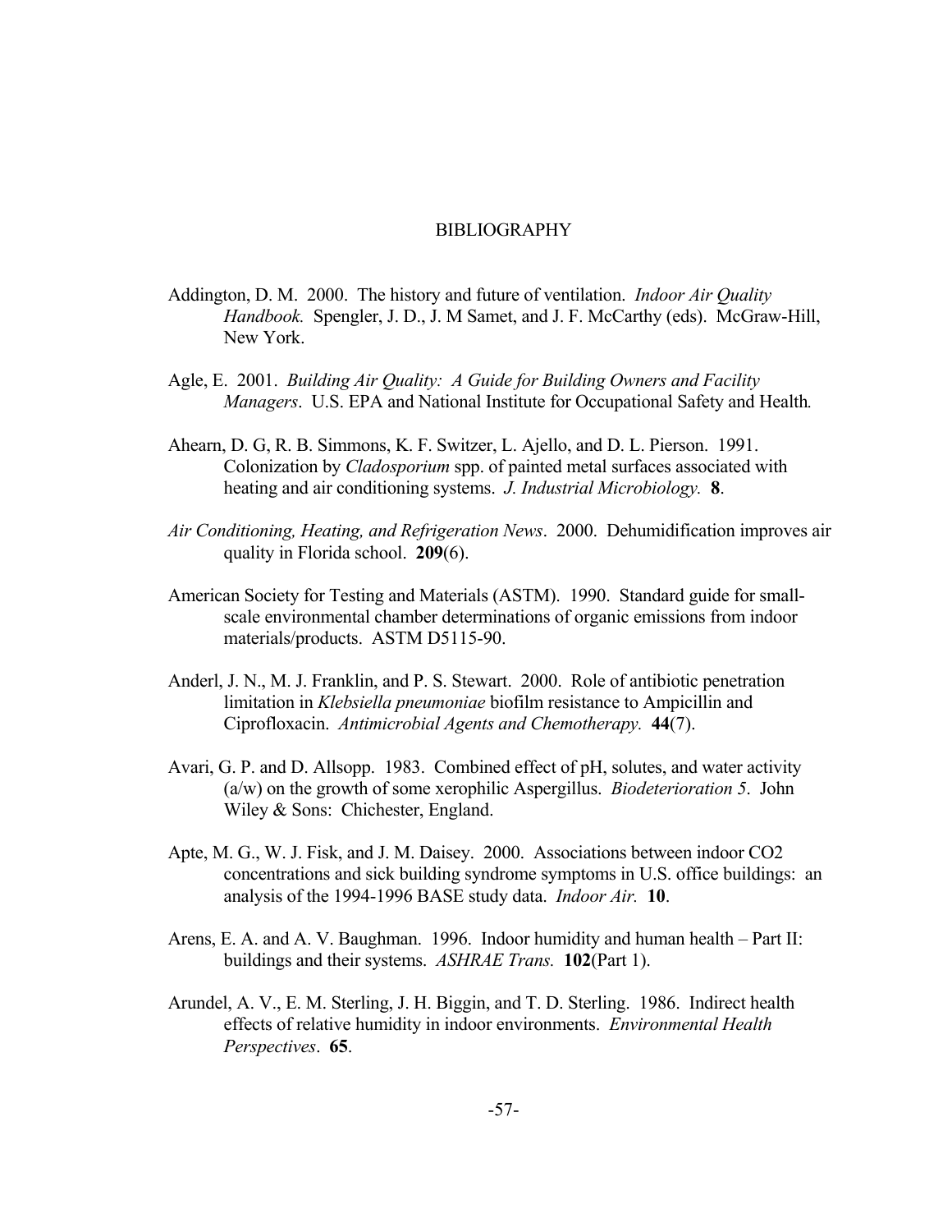# BIBLIOGRAPHY

Addington, D. M. 2000. The history and future of ventilation. *Indoor Air Quality Handbook.* Spengler, J. D., J. M Samet, and J. F. McCarthy (eds). McGraw-Hill, New York.

Agle, E. 2001. *Building Air Quality: A Guide for Building Owners and Facility Managers*. U.S. EPA and National Institute for Occupational Safety and Health*.*

Ahearn, D. G, R. B. Simmons, K. F. Switzer, L. Ajello, and D. L. Pierson. 1991. Colonization by *Cladosporium* spp. of painted metal surfaces associated with heating and air conditioning systems. *J. Industrial Microbiology.* **8**.

*Air Conditioning, Heating, and Refrigeration News*. 2000. Dehumidification improves air quality in Florida school. **209**(6).

American Society for Testing and Materials (ASTM). 1990. Standard guide for small-scale environmental chamber determinations of organic emissions from indoor materials/products. ASTM D5115-90.

Anderl, J. N., M. J. Franklin, and P. S. Stewart. 2000. Role of antibiotic penetration limitation in *Klebsiella pneumoniae* biofilm resistance to Ampicillin and Ciprofloxacin. *Antimicrobial Agents and Chemotherapy.* **44**(7).

Avari, G. P. and D. Allsopp. 1983. Combined effect of pH, solutes, and water activity (a/w) on the growth of some xerophilic Aspergillus. *Biodeterioration 5*. John Wiley & Sons: Chichester, England.

Apte, M. G., W. J. Fisk, and J. M. Daisey. 2000. Associations between indoor CO2 concentrations and sick building syndrome symptoms in U.S. office buildings: an analysis of the 1994-1996 BASE study data. *Indoor Air.* **10**.

Arens, E. A. and A. V. Baughman. 1996. Indoor humidity and human health – Part II: buildings and their systems. *ASHRAE Trans.* **102**(Part 1).

Arundel, A. V., E. M. Sterling, J. H. Biggin, and T. D. Sterling. 1986. Indirect health effects of relative humidity in indoor environments. *Environmental Health Perspectives*. **65**.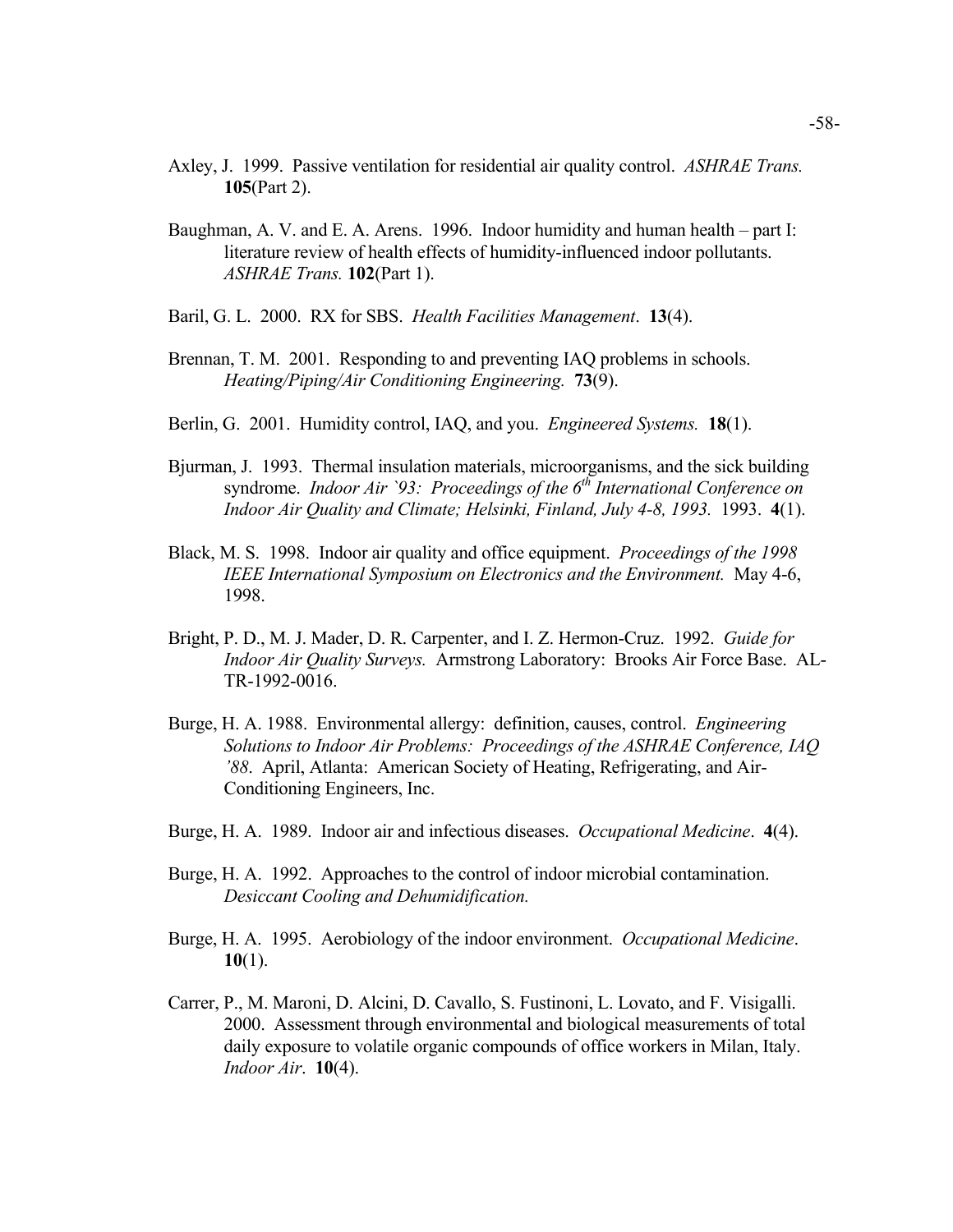Axley, J. 1999. Passive ventilation for residential air quality control. *ASHRAE Trans.* **105**(Part 2).

Baughman, A. V. and E. A. Arens. 1996. Indoor humidity and human health – part I: literature review of health effects of humidity-influenced indoor pollutants. *ASHRAE Trans.* **102**(Part 1).

Baril, G. L. 2000. RX for SBS. *Health Facilities Management*. **13**(4).

Brennan, T. M. 2001. Responding to and preventing IAQ problems in schools. *Heating/Piping/Air Conditioning Engineering.* **73**(9).

Berlin, G. 2001. Humidity control, IAQ, and you. *Engineered Systems.* **18**(1).

Bjurman, J. 1993. Thermal insulation materials, microorganisms, and the sick building syndrome. *Indoor Air `93: Proceedings of the 6th International Conference on Indoor Air Quality and Climate; Helsinki, Finland, July 4-8, 1993.* 1993. **4**(1).

Black, M. S. 1998. Indoor air quality and office equipment. *Proceedings of the 1998 IEEE International Symposium on Electronics and the Environment.* May 4-6, 1998.

Bright, P. D., M. J. Mader, D. R. Carpenter, and I. Z. Hermon-Cruz. 1992. *Guide for Indoor Air Quality Surveys.* Armstrong Laboratory: Brooks Air Force Base. AL-TR-1992-0016.

Burge, H. A. 1988. Environmental allergy: definition, causes, control. *Engineering Solutions to Indoor Air Problems: Proceedings of the ASHRAE Conference, IAQ '88*. April, Atlanta: American Society of Heating, Refrigerating, and Air-Conditioning Engineers, Inc.

Burge, H. A. 1989. Indoor air and infectious diseases. *Occupational Medicine*. **4**(4).

Burge, H. A. 1992. Approaches to the control of indoor microbial contamination. *Desiccant Cooling and Dehumidification.*

Burge, H. A. 1995. Aerobiology of the indoor environment. *Occupational Medicine*. **10**(1).

Carrer, P., M. Maroni, D. Alcini, D. Cavallo, S. Fustinoni, L. Lovato, and F. Visigalli. 2000. Assessment through environmental and biological measurements of total daily exposure to volatile organic compounds of office workers in Milan, Italy. *Indoor Air*. **10**(4).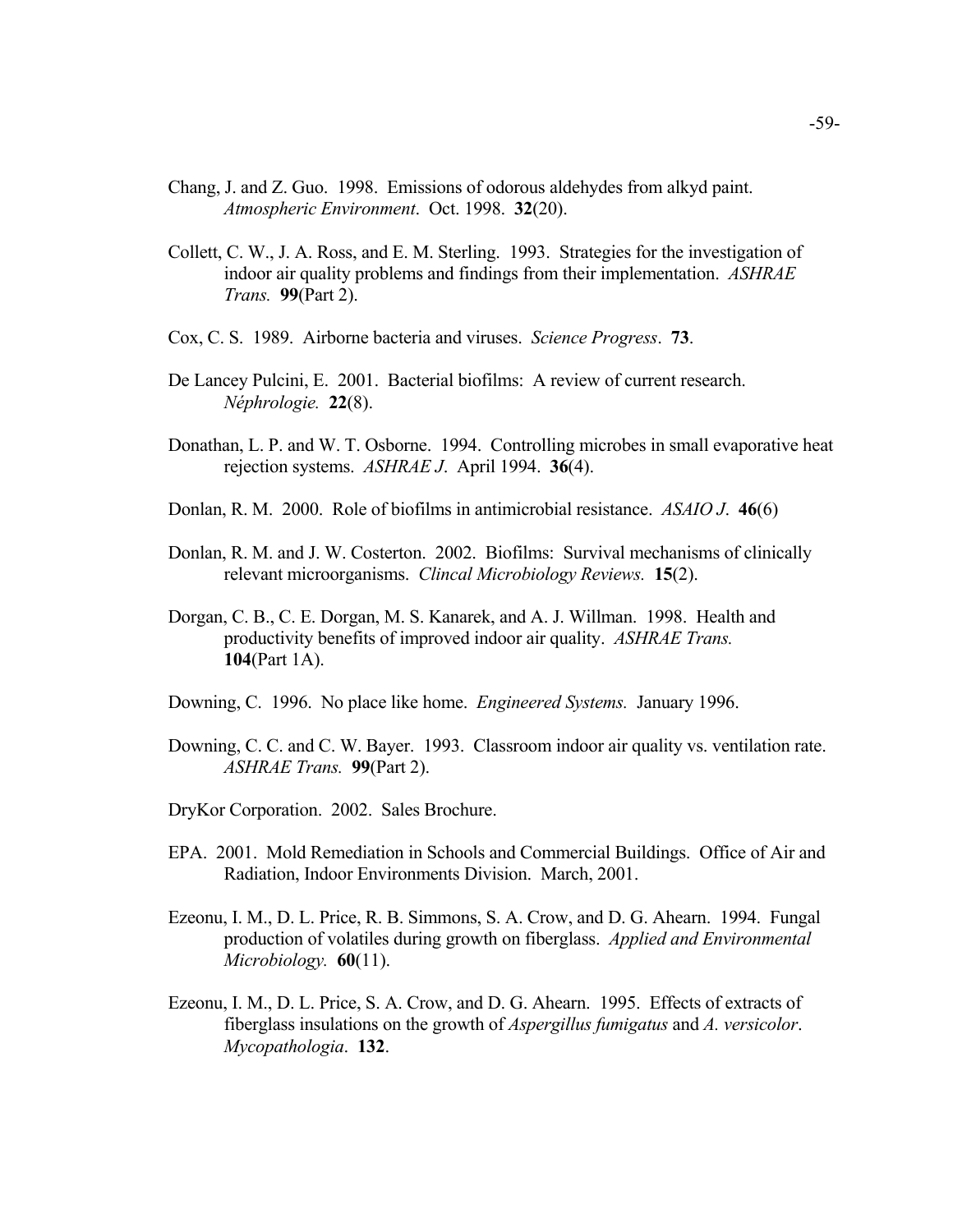Chang, J. and Z. Guo. 1998. Emissions of odorous aldehydes from alkyd paint. *Atmospheric Environment*. Oct. 1998. **32**(20).

Collett, C. W., J. A. Ross, and E. M. Sterling. 1993. Strategies for the investigation of indoor air quality problems and findings from their implementation. *ASHRAE Trans.* **99**(Part 2).

Cox, C. S. 1989. Airborne bacteria and viruses. *Science Progress*. **73**.

De Lancey Pulcini, E. 2001. Bacterial biofilms: A review of current research. *Néphrologie.* **22**(8).

Donathan, L. P. and W. T. Osborne. 1994. Controlling microbes in small evaporative heat rejection systems. *ASHRAE J*. April 1994. **36**(4).

Donlan, R. M. 2000. Role of biofilms in antimicrobial resistance. *ASAIO J*. **46**(6)

Donlan, R. M. and J. W. Costerton. 2002. Biofilms: Survival mechanisms of clinically relevant microorganisms. *Clincal Microbiology Reviews.* **15**(2).

Dorgan, C. B., C. E. Dorgan, M. S. Kanarek, and A. J. Willman. 1998. Health and productivity benefits of improved indoor air quality. *ASHRAE Trans.* **104**(Part 1A).

Downing, C. 1996. No place like home. *Engineered Systems.* January 1996.

Downing, C. C. and C. W. Bayer. 1993. Classroom indoor air quality vs. ventilation rate. *ASHRAE Trans.* **99**(Part 2).

DryKor Corporation. 2002. Sales Brochure.

EPA. 2001. Mold Remediation in Schools and Commercial Buildings. Office of Air and Radiation, Indoor Environments Division. March, 2001.

Ezeonu, I. M., D. L. Price, R. B. Simmons, S. A. Crow, and D. G. Ahearn. 1994. Fungal production of volatiles during growth on fiberglass. *Applied and Environmental Microbiology.* **60**(11).

Ezeonu, I. M., D. L. Price, S. A. Crow, and D. G. Ahearn. 1995. Effects of extracts of fiberglass insulations on the growth of *Aspergillus fumigatus* and *A. versicolor*. *Mycopathologia*. **132**.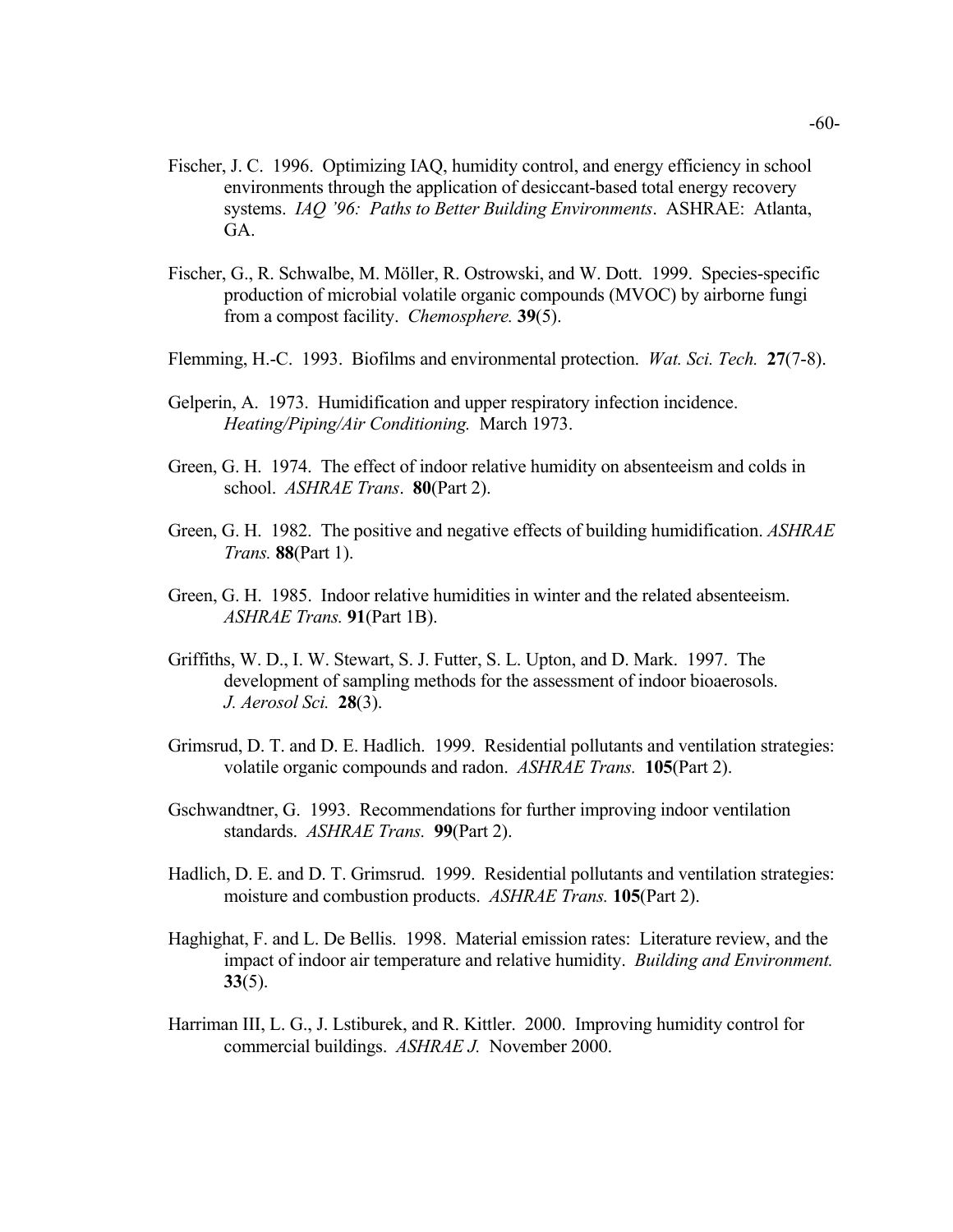Fischer, J. C. 1996. Optimizing IAQ, humidity control, and energy efficiency in school environments through the application of desiccant-based total energy recovery systems. *IAQ '96: Paths to Better Building Environments*. ASHRAE: Atlanta, GA.

Fischer, G., R. Schwalbe, M. Möller, R. Ostrowski, and W. Dott. 1999. Species-specific production of microbial volatile organic compounds (MVOC) by airborne fungi from a compost facility. *Chemosphere.* **39**(5).

Flemming, H.-C. 1993. Biofilms and environmental protection. *Wat. Sci. Tech.* **27**(7-8).

Gelperin, A. 1973. Humidification and upper respiratory infection incidence. *Heating/Piping/Air Conditioning.* March 1973.

Green, G. H. 1974. The effect of indoor relative humidity on absenteeism and colds in school. *ASHRAE Trans*. **80**(Part 2).

Green, G. H. 1982. The positive and negative effects of building humidification. *ASHRAE Trans.* **88**(Part 1).

Green, G. H. 1985. Indoor relative humidities in winter and the related absenteeism. *ASHRAE Trans.* **91**(Part 1B).

Griffiths, W. D., I. W. Stewart, S. J. Futter, S. L. Upton, and D. Mark. 1997. The development of sampling methods for the assessment of indoor bioaerosols. *J. Aerosol Sci.* **28**(3).

Grimsrud, D. T. and D. E. Hadlich. 1999. Residential pollutants and ventilation strategies: volatile organic compounds and radon. *ASHRAE Trans.* **105**(Part 2).

Gschwandtner, G. 1993. Recommendations for further improving indoor ventilation standards. *ASHRAE Trans.* **99**(Part 2).

Hadlich, D. E. and D. T. Grimsrud. 1999. Residential pollutants and ventilation strategies: moisture and combustion products. *ASHRAE Trans.* **105**(Part 2).

Haghighat, F. and L. De Bellis. 1998. Material emission rates: Literature review, and the impact of indoor air temperature and relative humidity. *Building and Environment.* **33**(5).

Harriman III, L. G., J. Lstiburek, and R. Kittler. 2000. Improving humidity control for commercial buildings. *ASHRAE J.* November 2000.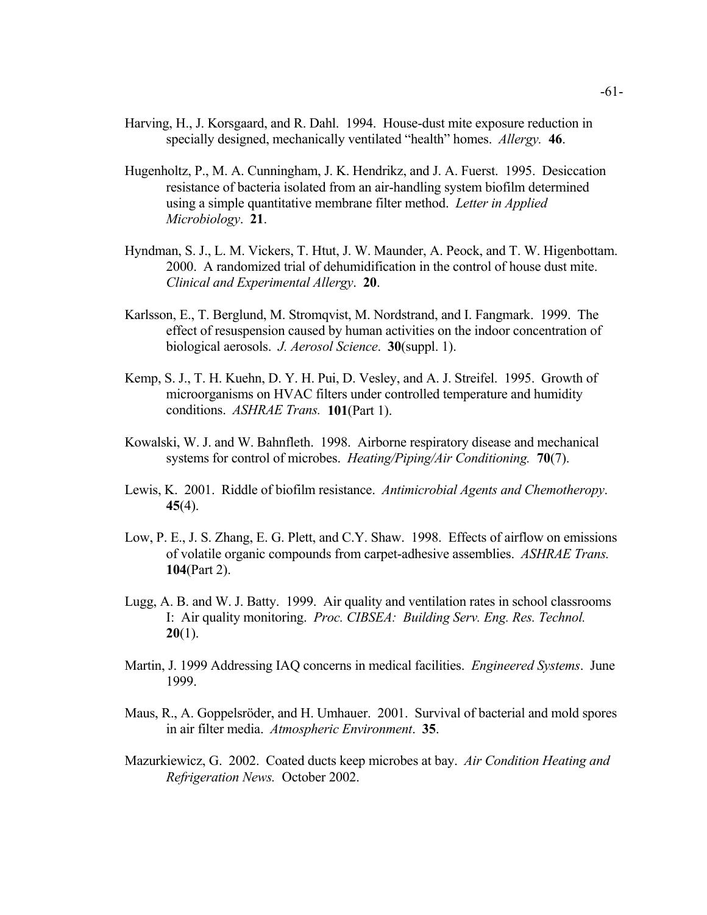Harving, H., J. Korsgaard, and R. Dahl. 1994. House-dust mite exposure reduction in specially designed, mechanically ventilated "health" homes. *Allergy.* **46**.

Hugenholtz, P., M. A. Cunningham, J. K. Hendrikz, and J. A. Fuerst. 1995. Desiccation resistance of bacteria isolated from an air-handling system biofilm determined using a simple quantitative membrane filter method. *Letter in Applied Microbiology*. **21**.

Hyndman, S. J., L. M. Vickers, T. Htut, J. W. Maunder, A. Peock, and T. W. Higenbottam. 2000. A randomized trial of dehumidification in the control of house dust mite. *Clinical and Experimental Allergy*. **20**.

Karlsson, E., T. Berglund, M. Stromqvist, M. Nordstrand, and I. Fangmark. 1999. The effect of resuspension caused by human activities on the indoor concentration of biological aerosols. *J. Aerosol Science*. **30**(suppl. 1).

Kemp, S. J., T. H. Kuehn, D. Y. H. Pui, D. Vesley, and A. J. Streifel. 1995. Growth of microorganisms on HVAC filters under controlled temperature and humidity conditions. *ASHRAE Trans.* **101**(Part 1).

Kowalski, W. J. and W. Bahnfleth. 1998. Airborne respiratory disease and mechanical systems for control of microbes. *Heating/Piping/Air Conditioning.* **70**(7).

Lewis, K. 2001. Riddle of biofilm resistance. *Antimicrobial Agents and Chemotheropy*. **45**(4).

Low, P. E., J. S. Zhang, E. G. Plett, and C.Y. Shaw. 1998. Effects of airflow on emissions of volatile organic compounds from carpet-adhesive assemblies. *ASHRAE Trans.* **104**(Part 2).

Lugg, A. B. and W. J. Batty. 1999. Air quality and ventilation rates in school classrooms I: Air quality monitoring. *Proc. CIBSEA: Building Serv. Eng. Res. Technol.* **20**(1).

Martin, J. 1999 Addressing IAQ concerns in medical facilities. *Engineered Systems*. June 1999.

Maus, R., A. Goppelsröder, and H. Umhauer. 2001. Survival of bacterial and mold spores in air filter media. *Atmospheric Environment*. **35**.

Mazurkiewicz, G. 2002. Coated ducts keep microbes at bay. *Air Condition Heating and Refrigeration News.* October 2002.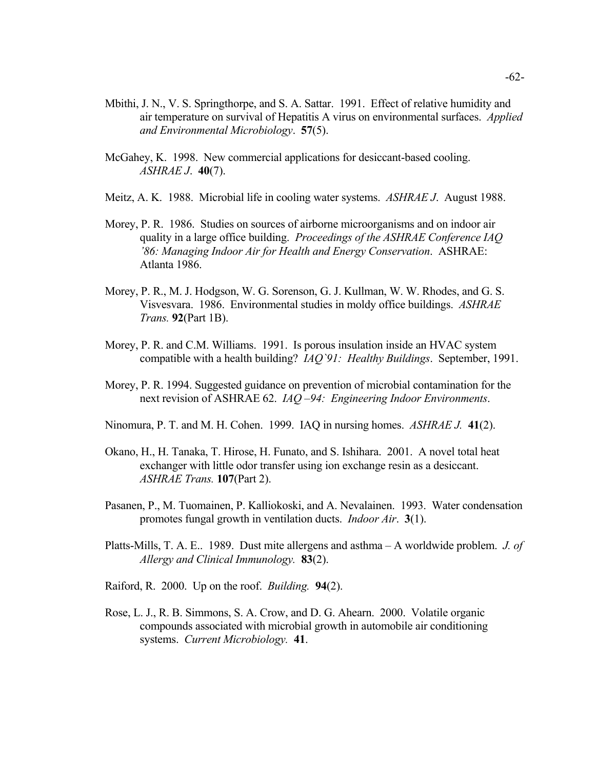Mbithi, J. N., V. S. Springthorpe, and S. A. Sattar. 1991. Effect of relative humidity and air temperature on survival of Hepatitis A virus on environmental surfaces. *Applied and Environmental Microbiology*. **57**(5).

McGahey, K. 1998. New commercial applications for desiccant-based cooling. *ASHRAE J*. **40**(7).

Meitz, A. K. 1988. Microbial life in cooling water systems. *ASHRAE J*. August 1988.

Morey, P. R. 1986. Studies on sources of airborne microorganisms and on indoor air quality in a large office building. *Proceedings of the ASHRAE Conference IAQ '86: Managing Indoor Air for Health and Energy Conservation*. ASHRAE: Atlanta 1986.

Morey, P. R., M. J. Hodgson, W. G. Sorenson, G. J. Kullman, W. W. Rhodes, and G. S. Visvesvara. 1986. Environmental studies in moldy office buildings. *ASHRAE Trans.* **92**(Part 1B).

Morey, P. R. and C.M. Williams. 1991. Is porous insulation inside an HVAC system compatible with a health building? *IAQ`91: Healthy Buildings*. September, 1991.

Morey, P. R. 1994. Suggested guidance on prevention of microbial contamination for the next revision of ASHRAE 62. *IAQ –94: Engineering Indoor Environments*.

Ninomura, P. T. and M. H. Cohen. 1999. IAQ in nursing homes. *ASHRAE J.* **41**(2).

Okano, H., H. Tanaka, T. Hirose, H. Funato, and S. Ishihara. 2001. A novel total heat exchanger with little odor transfer using ion exchange resin as a desiccant. *ASHRAE Trans.* **107**(Part 2).

Pasanen, P., M. Tuomainen, P. Kalliokoski, and A. Nevalainen. 1993. Water condensation promotes fungal growth in ventilation ducts. *Indoor Air*. **3**(1).

Platts-Mills, T. A. E.. 1989. Dust mite allergens and asthma – A worldwide problem. *J. of Allergy and Clinical Immunology.* **83**(2).

Raiford, R. 2000. Up on the roof. *Building.* **94**(2).

Rose, L. J., R. B. Simmons, S. A. Crow, and D. G. Ahearn. 2000. Volatile organic compounds associated with microbial growth in automobile air conditioning systems. *Current Microbiology.* **41**.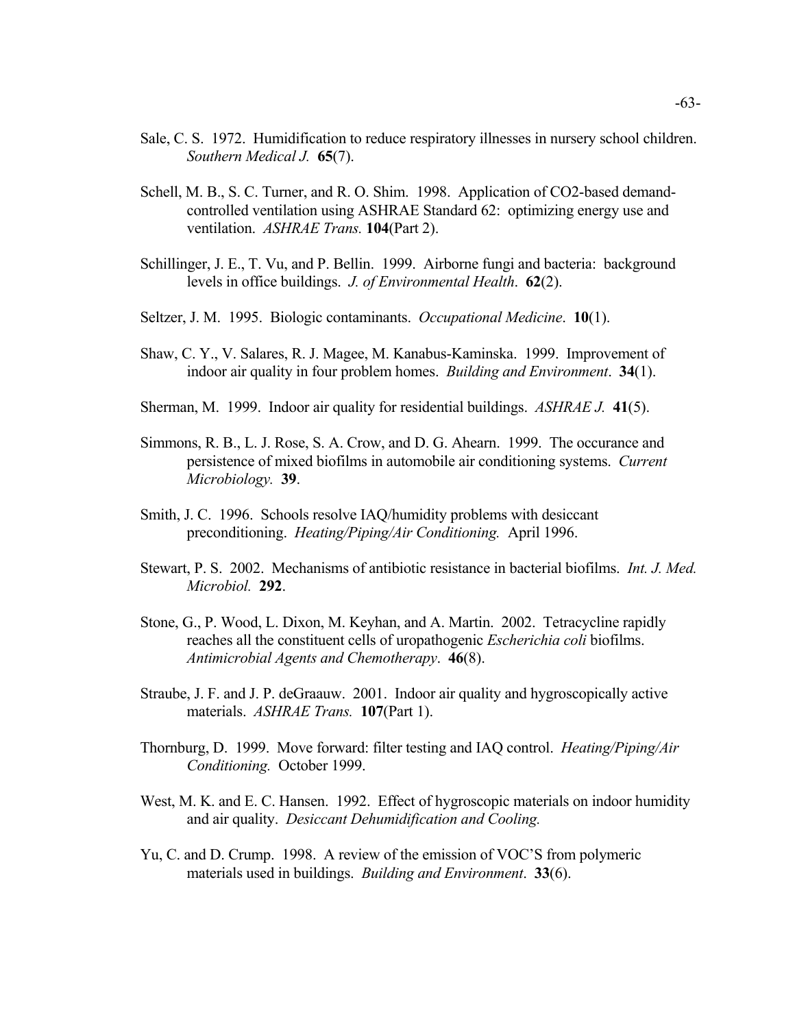Sale, C. S. 1972. Humidification to reduce respiratory illnesses in nursery school children. *Southern Medical J.* **65**(7).

Schell, M. B., S. C. Turner, and R. O. Shim. 1998. Application of CO2-based demand-controlled ventilation using ASHRAE Standard 62: optimizing energy use and ventilation. *ASHRAE Trans.* **104**(Part 2).

Schillinger, J. E., T. Vu, and P. Bellin. 1999. Airborne fungi and bacteria: background levels in office buildings. *J. of Environmental Health*. **62**(2).

Seltzer, J. M. 1995. Biologic contaminants. *Occupational Medicine*. **10**(1).

Shaw, C. Y., V. Salares, R. J. Magee, M. Kanabus-Kaminska. 1999. Improvement of indoor air quality in four problem homes. *Building and Environment*. **34**(1).

Sherman, M. 1999. Indoor air quality for residential buildings. *ASHRAE J.* **41**(5).

Simmons, R. B., L. J. Rose, S. A. Crow, and D. G. Ahearn. 1999. The occurance and persistence of mixed biofilms in automobile air conditioning systems. *Current Microbiology.* **39**.

Smith, J. C. 1996. Schools resolve IAQ/humidity problems with desiccant preconditioning. *Heating/Piping/Air Conditioning.* April 1996.

Stewart, P. S. 2002. Mechanisms of antibiotic resistance in bacterial biofilms. *Int. J. Med. Microbiol.* **292**.

Stone, G., P. Wood, L. Dixon, M. Keyhan, and A. Martin. 2002. Tetracycline rapidly reaches all the constituent cells of uropathogenic *Escherichia coli* biofilms. *Antimicrobial Agents and Chemotherapy*. **46**(8).

Straube, J. F. and J. P. deGraauw. 2001. Indoor air quality and hygroscopically active materials. *ASHRAE Trans.* **107**(Part 1).

Thornburg, D. 1999. Move forward: filter testing and IAQ control. *Heating/Piping/Air Conditioning.* October 1999.

West, M. K. and E. C. Hansen. 1992. Effect of hygroscopic materials on indoor humidity and air quality. *Desiccant Dehumidification and Cooling.*

Yu, C. and D. Crump. 1998. A review of the emission of VOC'S from polymeric materials used in buildings. *Building and Environment*. **33**(6).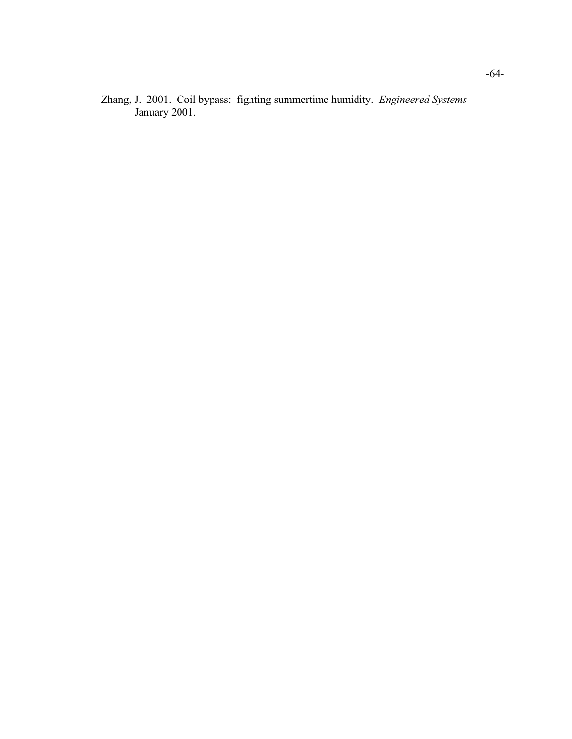Zhang, J. 2001. Coil bypass: fighting summertime humidity. *Engineered Systems* January 2001.